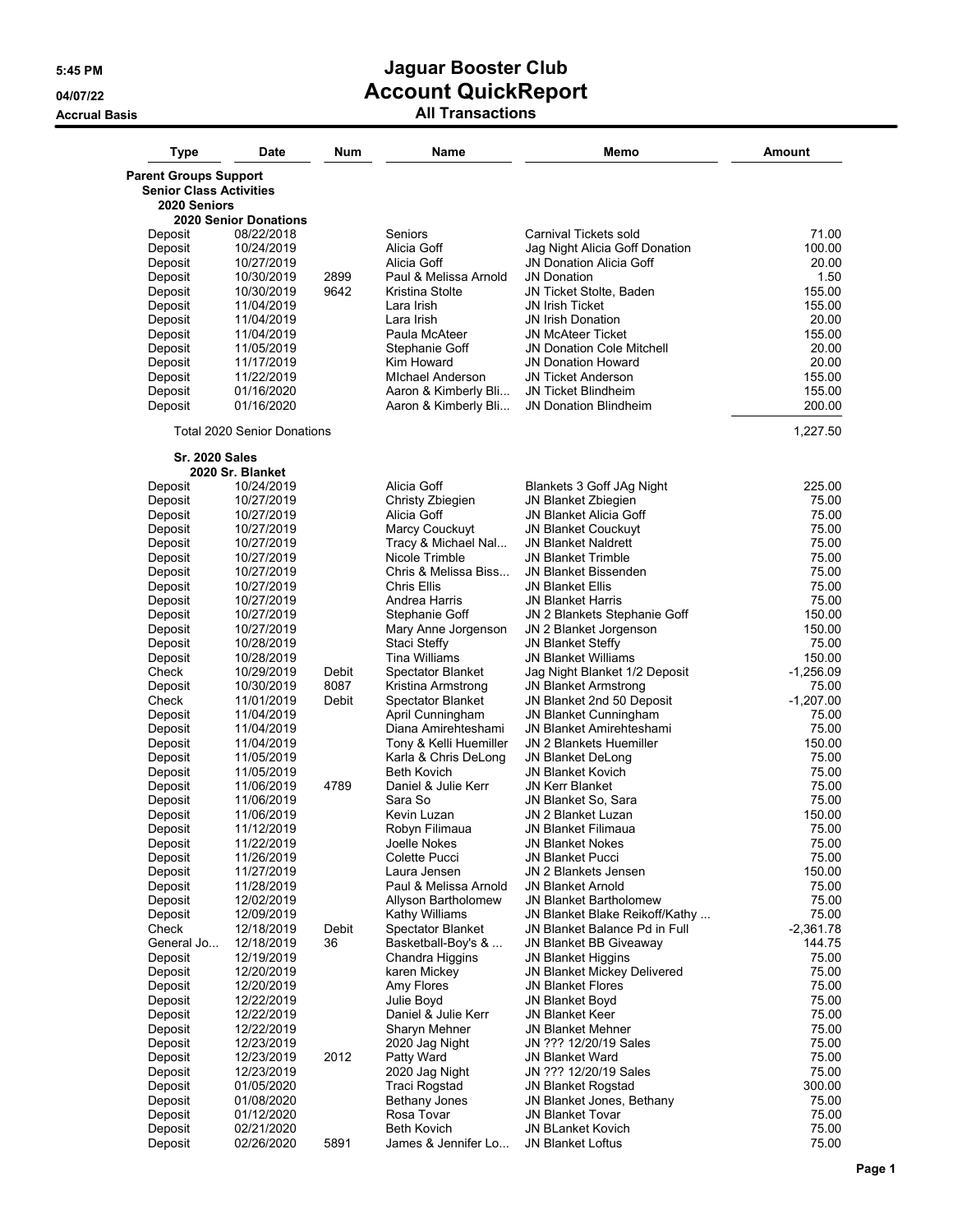**5:45 PM**
**04/07/22**
**Accrual Basis**

# Jaguar Booster Club
## Account QuickReport
### All Transactions

| Type | Date | Num | Name | Memo | Amount |
|---|---|---|---|---|---|
| **Parent Groups Support** | | | | | |
| **Senior Class Activities** | | | | | |
| **2020 Seniors** | | | | | |
| **2020 Senior Donations** | | | | | |
| Deposit | 08/22/2018 | | Seniors | Carnival Tickets sold | 71.00 |
| Deposit | 10/24/2019 | | Alicia Goff | Jag Night Alicia Goff Donation | 100.00 |
| Deposit | 10/27/2019 | | Alicia Goff | JN Donation Alicia Goff | 20.00 |
| Deposit | 10/30/2019 | 2899 | Paul & Melissa Arnold | JN Donation | 1.50 |
| Deposit | 10/30/2019 | 9642 | Kristina Stolte | JN Ticket Stolte, Baden | 155.00 |
| Deposit | 11/04/2019 | | Lara Irish | JN Irish Ticket | 155.00 |
| Deposit | 11/04/2019 | | Lara Irish | JN Irish Donation | 20.00 |
| Deposit | 11/04/2019 | | Paula McAteer | JN McAteer Ticket | 155.00 |
| Deposit | 11/05/2019 | | Stephanie Goff | JN Donation Cole Mitchell | 20.00 |
| Deposit | 11/17/2019 | | Kim Howard | JN Donation Howard | 20.00 |
| Deposit | 11/22/2019 | | MIchael Anderson | JN Ticket Anderson | 155.00 |
| Deposit | 01/16/2020 | | Aaron & Kimberly Bli... | JN Ticket Blindheim | 155.00 |
| Deposit | 01/16/2020 | | Aaron & Kimberly Bli... | JN Donation Blindheim | 200.00 |
| Total 2020 Senior Donations | | | | | 1,227.50 |
| **Sr. 2020 Sales** | | | | | |
| **2020 Sr. Blanket** | | | | | |
| Deposit | 10/24/2019 | | Alicia Goff | Blankets 3 Goff JAg Night | 225.00 |
| Deposit | 10/27/2019 | | Christy Zbiegien | JN Blanket Zbiegien | 75.00 |
| Deposit | 10/27/2019 | | Alicia Goff | JN Blanket Alicia Goff | 75.00 |
| Deposit | 10/27/2019 | | Marcy Couckuyt | JN Blanket Couckuyt | 75.00 |
| Deposit | 10/27/2019 | | Tracy & Michael Nal... | JN Blanket Naldrett | 75.00 |
| Deposit | 10/27/2019 | | Nicole Trimble | JN Blanket Trimble | 75.00 |
| Deposit | 10/27/2019 | | Chris & Melissa Biss... | JN Blanket Bissenden | 75.00 |
| Deposit | 10/27/2019 | | Chris Ellis | JN Blanket Ellis | 75.00 |
| Deposit | 10/27/2019 | | Andrea Harris | JN Blanket Harris | 75.00 |
| Deposit | 10/27/2019 | | Stephanie Goff | JN 2 Blankets Stephanie Goff | 150.00 |
| Deposit | 10/27/2019 | | Mary Anne Jorgenson | JN 2 Blanket Jorgenson | 150.00 |
| Deposit | 10/28/2019 | | Staci Steffy | JN Blanket Steffy | 75.00 |
| Deposit | 10/28/2019 | | Tina Williams | JN Blanket Williams | 150.00 |
| Check | 10/29/2019 | Debit | Spectator Blanket | Jag Night Blanket 1/2 Deposit | -1,256.09 |
| Deposit | 10/30/2019 | 8087 | Kristina Armstrong | JN Blanket Armstrong | 75.00 |
| Check | 11/01/2019 | Debit | Spectator Blanket | JN Blanket 2nd 50 Deposit | -1,207.00 |
| Deposit | 11/04/2019 | | April Cunningham | JN Blanket Cunningham | 75.00 |
| Deposit | 11/04/2019 | | Diana Amirehteshami | JN Blanket Amirehteshami | 75.00 |
| Deposit | 11/04/2019 | | Tony & Kelli Huemiller | JN 2 Blankets Huemiller | 150.00 |
| Deposit | 11/05/2019 | | Karla & Chris DeLong | JN Blanket DeLong | 75.00 |
| Deposit | 11/05/2019 | | Beth Kovich | JN Blanket Kovich | 75.00 |
| Deposit | 11/06/2019 | 4789 | Daniel & Julie Kerr | JN Kerr Blanket | 75.00 |
| Deposit | 11/06/2019 | | Sara So | JN Blanket So, Sara | 75.00 |
| Deposit | 11/06/2019 | | Kevin Luzan | JN 2 Blanket Luzan | 150.00 |
| Deposit | 11/12/2019 | | Robyn Filimaua | JN Blanket Filimaua | 75.00 |
| Deposit | 11/22/2019 | | Joelle Nokes | JN Blanket Nokes | 75.00 |
| Deposit | 11/26/2019 | | Colette Pucci | JN Blanket Pucci | 75.00 |
| Deposit | 11/27/2019 | | Laura Jensen | JN 2 Blankets Jensen | 150.00 |
| Deposit | 11/28/2019 | | Paul & Melissa Arnold | JN Blanket Arnold | 75.00 |
| Deposit | 12/02/2019 | | Allyson Bartholomew | JN Blanket Bartholomew | 75.00 |
| Deposit | 12/09/2019 | | Kathy Williams | JN Blanket Blake Reikoff/Kathy ... | 75.00 |
| Check | 12/18/2019 | Debit | Spectator Blanket | JN Blanket Balance Pd in Full | -2,361.78 |
| General Jo... | 12/18/2019 | 36 | Basketball-Boy's & ... | JN Blanket BB Giveaway | 144.75 |
| Deposit | 12/19/2019 | | Chandra Higgins | JN Blanket Higgins | 75.00 |
| Deposit | 12/20/2019 | | karen Mickey | JN Blanket Mickey Delivered | 75.00 |
| Deposit | 12/20/2019 | | Amy Flores | JN Blanket Flores | 75.00 |
| Deposit | 12/22/2019 | | Julie Boyd | JN Blanket Boyd | 75.00 |
| Deposit | 12/22/2019 | | Daniel & Julie Kerr | JN Blanket Keer | 75.00 |
| Deposit | 12/22/2019 | | Sharyn Mehner | JN Blanket Mehner | 75.00 |
| Deposit | 12/23/2019 | | 2020 Jag Night | JN ??? 12/20/19 Sales | 75.00 |
| Deposit | 12/23/2019 | 2012 | Patty Ward | JN Blanket Ward | 75.00 |
| Deposit | 12/23/2019 | | 2020 Jag Night | JN ??? 12/20/19 Sales | 75.00 |
| Deposit | 01/05/2020 | | Traci Rogstad | JN Blanket Rogstad | 300.00 |
| Deposit | 01/08/2020 | | Bethany Jones | JN Blanket Jones, Bethany | 75.00 |
| Deposit | 01/12/2020 | | Rosa Tovar | JN Blanket Tovar | 75.00 |
| Deposit | 02/21/2020 | | Beth Kovich | JN BLanket Kovich | 75.00 |
| Deposit | 02/26/2020 | 5891 | James & Jennifer Lo... | JN Blanket Loftus | 75.00 |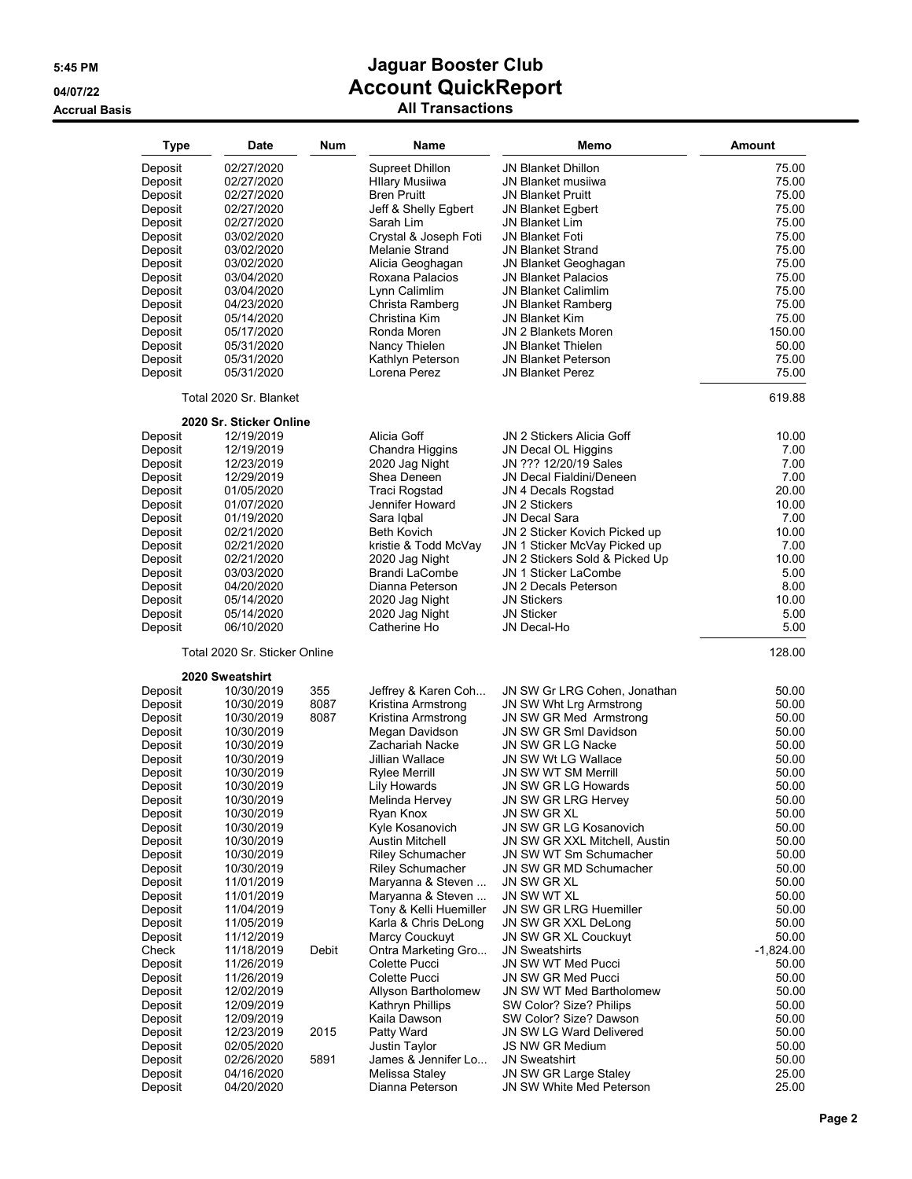# Jaguar Booster Club

## Account QuickReport

### All Transactions

5:45 PM
04/07/22
Accrual Basis

| Type | Date | Num | Name | Memo | Amount |
|---|---|---|---|---|---|
| Deposit | 02/27/2020 | | Supreet Dhillon | JN Blanket Dhillon | 75.00 |
| Deposit | 02/27/2020 | | HIlary Musiiwa | JN Blanket musiiwa | 75.00 |
| Deposit | 02/27/2020 | | Bren Pruitt | JN Blanket Pruitt | 75.00 |
| Deposit | 02/27/2020 | | Jeff & Shelly Egbert | JN Blanket Egbert | 75.00 |
| Deposit | 02/27/2020 | | Sarah Lim | JN Blanket Lim | 75.00 |
| Deposit | 03/02/2020 | | Crystal & Joseph Foti | JN Blanket Foti | 75.00 |
| Deposit | 03/02/2020 | | Melanie Strand | JN Blanket Strand | 75.00 |
| Deposit | 03/02/2020 | | Alicia Geoghagan | JN Blanket Geoghagan | 75.00 |
| Deposit | 03/04/2020 | | Roxana Palacios | JN Blanket Palacios | 75.00 |
| Deposit | 03/04/2020 | | Lynn Calimlim | JN Blanket Calimlim | 75.00 |
| Deposit | 04/23/2020 | | Christa Ramberg | JN Blanket Ramberg | 75.00 |
| Deposit | 05/14/2020 | | Christina Kim | JN Blanket Kim | 75.00 |
| Deposit | 05/17/2020 | | Ronda Moren | JN 2 Blankets Moren | 150.00 |
| Deposit | 05/31/2020 | | Nancy Thielen | JN Blanket Thielen | 50.00 |
| Deposit | 05/31/2020 | | Kathlyn Peterson | JN Blanket Peterson | 75.00 |
| Deposit | 05/31/2020 | | Lorena Perez | JN Blanket Perez | 75.00 |
| Total 2020 Sr. Blanket | | | | | 619.88 |
| **2020 Sr. Sticker Online** | | | | | |
| Deposit | 12/19/2019 | | Alicia Goff | JN 2 Stickers Alicia Goff | 10.00 |
| Deposit | 12/19/2019 | | Chandra Higgins | JN Decal OL Higgins | 7.00 |
| Deposit | 12/23/2019 | | 2020 Jag Night | JN ??? 12/20/19 Sales | 7.00 |
| Deposit | 12/29/2019 | | Shea Deneen | JN Decal Fialdini/Deneen | 7.00 |
| Deposit | 01/05/2020 | | Traci Rogstad | JN 4 Decals Rogstad | 20.00 |
| Deposit | 01/07/2020 | | Jennifer Howard | JN 2 Stickers | 10.00 |
| Deposit | 01/19/2020 | | Sara Iqbal | JN Decal Sara | 7.00 |
| Deposit | 02/21/2020 | | Beth Kovich | JN 2 Sticker Kovich Picked up | 10.00 |
| Deposit | 02/21/2020 | | kristie & Todd McVay | JN 1 Sticker McVay Picked up | 7.00 |
| Deposit | 02/21/2020 | | 2020 Jag Night | JN 2 Stickers Sold & Picked Up | 10.00 |
| Deposit | 03/03/2020 | | Brandi LaCombe | JN 1 Sticker LaCombe | 5.00 |
| Deposit | 04/20/2020 | | Dianna Peterson | JN 2 Decals Peterson | 8.00 |
| Deposit | 05/14/2020 | | 2020 Jag Night | JN Stickers | 10.00 |
| Deposit | 05/14/2020 | | 2020 Jag Night | JN Sticker | 5.00 |
| Deposit | 06/10/2020 | | Catherine Ho | JN Decal-Ho | 5.00 |
| Total 2020 Sr. Sticker Online | | | | | 128.00 |
| **2020 Sweatshirt** | | | | | |
| Deposit | 10/30/2019 | 355 | Jeffrey & Karen Coh... | JN SW Gr LRG Cohen, Jonathan | 50.00 |
| Deposit | 10/30/2019 | 8087 | Kristina Armstrong | JN SW Wht Lrg Armstrong | 50.00 |
| Deposit | 10/30/2019 | 8087 | Kristina Armstrong | JN SW GR Med Armstrong | 50.00 |
| Deposit | 10/30/2019 | | Megan Davidson | JN SW GR Sml Davidson | 50.00 |
| Deposit | 10/30/2019 | | Zachariah Nacke | JN SW GR LG Nacke | 50.00 |
| Deposit | 10/30/2019 | | Jillian Wallace | JN SW Wt LG Wallace | 50.00 |
| Deposit | 10/30/2019 | | Rylee Merrill | JN SW WT SM Merrill | 50.00 |
| Deposit | 10/30/2019 | | Lily Howards | JN SW GR LG Howards | 50.00 |
| Deposit | 10/30/2019 | | Melinda Hervey | JN SW GR LRG Hervey | 50.00 |
| Deposit | 10/30/2019 | | Ryan Knox | JN SW GR XL | 50.00 |
| Deposit | 10/30/2019 | | Kyle Kosanovich | JN SW GR LG Kosanovich | 50.00 |
| Deposit | 10/30/2019 | | Austin Mitchell | JN SW GR XXL Mitchell, Austin | 50.00 |
| Deposit | 10/30/2019 | | Riley Schumacher | JN SW WT Sm Schumacher | 50.00 |
| Deposit | 10/30/2019 | | Riley Schumacher | JN SW GR MD Schumacher | 50.00 |
| Deposit | 11/01/2019 | | Maryanna & Steven ... | JN SW GR XL | 50.00 |
| Deposit | 11/01/2019 | | Maryanna & Steven ... | JN SW WT XL | 50.00 |
| Deposit | 11/04/2019 | | Tony & Kelli Huemiller | JN SW GR LRG Huemiller | 50.00 |
| Deposit | 11/05/2019 | | Karla & Chris DeLong | JN SW GR XXL DeLong | 50.00 |
| Deposit | 11/12/2019 | | Marcy Couckuyt | JN SW GR XL Couckuyt | 50.00 |
| Check | 11/18/2019 | Debit | Ontra Marketing Gro... | JN Sweatshirts | -1,824.00 |
| Deposit | 11/26/2019 | | Colette Pucci | JN SW WT Med Pucci | 50.00 |
| Deposit | 11/26/2019 | | Colette Pucci | JN SW GR Med Pucci | 50.00 |
| Deposit | 12/02/2019 | | Allyson Bartholomew | JN SW WT Med Bartholomew | 50.00 |
| Deposit | 12/09/2019 | | Kathryn Phillips | SW Color? Size? Philips | 50.00 |
| Deposit | 12/09/2019 | | Kaila Dawson | SW Color? Size? Dawson | 50.00 |
| Deposit | 12/23/2019 | 2015 | Patty Ward | JN SW LG Ward Delivered | 50.00 |
| Deposit | 02/05/2020 | | Justin Taylor | JS NW GR Medium | 50.00 |
| Deposit | 02/26/2020 | 5891 | James & Jennifer Lo... | JN Sweatshirt | 50.00 |
| Deposit | 04/16/2020 | | Melissa Staley | JN SW GR Large Staley | 25.00 |
| Deposit | 04/20/2020 | | Dianna Peterson | JN SW White Med Peterson | 25.00 |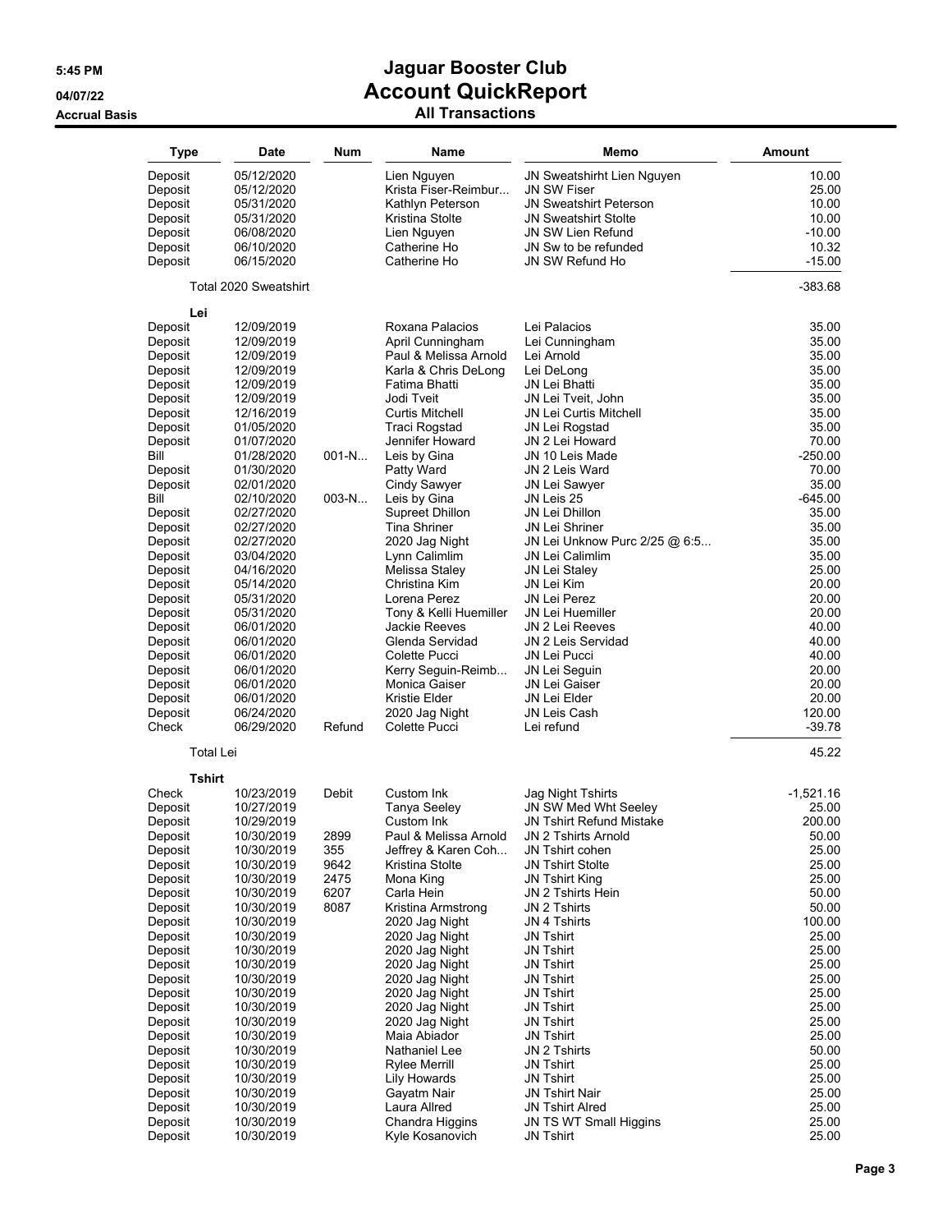# Jaguar Booster Club

## Account QuickReport

### All Transactions

5:45 PM
04/07/22
Accrual Basis

| Type | Date | Num | Name | Memo | Amount |
|---|---|---|---|---|---|
| Deposit | 05/12/2020 | | Lien Nguyen | JN Sweatshirht Lien Nguyen | 10.00 |
| Deposit | 05/12/2020 | | Krista Fiser-Reimbur... | JN SW Fiser | 25.00 |
| Deposit | 05/31/2020 | | Kathlyn Peterson | JN Sweatshirt Peterson | 10.00 |
| Deposit | 05/31/2020 | | Kristina Stolte | JN Sweatshirt Stolte | 10.00 |
| Deposit | 06/08/2020 | | Lien Nguyen | JN SW Lien Refund | -10.00 |
| Deposit | 06/10/2020 | | Catherine Ho | JN Sw to be refunded | 10.32 |
| Deposit | 06/15/2020 | | Catherine Ho | JN SW Refund Ho | -15.00 |
| Total 2020 Sweatshirt | | | | | -383.68 |
| **Lei** | | | | | |
| Deposit | 12/09/2019 | | Roxana Palacios | Lei Palacios | 35.00 |
| Deposit | 12/09/2019 | | April Cunningham | Lei Cunningham | 35.00 |
| Deposit | 12/09/2019 | | Paul & Melissa Arnold | Lei Arnold | 35.00 |
| Deposit | 12/09/2019 | | Karla & Chris DeLong | Lei DeLong | 35.00 |
| Deposit | 12/09/2019 | | Fatima Bhatti | JN Lei Bhatti | 35.00 |
| Deposit | 12/09/2019 | | Jodi Tveit | JN Lei Tveit, John | 35.00 |
| Deposit | 12/16/2019 | | Curtis Mitchell | JN Lei Curtis Mitchell | 35.00 |
| Deposit | 01/05/2020 | | Traci Rogstad | JN Lei Rogstad | 35.00 |
| Deposit | 01/07/2020 | | Jennifer Howard | JN 2 Lei Howard | 70.00 |
| Bill | 01/28/2020 | 001-N... | Leis by Gina | JN 10 Leis Made | -250.00 |
| Deposit | 01/30/2020 | | Patty Ward | JN 2 Leis Ward | 70.00 |
| Deposit | 02/01/2020 | | Cindy Sawyer | JN Lei Sawyer | 35.00 |
| Bill | 02/10/2020 | 003-N... | Leis by Gina | JN Leis 25 | -645.00 |
| Deposit | 02/27/2020 | | Supreet Dhillon | JN Lei Dhillon | 35.00 |
| Deposit | 02/27/2020 | | Tina Shriner | JN Lei Shriner | 35.00 |
| Deposit | 02/27/2020 | | 2020 Jag Night | JN Lei Unknow Purc 2/25 @ 6:5... | 35.00 |
| Deposit | 03/04/2020 | | Lynn Calimlim | JN Lei Calimlim | 35.00 |
| Deposit | 04/16/2020 | | Melissa Staley | JN Lei Staley | 25.00 |
| Deposit | 05/14/2020 | | Christina Kim | JN Lei Kim | 20.00 |
| Deposit | 05/31/2020 | | Lorena Perez | JN Lei Perez | 20.00 |
| Deposit | 05/31/2020 | | Tony & Kelli Huemiller | JN Lei Huemiller | 20.00 |
| Deposit | 06/01/2020 | | Jackie Reeves | JN 2 Lei Reeves | 40.00 |
| Deposit | 06/01/2020 | | Glenda Servidad | JN 2 Leis Servidad | 40.00 |
| Deposit | 06/01/2020 | | Colette Pucci | JN Lei Pucci | 40.00 |
| Deposit | 06/01/2020 | | Kerry Seguin-Reimb... | JN Lei Seguin | 20.00 |
| Deposit | 06/01/2020 | | Monica Gaiser | JN Lei Gaiser | 20.00 |
| Deposit | 06/01/2020 | | Kristie Elder | JN Lei Elder | 20.00 |
| Deposit | 06/24/2020 | | 2020 Jag Night | JN Leis Cash | 120.00 |
| Check | 06/29/2020 | Refund | Colette Pucci | Lei refund | -39.78 |
| Total Lei | | | | | 45.22 |
| **Tshirt** | | | | | |
| Check | 10/23/2019 | Debit | Custom Ink | Jag Night Tshirts | -1,521.16 |
| Deposit | 10/27/2019 | | Tanya Seeley | JN SW Med Wht Seeley | 25.00 |
| Deposit | 10/29/2019 | | Custom Ink | JN Tshirt Refund Mistake | 200.00 |
| Deposit | 10/30/2019 | 2899 | Paul & Melissa Arnold | JN 2 Tshirts Arnold | 50.00 |
| Deposit | 10/30/2019 | 355 | Jeffrey & Karen Coh... | JN Tshirt cohen | 25.00 |
| Deposit | 10/30/2019 | 9642 | Kristina Stolte | JN Tshirt Stolte | 25.00 |
| Deposit | 10/30/2019 | 2475 | Mona King | JN Tshirt King | 25.00 |
| Deposit | 10/30/2019 | 6207 | Carla Hein | JN 2 Tshirts Hein | 50.00 |
| Deposit | 10/30/2019 | 8087 | Kristina Armstrong | JN 2 Tshirts | 50.00 |
| Deposit | 10/30/2019 | | 2020 Jag Night | JN 4 Tshirts | 100.00 |
| Deposit | 10/30/2019 | | 2020 Jag Night | JN Tshirt | 25.00 |
| Deposit | 10/30/2019 | | 2020 Jag Night | JN Tshirt | 25.00 |
| Deposit | 10/30/2019 | | 2020 Jag Night | JN Tshirt | 25.00 |
| Deposit | 10/30/2019 | | 2020 Jag Night | JN Tshirt | 25.00 |
| Deposit | 10/30/2019 | | 2020 Jag Night | JN Tshirt | 25.00 |
| Deposit | 10/30/2019 | | 2020 Jag Night | JN Tshirt | 25.00 |
| Deposit | 10/30/2019 | | 2020 Jag Night | JN Tshirt | 25.00 |
| Deposit | 10/30/2019 | | Maia Abiador | JN Tshirt | 25.00 |
| Deposit | 10/30/2019 | | Nathaniel Lee | JN 2 Tshirts | 50.00 |
| Deposit | 10/30/2019 | | Rylee Merrill | JN Tshirt | 25.00 |
| Deposit | 10/30/2019 | | Lily Howards | JN Tshirt | 25.00 |
| Deposit | 10/30/2019 | | Gayatm Nair | JN Tshirt Nair | 25.00 |
| Deposit | 10/30/2019 | | Laura Allred | JN Tshirt Alred | 25.00 |
| Deposit | 10/30/2019 | | Chandra Higgins | JN TS WT Small Higgins | 25.00 |
| Deposit | 10/30/2019 | | Kyle Kosanovich | JN Tshirt | 25.00 |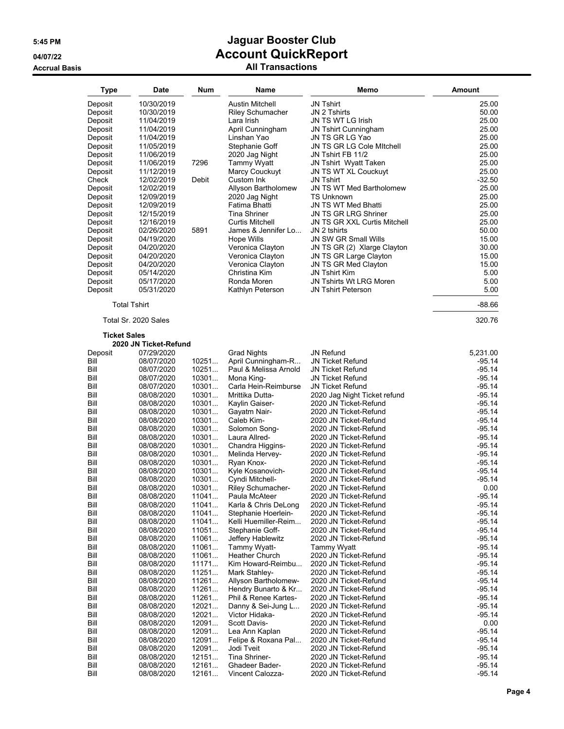# Jaguar Booster Club
## Account QuickReport
### All Transactions

5:45 PM
04/07/22
Accrual Basis

| Type | Date | Num | Name | Memo | Amount |
|---|---|---|---|---|---|
| Deposit | 10/30/2019 | | Austin Mitchell | JN Tshirt | 25.00 |
| Deposit | 10/30/2019 | | Riley Schumacher | JN 2 Tshirts | 50.00 |
| Deposit | 11/04/2019 | | Lara Irish | JN TS WT LG Irish | 25.00 |
| Deposit | 11/04/2019 | | April Cunningham | JN Tshirt Cunningham | 25.00 |
| Deposit | 11/04/2019 | | Linshan Yao | JN TS GR LG Yao | 25.00 |
| Deposit | 11/05/2019 | | Stephanie Goff | JN TS GR LG Cole MItchell | 25.00 |
| Deposit | 11/06/2019 | | 2020 Jag Night | JN Tshirt FB 11/2 | 25.00 |
| Deposit | 11/06/2019 | 7296 | Tammy Wyatt | JN Tshirt Wyatt Taken | 25.00 |
| Deposit | 11/12/2019 | | Marcy Couckuyt | JN TS WT XL Couckuyt | 25.00 |
| Check | 12/02/2019 | Debit | Custom Ink | JN Tshirt | -32.50 |
| Deposit | 12/02/2019 | | Allyson Bartholomew | JN TS WT Med Bartholomew | 25.00 |
| Deposit | 12/09/2019 | | 2020 Jag Night | TS Unknown | 25.00 |
| Deposit | 12/09/2019 | | Fatima Bhatti | JN TS WT Med Bhatti | 25.00 |
| Deposit | 12/15/2019 | | Tina Shriner | JN TS GR LRG Shriner | 25.00 |
| Deposit | 12/16/2019 | | Curtis Mitchell | JN TS GR XXL Curtis Mitchell | 25.00 |
| Deposit | 02/26/2020 | 5891 | James & Jennifer Lo... | JN 2 tshirts | 50.00 |
| Deposit | 04/19/2020 | | Hope Wills | JN SW GR Small Wills | 15.00 |
| Deposit | 04/20/2020 | | Veronica Clayton | JN TS GR (2) Xlarge Clayton | 30.00 |
| Deposit | 04/20/2020 | | Veronica Clayton | JN TS GR Large Clayton | 15.00 |
| Deposit | 04/20/2020 | | Veronica Clayton | JN TS GR Med Clayton | 15.00 |
| Deposit | 05/14/2020 | | Christina Kim | JN Tshirt Kim | 5.00 |
| Deposit | 05/17/2020 | | Ronda Moren | JN Tshirts Wt LRG Moren | 5.00 |
| Deposit | 05/31/2020 | | Kathlyn Peterson | JN Tshirt Peterson | 5.00 |
| Total Tshirt | | | | | -88.66 |
| Total Sr. 2020 Sales | | | | | 320.76 |
| **Ticket Sales** | | | | | |
| **2020 JN Ticket-Refund** | | | | | |
| Deposit | 07/29/2020 | | Grad Nights | JN Refund | 5,231.00 |
| Bill | 08/07/2020 | 10251... | April Cunningham-R... | JN Ticket Refund | -95.14 |
| Bill | 08/07/2020 | 10251... | Paul & Melissa Arnold | JN Ticket Refund | -95.14 |
| Bill | 08/07/2020 | 10301... | Mona King- | JN Ticket Refund | -95.14 |
| Bill | 08/07/2020 | 10301... | Carla Hein-Reimburse | JN Ticket Refund | -95.14 |
| Bill | 08/08/2020 | 10301... | Mrittika Dutta- | 2020 Jag Night Ticket refund | -95.14 |
| Bill | 08/08/2020 | 10301... | Kaylin Gaiser- | 2020 JN Ticket-Refund | -95.14 |
| Bill | 08/08/2020 | 10301... | Gayatm Nair- | 2020 JN Ticket-Refund | -95.14 |
| Bill | 08/08/2020 | 10301... | Caleb Kim- | 2020 JN Ticket-Refund | -95.14 |
| Bill | 08/08/2020 | 10301... | Solomon Song- | 2020 JN Ticket-Refund | -95.14 |
| Bill | 08/08/2020 | 10301... | Laura Allred- | 2020 JN Ticket-Refund | -95.14 |
| Bill | 08/08/2020 | 10301... | Chandra Higgins- | 2020 JN Ticket-Refund | -95.14 |
| Bill | 08/08/2020 | 10301... | Melinda Hervey- | 2020 JN Ticket-Refund | -95.14 |
| Bill | 08/08/2020 | 10301... | Ryan Knox- | 2020 JN Ticket-Refund | -95.14 |
| Bill | 08/08/2020 | 10301... | Kyle Kosanovich- | 2020 JN Ticket-Refund | -95.14 |
| Bill | 08/08/2020 | 10301... | Cyndi Mitchell- | 2020 JN Ticket-Refund | -95.14 |
| Bill | 08/08/2020 | 10301... | Riley Schumacher- | 2020 JN Ticket-Refund | 0.00 |
| Bill | 08/08/2020 | 11041... | Paula McAteer | 2020 JN Ticket-Refund | -95.14 |
| Bill | 08/08/2020 | 11041... | Karla & Chris DeLong | 2020 JN Ticket-Refund | -95.14 |
| Bill | 08/08/2020 | 11041... | Stephanie Hoerlein- | 2020 JN Ticket-Refund | -95.14 |
| Bill | 08/08/2020 | 11041... | Kelli Huemiller-Reim... | 2020 JN Ticket-Refund | -95.14 |
| Bill | 08/08/2020 | 11051... | Stephanie Goff- | 2020 JN Ticket-Refund | -95.14 |
| Bill | 08/08/2020 | 11061... | Jeffery Hablewitz | 2020 JN Ticket-Refund | -95.14 |
| Bill | 08/08/2020 | 11061... | Tammy Wyatt- | Tammy Wyatt | -95.14 |
| Bill | 08/08/2020 | 11061... | Heather Church | 2020 JN Ticket-Refund | -95.14 |
| Bill | 08/08/2020 | 11171... | Kim Howard-Reimbu... | 2020 JN Ticket-Refund | -95.14 |
| Bill | 08/08/2020 | 11251... | Mark Stahley- | 2020 JN Ticket-Refund | -95.14 |
| Bill | 08/08/2020 | 11261... | Allyson Bartholomew- | 2020 JN Ticket-Refund | -95.14 |
| Bill | 08/08/2020 | 11261... | Hendry Bunarto & Kr... | 2020 JN Ticket-Refund | -95.14 |
| Bill | 08/08/2020 | 11261... | Phil & Renee Kartes- | 2020 JN Ticket-Refund | -95.14 |
| Bill | 08/08/2020 | 12021... | Danny & Sei-Jung L... | 2020 JN Ticket-Refund | -95.14 |
| Bill | 08/08/2020 | 12021... | Victor Hidaka- | 2020 JN Ticket-Refund | -95.14 |
| Bill | 08/08/2020 | 12091... | Scott Davis- | 2020 JN Ticket-Refund | 0.00 |
| Bill | 08/08/2020 | 12091... | Lea Ann Kaplan | 2020 JN Ticket-Refund | -95.14 |
| Bill | 08/08/2020 | 12091... | Felipe & Roxana Pal... | 2020 JN Ticket-Refund | -95.14 |
| Bill | 08/08/2020 | 12091... | Jodi Tveit | 2020 JN Ticket-Refund | -95.14 |
| Bill | 08/08/2020 | 12151... | Tina Shriner- | 2020 JN Ticket-Refund | -95.14 |
| Bill | 08/08/2020 | 12161... | Ghadeer Bader- | 2020 JN Ticket-Refund | -95.14 |
| Bill | 08/08/2020 | 12161... | Vincent Calozza- | 2020 JN Ticket-Refund | -95.14 |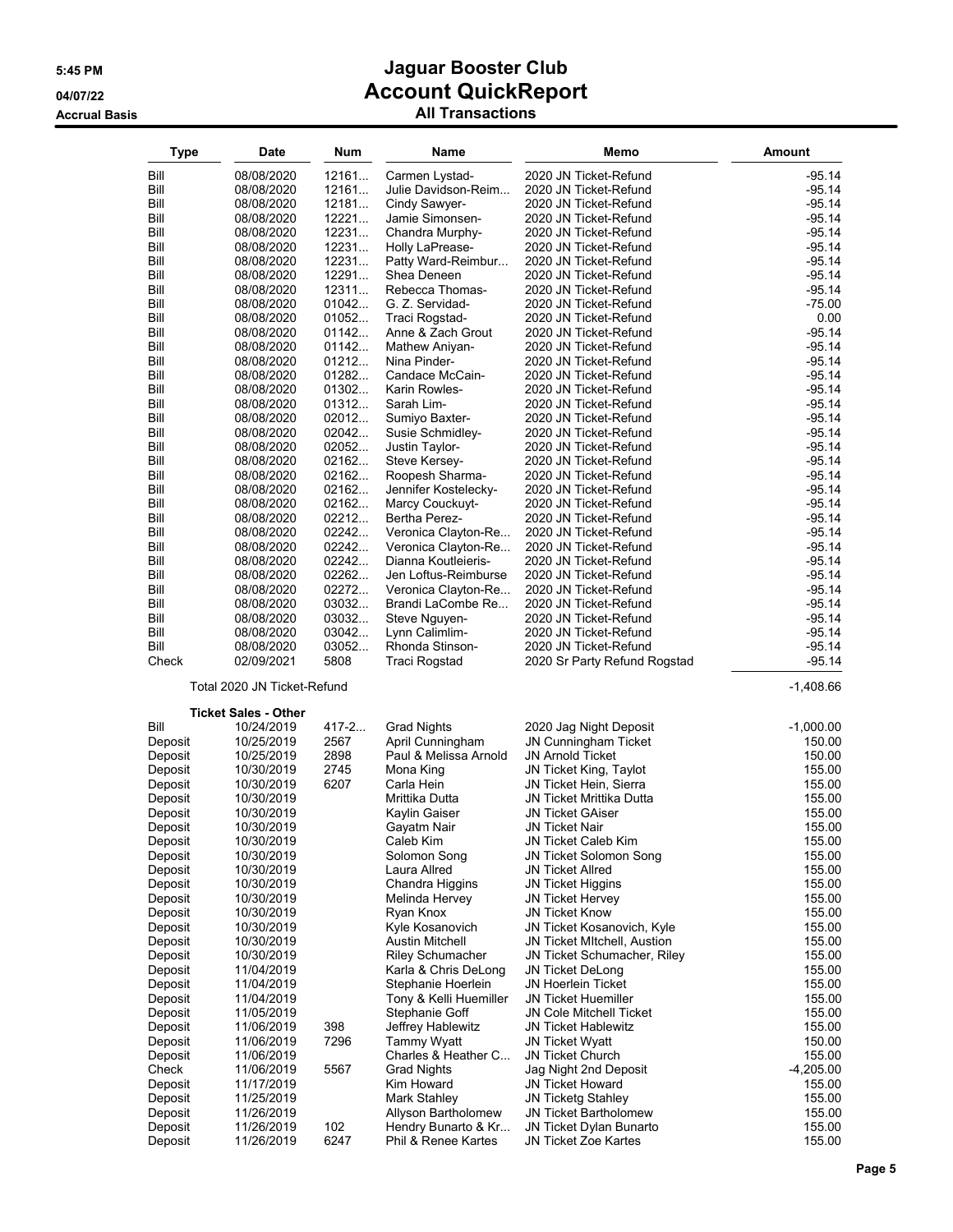# Jaguar Booster Club
## Account QuickReport
### All Transactions

| Type | Date | Num | Name | Memo | Amount |
|---|---|---|---|---|---|
| Bill | 08/08/2020 | 12161... | Carmen Lystad- | 2020 JN Ticket-Refund | -95.14 |
| Bill | 08/08/2020 | 12161... | Julie Davidson-Reim... | 2020 JN Ticket-Refund | -95.14 |
| Bill | 08/08/2020 | 12181... | Cindy Sawyer- | 2020 JN Ticket-Refund | -95.14 |
| Bill | 08/08/2020 | 12221... | Jamie Simonsen- | 2020 JN Ticket-Refund | -95.14 |
| Bill | 08/08/2020 | 12231... | Chandra Murphy- | 2020 JN Ticket-Refund | -95.14 |
| Bill | 08/08/2020 | 12231... | Holly LaPrease- | 2020 JN Ticket-Refund | -95.14 |
| Bill | 08/08/2020 | 12231... | Patty Ward-Reimbur... | 2020 JN Ticket-Refund | -95.14 |
| Bill | 08/08/2020 | 12291... | Shea Deneen | 2020 JN Ticket-Refund | -95.14 |
| Bill | 08/08/2020 | 12311... | Rebecca Thomas- | 2020 JN Ticket-Refund | -95.14 |
| Bill | 08/08/2020 | 01042... | G. Z. Servidad- | 2020 JN Ticket-Refund | -75.00 |
| Bill | 08/08/2020 | 01052... | Traci Rogstad- | 2020 JN Ticket-Refund | 0.00 |
| Bill | 08/08/2020 | 01142... | Anne & Zach Grout | 2020 JN Ticket-Refund | -95.14 |
| Bill | 08/08/2020 | 01142... | Mathew Aniyan- | 2020 JN Ticket-Refund | -95.14 |
| Bill | 08/08/2020 | 01212... | Nina Pinder- | 2020 JN Ticket-Refund | -95.14 |
| Bill | 08/08/2020 | 01282... | Candace McCain- | 2020 JN Ticket-Refund | -95.14 |
| Bill | 08/08/2020 | 01302... | Karin Rowles- | 2020 JN Ticket-Refund | -95.14 |
| Bill | 08/08/2020 | 01312... | Sarah Lim- | 2020 JN Ticket-Refund | -95.14 |
| Bill | 08/08/2020 | 02012... | Sumiyo Baxter- | 2020 JN Ticket-Refund | -95.14 |
| Bill | 08/08/2020 | 02042... | Susie Schmidley- | 2020 JN Ticket-Refund | -95.14 |
| Bill | 08/08/2020 | 02052... | Justin Taylor- | 2020 JN Ticket-Refund | -95.14 |
| Bill | 08/08/2020 | 02162... | Steve Kersey- | 2020 JN Ticket-Refund | -95.14 |
| Bill | 08/08/2020 | 02162... | Roopesh Sharma- | 2020 JN Ticket-Refund | -95.14 |
| Bill | 08/08/2020 | 02162... | Jennifer Kostelecky- | 2020 JN Ticket-Refund | -95.14 |
| Bill | 08/08/2020 | 02162... | Marcy Couckuyt- | 2020 JN Ticket-Refund | -95.14 |
| Bill | 08/08/2020 | 02212... | Bertha Perez- | 2020 JN Ticket-Refund | -95.14 |
| Bill | 08/08/2020 | 02242... | Veronica Clayton-Re... | 2020 JN Ticket-Refund | -95.14 |
| Bill | 08/08/2020 | 02242... | Veronica Clayton-Re... | 2020 JN Ticket-Refund | -95.14 |
| Bill | 08/08/2020 | 02242... | Dianna Koutleieris- | 2020 JN Ticket-Refund | -95.14 |
| Bill | 08/08/2020 | 02262... | Jen Loftus-Reimburse | 2020 JN Ticket-Refund | -95.14 |
| Bill | 08/08/2020 | 02272... | Veronica Clayton-Re... | 2020 JN Ticket-Refund | -95.14 |
| Bill | 08/08/2020 | 03032... | Brandi LaCombe Re... | 2020 JN Ticket-Refund | -95.14 |
| Bill | 08/08/2020 | 03032... | Steve Nguyen- | 2020 JN Ticket-Refund | -95.14 |
| Bill | 08/08/2020 | 03042... | Lynn Calimlim- | 2020 JN Ticket-Refund | -95.14 |
| Bill | 08/08/2020 | 03052... | Rhonda Stinson- | 2020 JN Ticket-Refund | -95.14 |
| Check | 02/09/2021 | 5808 | Traci Rogstad | 2020 Sr Party Refund Rogstad | -95.14 |
| Total 2020 JN Ticket-Refund | | | | | -1,408.66 |
| **Ticket Sales - Other** | | | | | |
| Bill | 10/24/2019 | 417-2... | Grad Nights | 2020 Jag Night Deposit | -1,000.00 |
| Deposit | 10/25/2019 | 2567 | April Cunningham | JN Cunningham Ticket | 150.00 |
| Deposit | 10/25/2019 | 2898 | Paul & Melissa Arnold | JN Arnold Ticket | 150.00 |
| Deposit | 10/30/2019 | 2745 | Mona King | JN Ticket King, Taylot | 155.00 |
| Deposit | 10/30/2019 | 6207 | Carla Hein | JN Ticket Hein, Sierra | 155.00 |
| Deposit | 10/30/2019 | | Mrittika Dutta | JN Ticket Mrittika Dutta | 155.00 |
| Deposit | 10/30/2019 | | Kaylin Gaiser | JN Ticket GAiser | 155.00 |
| Deposit | 10/30/2019 | | Gayatm Nair | JN Ticket Nair | 155.00 |
| Deposit | 10/30/2019 | | Caleb Kim | JN Ticket Caleb Kim | 155.00 |
| Deposit | 10/30/2019 | | Solomon Song | JN Ticket Solomon Song | 155.00 |
| Deposit | 10/30/2019 | | Laura Allred | JN Ticket Allred | 155.00 |
| Deposit | 10/30/2019 | | Chandra Higgins | JN Ticket Higgins | 155.00 |
| Deposit | 10/30/2019 | | Melinda Hervey | JN Ticket Hervey | 155.00 |
| Deposit | 10/30/2019 | | Ryan Knox | JN Ticket Know | 155.00 |
| Deposit | 10/30/2019 | | Kyle Kosanovich | JN Ticket Kosanovich, Kyle | 155.00 |
| Deposit | 10/30/2019 | | Austin Mitchell | JN Ticket MItchell, Austion | 155.00 |
| Deposit | 10/30/2019 | | Riley Schumacher | JN Ticket Schumacher, Riley | 155.00 |
| Deposit | 11/04/2019 | | Karla & Chris DeLong | JN Ticket DeLong | 155.00 |
| Deposit | 11/04/2019 | | Stephanie Hoerlein | JN Hoerlein Ticket | 155.00 |
| Deposit | 11/04/2019 | | Tony & Kelli Huemiller | JN Ticket Huemiller | 155.00 |
| Deposit | 11/05/2019 | | Stephanie Goff | JN Cole Mitchell Ticket | 155.00 |
| Deposit | 11/06/2019 | 398 | Jeffrey Hablewitz | JN Ticket Hablewitz | 155.00 |
| Deposit | 11/06/2019 | 7296 | Tammy Wyatt | JN Ticket Wyatt | 150.00 |
| Deposit | 11/06/2019 | | Charles & Heather C... | JN Ticket Church | 155.00 |
| Check | 11/06/2019 | 5567 | Grad Nights | Jag Night 2nd Deposit | -4,205.00 |
| Deposit | 11/17/2019 | | Kim Howard | JN Ticket Howard | 155.00 |
| Deposit | 11/25/2019 | | Mark Stahley | JN Ticketg Stahley | 155.00 |
| Deposit | 11/26/2019 | | Allyson Bartholomew | JN Ticket Bartholomew | 155.00 |
| Deposit | 11/26/2019 | 102 | Hendry Bunarto & Kr... | JN Ticket Dylan Bunarto | 155.00 |
| Deposit | 11/26/2019 | 6247 | Phil & Renee Kartes | JN Ticket Zoe Kartes | 155.00 |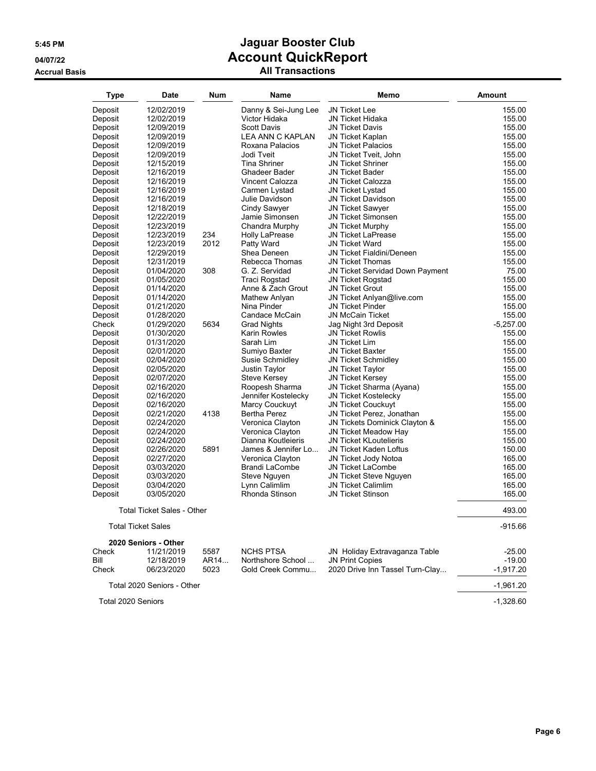# Jaguar Booster Club

## Account QuickReport

### All Transactions

5:45 PM
04/07/22
Accrual Basis

| Type | Date | Num | Name | Memo | Amount |
|---|---|---|---|---|---|
| Deposit | 12/02/2019 | | Danny & Sei-Jung Lee | JN Ticket Lee | 155.00 |
| Deposit | 12/02/2019 | | Victor Hidaka | JN Ticket Hidaka | 155.00 |
| Deposit | 12/09/2019 | | Scott Davis | JN Ticket Davis | 155.00 |
| Deposit | 12/09/2019 | | LEA ANN C KAPLAN | JN Ticket Kaplan | 155.00 |
| Deposit | 12/09/2019 | | Roxana Palacios | JN Ticket Palacios | 155.00 |
| Deposit | 12/09/2019 | | Jodi Tveit | JN Ticket Tveit, John | 155.00 |
| Deposit | 12/15/2019 | | Tina Shriner | JN Ticket Shriner | 155.00 |
| Deposit | 12/16/2019 | | Ghadeer Bader | JN Ticket Bader | 155.00 |
| Deposit | 12/16/2019 | | Vincent Calozza | JN Ticket Calozza | 155.00 |
| Deposit | 12/16/2019 | | Carmen Lystad | JN Ticket Lystad | 155.00 |
| Deposit | 12/16/2019 | | Julie Davidson | JN Ticket Davidson | 155.00 |
| Deposit | 12/18/2019 | | Cindy Sawyer | JN Ticket Sawyer | 155.00 |
| Deposit | 12/22/2019 | | Jamie Simonsen | JN Ticket Simonsen | 155.00 |
| Deposit | 12/23/2019 | | Chandra Murphy | JN Ticket Murphy | 155.00 |
| Deposit | 12/23/2019 | 234 | Holly LaPrease | JN Ticket LaPrease | 155.00 |
| Deposit | 12/23/2019 | 2012 | Patty Ward | JN Ticket Ward | 155.00 |
| Deposit | 12/29/2019 | | Shea Deneen | JN Ticket Fialdini/Deneen | 155.00 |
| Deposit | 12/31/2019 | | Rebecca Thomas | JN Ticket Thomas | 155.00 |
| Deposit | 01/04/2020 | 308 | G. Z. Servidad | JN Ticket Servidad Down Payment | 75.00 |
| Deposit | 01/05/2020 | | Traci Rogstad | JN Ticket Rogstad | 155.00 |
| Deposit | 01/14/2020 | | Anne & Zach Grout | JN Ticket Grout | 155.00 |
| Deposit | 01/14/2020 | | Mathew Anlyan | JN Ticket Anlyan@live.com | 155.00 |
| Deposit | 01/21/2020 | | Nina Pinder | JN Ticket Pinder | 155.00 |
| Deposit | 01/28/2020 | | Candace McCain | JN McCain Ticket | 155.00 |
| Check | 01/29/2020 | 5634 | Grad Nights | Jag Night 3rd Deposit | -5,257.00 |
| Deposit | 01/30/2020 | | Karin Rowles | JN Ticket Rowlis | 155.00 |
| Deposit | 01/31/2020 | | Sarah Lim | JN Ticket Lim | 155.00 |
| Deposit | 02/01/2020 | | Sumiyo Baxter | JN Ticket Baxter | 155.00 |
| Deposit | 02/04/2020 | | Susie Schmidley | JN Ticket Schmidley | 155.00 |
| Deposit | 02/05/2020 | | Justin Taylor | JN Ticket Taylor | 155.00 |
| Deposit | 02/07/2020 | | Steve Kersey | JN Ticket Kersey | 155.00 |
| Deposit | 02/16/2020 | | Roopesh Sharma | JN Ticket Sharma (Ayana) | 155.00 |
| Deposit | 02/16/2020 | | Jennifer Kostelecky | JN Ticket Kostelecky | 155.00 |
| Deposit | 02/16/2020 | | Marcy Couckuyt | JN Ticket Couckuyt | 155.00 |
| Deposit | 02/21/2020 | 4138 | Bertha Perez | JN Ticket Perez, Jonathan | 155.00 |
| Deposit | 02/24/2020 | | Veronica Clayton | JN Tickets Dominick Clayton & | 155.00 |
| Deposit | 02/24/2020 | | Veronica Clayton | JN Ticket Meadow Hay | 155.00 |
| Deposit | 02/24/2020 | | Dianna Koutleieris | JN Ticket KLoutelieris | 155.00 |
| Deposit | 02/26/2020 | 5891 | James & Jennifer Lo... | JN Ticket Kaden Loftus | 150.00 |
| Deposit | 02/27/2020 | | Veronica Clayton | JN Ticket Jody Notoa | 165.00 |
| Deposit | 03/03/2020 | | Brandi LaCombe | JN Ticket LaCombe | 165.00 |
| Deposit | 03/03/2020 | | Steve Nguyen | JN Ticket Steve Nguyen | 165.00 |
| Deposit | 03/04/2020 | | Lynn Calimlim | JN Ticket Calimlim | 165.00 |
| Deposit | 03/05/2020 | | Rhonda Stinson | JN Ticket Stinson | 165.00 |
| Total Ticket Sales - Other | | | | | 493.00 |
| Total Ticket Sales | | | | | -915.66 |
| **2020 Seniors - Other** | | | | | |
| Check | 11/21/2019 | 5587 | NCHS PTSA | JN Holiday Extravaganza Table | -25.00 |
| Bill | 12/18/2019 | AR14... | Northshore School ... | JN Print Copies | -19.00 |
| Check | 06/23/2020 | 5023 | Gold Creek Commu... | 2020 Drive Inn Tassel Turn-Clay... | -1,917.20 |
| Total 2020 Seniors - Other | | | | | -1,961.20 |
| Total 2020 Seniors | | | | | -1,328.60 |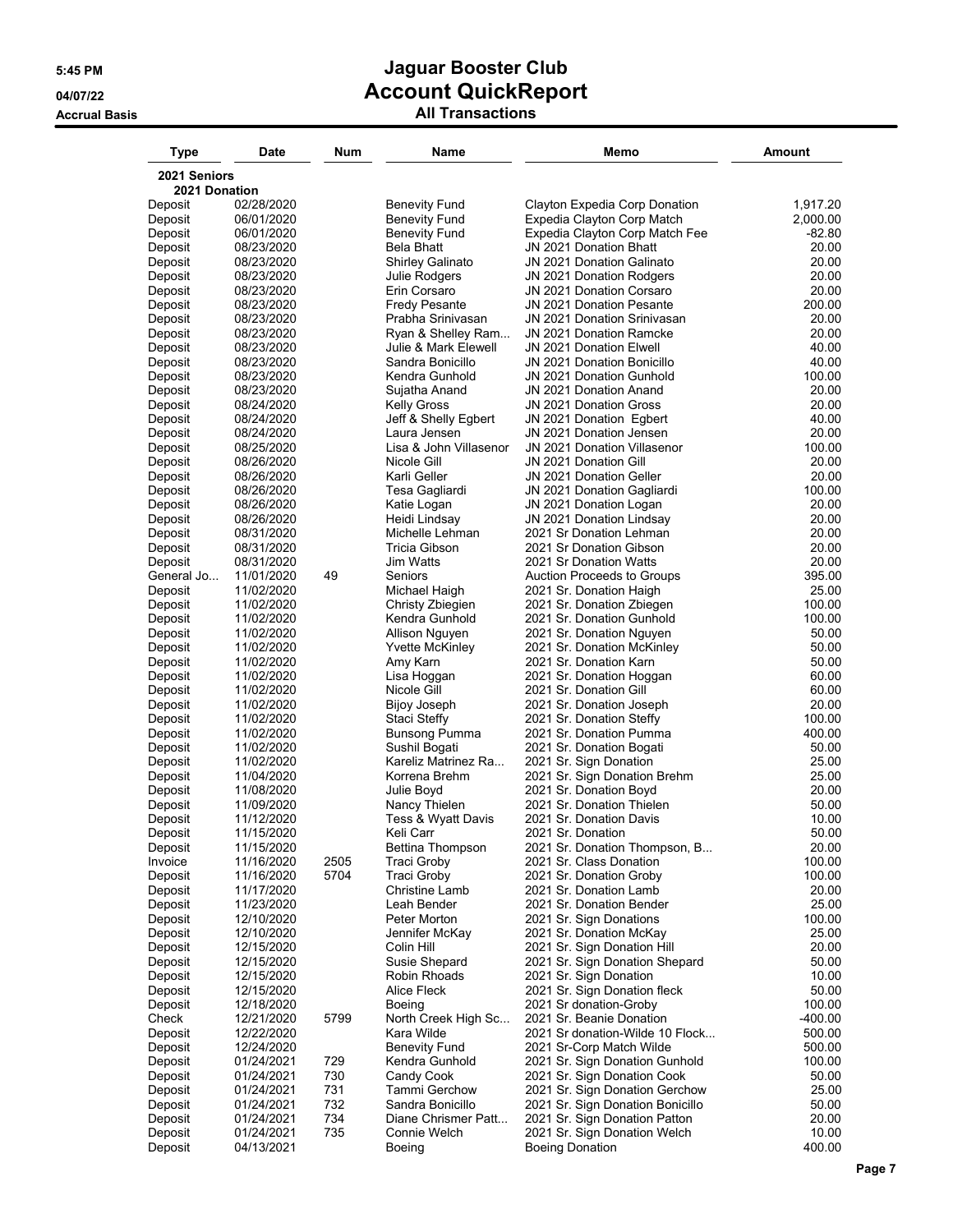# Jaguar Booster Club
# Account QuickReport
## All Transactions

5:45 PM
04/07/22
Accrual Basis

| Type | Date | Num | Name | Memo | Amount |
|---|---|---|---|---|---|
| **2021 Seniors** | | | | | |
| **2021 Donation** | | | | | |
| Deposit | 02/28/2020 | | Benevity Fund | Clayton Expedia Corp Donation | 1,917.20 |
| Deposit | 06/01/2020 | | Benevity Fund | Expedia Clayton Corp Match | 2,000.00 |
| Deposit | 06/01/2020 | | Benevity Fund | Expedia Clayton Corp Match Fee | -82.80 |
| Deposit | 08/23/2020 | | Bela Bhatt | JN 2021 Donation Bhatt | 20.00 |
| Deposit | 08/23/2020 | | Shirley Galinato | JN 2021 Donation Galinato | 20.00 |
| Deposit | 08/23/2020 | | Julie Rodgers | JN 2021 Donation Rodgers | 20.00 |
| Deposit | 08/23/2020 | | Erin Corsaro | JN 2021 Donation Corsaro | 20.00 |
| Deposit | 08/23/2020 | | Fredy Pesante | JN 2021 Donation Pesante | 200.00 |
| Deposit | 08/23/2020 | | Prabha Srinivasan | JN 2021 Donation Srinivasan | 20.00 |
| Deposit | 08/23/2020 | | Ryan & Shelley Ram... | JN 2021 Donation Ramcke | 20.00 |
| Deposit | 08/23/2020 | | Julie & Mark Elewell | JN 2021 Donation Elwell | 40.00 |
| Deposit | 08/23/2020 | | Sandra Bonicillo | JN 2021 Donation Bonicillo | 40.00 |
| Deposit | 08/23/2020 | | Kendra Gunhold | JN 2021 Donation Gunhold | 100.00 |
| Deposit | 08/23/2020 | | Sujatha Anand | JN 2021 Donation Anand | 20.00 |
| Deposit | 08/24/2020 | | Kelly Gross | JN 2021 Donation Gross | 20.00 |
| Deposit | 08/24/2020 | | Jeff & Shelly Egbert | JN 2021 Donation Egbert | 40.00 |
| Deposit | 08/24/2020 | | Laura Jensen | JN 2021 Donation Jensen | 20.00 |
| Deposit | 08/25/2020 | | Lisa & John Villasenor | JN 2021 Donation Villasenor | 100.00 |
| Deposit | 08/26/2020 | | Nicole Gill | JN 2021 Donation Gill | 20.00 |
| Deposit | 08/26/2020 | | Karli Geller | JN 2021 Donation Geller | 20.00 |
| Deposit | 08/26/2020 | | Tesa Gagliardi | JN 2021 Donation Gagliardi | 100.00 |
| Deposit | 08/26/2020 | | Katie Logan | JN 2021 Donation Logan | 20.00 |
| Deposit | 08/26/2020 | | Heidi Lindsay | JN 2021 Donation Lindsay | 20.00 |
| Deposit | 08/31/2020 | | Michelle Lehman | 2021 Sr Donation Lehman | 20.00 |
| Deposit | 08/31/2020 | | Tricia Gibson | 2021 Sr Donation Gibson | 20.00 |
| Deposit | 08/31/2020 | | Jim Watts | 2021 Sr Donation Watts | 20.00 |
| General Jo... | 11/01/2020 | 49 | Seniors | Auction Proceeds to Groups | 395.00 |
| Deposit | 11/02/2020 | | Michael Haigh | 2021 Sr. Donation Haigh | 25.00 |
| Deposit | 11/02/2020 | | Christy Zbiegien | 2021 Sr. Donation Zbiegen | 100.00 |
| Deposit | 11/02/2020 | | Kendra Gunhold | 2021 Sr. Donation Gunhold | 100.00 |
| Deposit | 11/02/2020 | | Allison Nguyen | 2021 Sr. Donation Nguyen | 50.00 |
| Deposit | 11/02/2020 | | Yvette McKinley | 2021 Sr. Donation McKinley | 50.00 |
| Deposit | 11/02/2020 | | Amy Karn | 2021 Sr. Donation Karn | 50.00 |
| Deposit | 11/02/2020 | | Lisa Hoggan | 2021 Sr. Donation Hoggan | 60.00 |
| Deposit | 11/02/2020 | | Nicole Gill | 2021 Sr. Donation Gill | 60.00 |
| Deposit | 11/02/2020 | | Bijoy Joseph | 2021 Sr. Donation Joseph | 20.00 |
| Deposit | 11/02/2020 | | Staci Steffy | 2021 Sr. Donation Steffy | 100.00 |
| Deposit | 11/02/2020 | | Bunsong Pumma | 2021 Sr. Donation Pumma | 400.00 |
| Deposit | 11/02/2020 | | Sushil Bogati | 2021 Sr. Donation Bogati | 50.00 |
| Deposit | 11/02/2020 | | Kareliz Matrinez Ra... | 2021 Sr. Sign Donation | 25.00 |
| Deposit | 11/04/2020 | | Korrena Brehm | 2021 Sr. Sign Donation Brehm | 25.00 |
| Deposit | 11/08/2020 | | Julie Boyd | 2021 Sr. Donation Boyd | 20.00 |
| Deposit | 11/09/2020 | | Nancy Thielen | 2021 Sr. Donation Thielen | 50.00 |
| Deposit | 11/12/2020 | | Tess & Wyatt Davis | 2021 Sr. Donation Davis | 10.00 |
| Deposit | 11/15/2020 | | Keli Carr | 2021 Sr. Donation | 50.00 |
| Deposit | 11/15/2020 | | Bettina Thompson | 2021 Sr. Donation Thompson, B... | 20.00 |
| Invoice | 11/16/2020 | 2505 | Traci Groby | 2021 Sr. Class Donation | 100.00 |
| Deposit | 11/16/2020 | 5704 | Traci Groby | 2021 Sr. Donation Groby | 100.00 |
| Deposit | 11/17/2020 | | Christine Lamb | 2021 Sr. Donation Lamb | 20.00 |
| Deposit | 11/23/2020 | | Leah Bender | 2021 Sr. Donation Bender | 25.00 |
| Deposit | 12/10/2020 | | Peter Morton | 2021 Sr. Sign Donations | 100.00 |
| Deposit | 12/10/2020 | | Jennifer McKay | 2021 Sr. Donation McKay | 25.00 |
| Deposit | 12/15/2020 | | Colin Hill | 2021 Sr. Sign Donation Hill | 20.00 |
| Deposit | 12/15/2020 | | Susie Shepard | 2021 Sr. Sign Donation Shepard | 50.00 |
| Deposit | 12/15/2020 | | Robin Rhoads | 2021 Sr. Sign Donation | 10.00 |
| Deposit | 12/15/2020 | | Alice Fleck | 2021 Sr. Sign Donation fleck | 50.00 |
| Deposit | 12/18/2020 | | Boeing | 2021 Sr donation-Groby | 100.00 |
| Check | 12/21/2020 | 5799 | North Creek High Sc... | 2021 Sr. Beanie Donation | -400.00 |
| Deposit | 12/22/2020 | | Kara Wilde | 2021 Sr donation-Wilde 10 Flock... | 500.00 |
| Deposit | 12/24/2020 | | Benevity Fund | 2021 Sr-Corp Match Wilde | 500.00 |
| Deposit | 01/24/2021 | 729 | Kendra Gunhold | 2021 Sr. Sign Donation Gunhold | 100.00 |
| Deposit | 01/24/2021 | 730 | Candy Cook | 2021 Sr. Sign Donation Cook | 50.00 |
| Deposit | 01/24/2021 | 731 | Tammi Gerchow | 2021 Sr. Sign Donation Gerchow | 25.00 |
| Deposit | 01/24/2021 | 732 | Sandra Bonicillo | 2021 Sr. Sign Donation Bonicillo | 50.00 |
| Deposit | 01/24/2021 | 734 | Diane Chrismer Patt... | 2021 Sr. Sign Donation Patton | 20.00 |
| Deposit | 01/24/2021 | 735 | Connie Welch | 2021 Sr. Sign Donation Welch | 10.00 |
| Deposit | 04/13/2021 | | Boeing | Boeing Donation | 400.00 |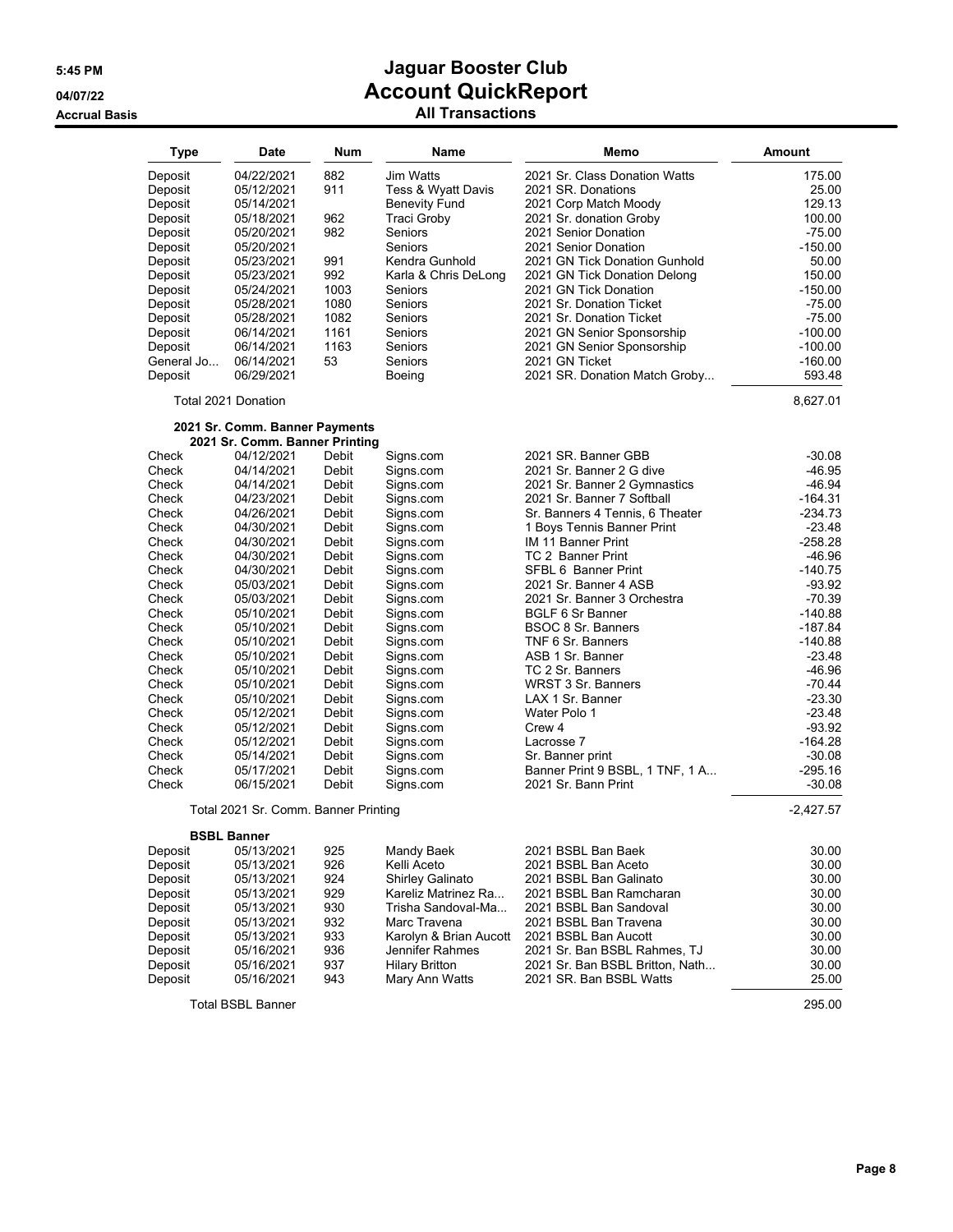# Jaguar Booster Club

## Account QuickReport

### All Transactions

5:45 PM
04/07/22
Accrual Basis

| Type | Date | Num | Name | Memo | Amount |
|---|---|---|---|---|---|
| Deposit | 04/22/2021 | 882 | Jim Watts | 2021 Sr. Class Donation Watts | 175.00 |
| Deposit | 05/12/2021 | 911 | Tess & Wyatt Davis | 2021 SR. Donations | 25.00 |
| Deposit | 05/14/2021 | | Benevity Fund | 2021 Corp Match Moody | 129.13 |
| Deposit | 05/18/2021 | 962 | Traci Groby | 2021 Sr. donation Groby | 100.00 |
| Deposit | 05/20/2021 | 982 | Seniors | 2021 Senior Donation | -75.00 |
| Deposit | 05/20/2021 | | Seniors | 2021 Senior Donation | -150.00 |
| Deposit | 05/23/2021 | 991 | Kendra Gunhold | 2021 GN Tick Donation Gunhold | 50.00 |
| Deposit | 05/23/2021 | 992 | Karla & Chris DeLong | 2021 GN Tick Donation Delong | 150.00 |
| Deposit | 05/24/2021 | 1003 | Seniors | 2021 GN Tick Donation | -150.00 |
| Deposit | 05/28/2021 | 1080 | Seniors | 2021 Sr. Donation Ticket | -75.00 |
| Deposit | 05/28/2021 | 1082 | Seniors | 2021 Sr. Donation Ticket | -75.00 |
| Deposit | 06/14/2021 | 1161 | Seniors | 2021 GN Senior Sponsorship | -100.00 |
| Deposit | 06/14/2021 | 1163 | Seniors | 2021 GN Senior Sponsorship | -100.00 |
| General Jo... | 06/14/2021 | 53 | Seniors | 2021 GN Ticket | -160.00 |
| Deposit | 06/29/2021 | | Boeing | 2021 SR. Donation Match Groby... | 593.48 |
| Total 2021 Donation | | | | | 8,627.01 |
| **2021 Sr. Comm. Banner Payments** | | | | | |
| **2021 Sr. Comm. Banner Printing** | | | | | |
| Check | 04/12/2021 | Debit | Signs.com | 2021 SR. Banner GBB | -30.08 |
| Check | 04/14/2021 | Debit | Signs.com | 2021 Sr. Banner 2 G dive | -46.95 |
| Check | 04/14/2021 | Debit | Signs.com | 2021 Sr. Banner 2 Gymnastics | -46.94 |
| Check | 04/23/2021 | Debit | Signs.com | 2021 Sr. Banner 7 Softball | -164.31 |
| Check | 04/26/2021 | Debit | Signs.com | Sr. Banners 4 Tennis, 6 Theater | -234.73 |
| Check | 04/30/2021 | Debit | Signs.com | 1 Boys Tennis Banner Print | -23.48 |
| Check | 04/30/2021 | Debit | Signs.com | IM 11 Banner Print | -258.28 |
| Check | 04/30/2021 | Debit | Signs.com | TC 2 Banner Print | -46.96 |
| Check | 04/30/2021 | Debit | Signs.com | SFBL 6 Banner Print | -140.75 |
| Check | 05/03/2021 | Debit | Signs.com | 2021 Sr. Banner 4 ASB | -93.92 |
| Check | 05/03/2021 | Debit | Signs.com | 2021 Sr. Banner 3 Orchestra | -70.39 |
| Check | 05/10/2021 | Debit | Signs.com | BGLF 6 Sr Banner | -140.88 |
| Check | 05/10/2021 | Debit | Signs.com | BSOC 8 Sr. Banners | -187.84 |
| Check | 05/10/2021 | Debit | Signs.com | TNF 6 Sr. Banners | -140.88 |
| Check | 05/10/2021 | Debit | Signs.com | ASB 1 Sr. Banner | -23.48 |
| Check | 05/10/2021 | Debit | Signs.com | TC 2 Sr. Banners | -46.96 |
| Check | 05/10/2021 | Debit | Signs.com | WRST 3 Sr. Banners | -70.44 |
| Check | 05/10/2021 | Debit | Signs.com | LAX 1 Sr. Banner | -23.30 |
| Check | 05/12/2021 | Debit | Signs.com | Water Polo 1 | -23.48 |
| Check | 05/12/2021 | Debit | Signs.com | Crew 4 | -93.92 |
| Check | 05/12/2021 | Debit | Signs.com | Lacrosse 7 | -164.28 |
| Check | 05/14/2021 | Debit | Signs.com | Sr. Banner print | -30.08 |
| Check | 05/17/2021 | Debit | Signs.com | Banner Print 9 BSBL, 1 TNF, 1 A... | -295.16 |
| Check | 06/15/2021 | Debit | Signs.com | 2021 Sr. Bann Print | -30.08 |
| Total 2021 Sr. Comm. Banner Printing | | | | | -2,427.57 |
| **BSBL Banner** | | | | | |
| Deposit | 05/13/2021 | 925 | Mandy Baek | 2021 BSBL Ban Baek | 30.00 |
| Deposit | 05/13/2021 | 926 | Kelli Aceto | 2021 BSBL Ban Aceto | 30.00 |
| Deposit | 05/13/2021 | 924 | Shirley Galinato | 2021 BSBL Ban Galinato | 30.00 |
| Deposit | 05/13/2021 | 929 | Kareliz Matrinez Ra... | 2021 BSBL Ban Ramcharan | 30.00 |
| Deposit | 05/13/2021 | 930 | Trisha Sandoval-Ma... | 2021 BSBL Ban Sandoval | 30.00 |
| Deposit | 05/13/2021 | 932 | Marc Travena | 2021 BSBL Ban Travena | 30.00 |
| Deposit | 05/13/2021 | 933 | Karolyn & Brian Aucott | 2021 BSBL Ban Aucott | 30.00 |
| Deposit | 05/16/2021 | 936 | Jennifer Rahmes | 2021 Sr. Ban BSBL Rahmes, TJ | 30.00 |
| Deposit | 05/16/2021 | 937 | Hilary Britton | 2021 Sr. Ban BSBL Britton, Nath... | 30.00 |
| Deposit | 05/16/2021 | 943 | Mary Ann Watts | 2021 SR. Ban BSBL Watts | 25.00 |
| Total BSBL Banner | | | | | 295.00 |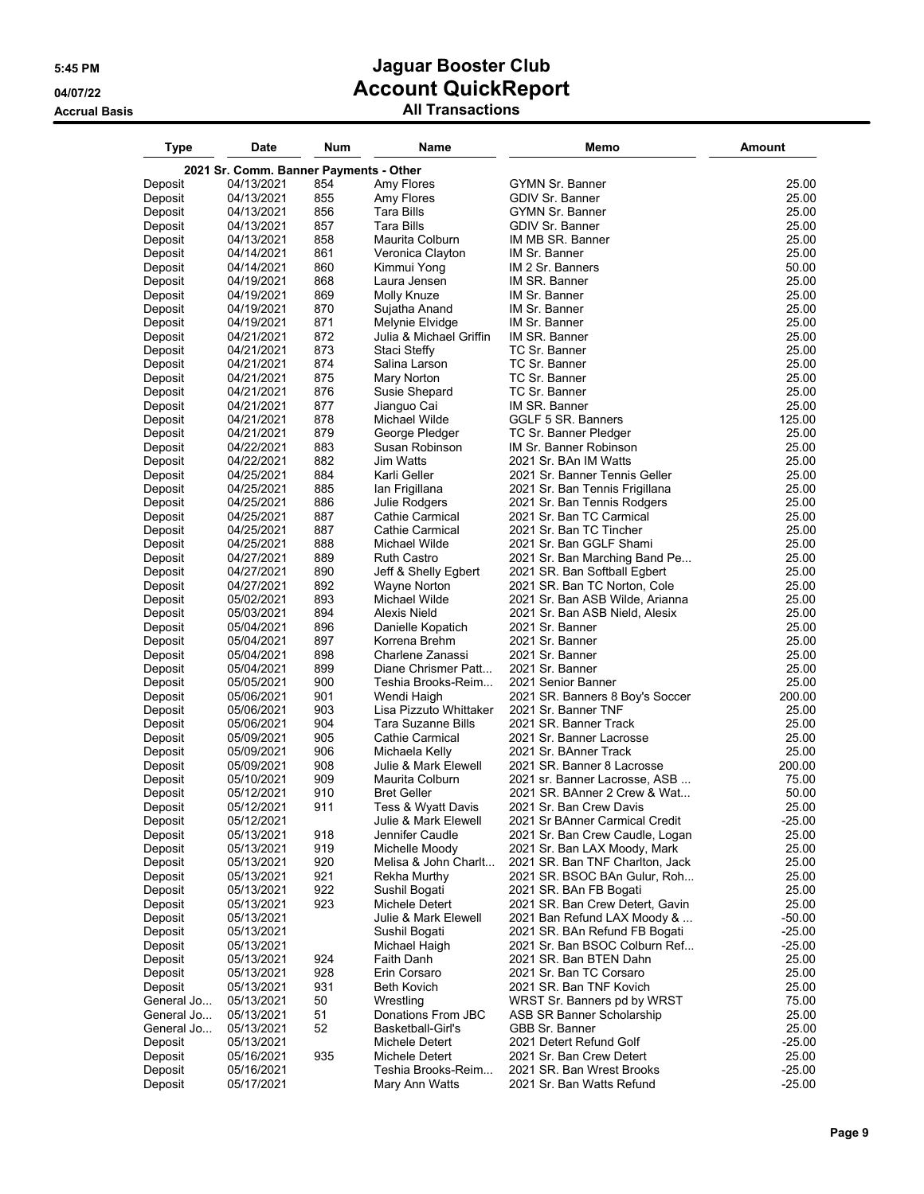# Jaguar Booster Club
## Account QuickReport
### All Transactions

5:45 PM
04/07/22
Accrual Basis

| Type | Date | Num | Name | Memo | Amount |
|---|---|---|---|---|---|
| **2021 Sr. Comm. Banner Payments - Other** | | | | | |
| Deposit | 04/13/2021 | 854 | Amy Flores | GYMN Sr. Banner | 25.00 |
| Deposit | 04/13/2021 | 855 | Amy Flores | GDIV Sr. Banner | 25.00 |
| Deposit | 04/13/2021 | 856 | Tara Bills | GYMN Sr. Banner | 25.00 |
| Deposit | 04/13/2021 | 857 | Tara Bills | GDIV Sr. Banner | 25.00 |
| Deposit | 04/13/2021 | 858 | Maurita Colburn | IM MB SR. Banner | 25.00 |
| Deposit | 04/14/2021 | 861 | Veronica Clayton | IM Sr. Banner | 25.00 |
| Deposit | 04/14/2021 | 860 | Kimmui Yong | IM 2 Sr. Banners | 50.00 |
| Deposit | 04/19/2021 | 868 | Laura Jensen | IM SR. Banner | 25.00 |
| Deposit | 04/19/2021 | 869 | Molly Knuze | IM Sr. Banner | 25.00 |
| Deposit | 04/19/2021 | 870 | Sujatha Anand | IM Sr. Banner | 25.00 |
| Deposit | 04/19/2021 | 871 | Melynie Elvidge | IM Sr. Banner | 25.00 |
| Deposit | 04/21/2021 | 872 | Julia & Michael Griffin | IM SR. Banner | 25.00 |
| Deposit | 04/21/2021 | 873 | Staci Steffy | TC Sr. Banner | 25.00 |
| Deposit | 04/21/2021 | 874 | Salina Larson | TC Sr. Banner | 25.00 |
| Deposit | 04/21/2021 | 875 | Mary Norton | TC Sr. Banner | 25.00 |
| Deposit | 04/21/2021 | 876 | Susie Shepard | TC Sr. Banner | 25.00 |
| Deposit | 04/21/2021 | 877 | Jianguo Cai | IM SR. Banner | 25.00 |
| Deposit | 04/21/2021 | 878 | Michael Wilde | GGLF 5 SR. Banners | 125.00 |
| Deposit | 04/21/2021 | 879 | George Pledger | TC Sr. Banner Pledger | 25.00 |
| Deposit | 04/22/2021 | 883 | Susan Robinson | IM Sr. Banner Robinson | 25.00 |
| Deposit | 04/22/2021 | 882 | Jim Watts | 2021 Sr. BAn IM Watts | 25.00 |
| Deposit | 04/25/2021 | 884 | Karli Geller | 2021 Sr. Banner Tennis Geller | 25.00 |
| Deposit | 04/25/2021 | 885 | Ian Frigillana | 2021 Sr. Ban Tennis Frigillana | 25.00 |
| Deposit | 04/25/2021 | 886 | Julie Rodgers | 2021 Sr. Ban Tennis Rodgers | 25.00 |
| Deposit | 04/25/2021 | 887 | Cathie Carmical | 2021 Sr. Ban TC Carmical | 25.00 |
| Deposit | 04/25/2021 | 887 | Cathie Carmical | 2021 Sr. Ban TC Tincher | 25.00 |
| Deposit | 04/25/2021 | 888 | Michael Wilde | 2021 Sr. Ban GGLF Shami | 25.00 |
| Deposit | 04/27/2021 | 889 | Ruth Castro | 2021 Sr. Ban Marching Band Pe... | 25.00 |
| Deposit | 04/27/2021 | 890 | Jeff & Shelly Egbert | 2021 SR. Ban Softball Egbert | 25.00 |
| Deposit | 04/27/2021 | 892 | Wayne Norton | 2021 SR. Ban TC Norton, Cole | 25.00 |
| Deposit | 05/02/2021 | 893 | Michael Wilde | 2021 Sr. Ban ASB Wilde, Arianna | 25.00 |
| Deposit | 05/03/2021 | 894 | Alexis Nield | 2021 Sr. Ban ASB Nield, Alesix | 25.00 |
| Deposit | 05/04/2021 | 896 | Danielle Kopatich | 2021 Sr. Banner | 25.00 |
| Deposit | 05/04/2021 | 897 | Korrena Brehm | 2021 Sr. Banner | 25.00 |
| Deposit | 05/04/2021 | 898 | Charlene Zanassi | 2021 Sr. Banner | 25.00 |
| Deposit | 05/04/2021 | 899 | Diane Chrismer Patt... | 2021 Sr. Banner | 25.00 |
| Deposit | 05/05/2021 | 900 | Teshia Brooks-Reim... | 2021 Senior Banner | 25.00 |
| Deposit | 05/06/2021 | 901 | Wendi Haigh | 2021 SR. Banners 8 Boy's Soccer | 200.00 |
| Deposit | 05/06/2021 | 903 | Lisa Pizzuto Whittaker | 2021 Sr. Banner TNF | 25.00 |
| Deposit | 05/06/2021 | 904 | Tara Suzanne Bills | 2021 SR. Banner Track | 25.00 |
| Deposit | 05/09/2021 | 905 | Cathie Carmical | 2021 Sr. Banner Lacrosse | 25.00 |
| Deposit | 05/09/2021 | 906 | Michaela Kelly | 2021 Sr. BAnner Track | 25.00 |
| Deposit | 05/09/2021 | 908 | Julie & Mark Elewell | 2021 SR. Banner 8 Lacrosse | 200.00 |
| Deposit | 05/10/2021 | 909 | Maurita Colburn | 2021 sr. Banner Lacrosse, ASB ... | 75.00 |
| Deposit | 05/12/2021 | 910 | Bret Geller | 2021 SR. BAnner 2 Crew & Wat... | 50.00 |
| Deposit | 05/12/2021 | 911 | Tess & Wyatt Davis | 2021 Sr. Ban Crew Davis | 25.00 |
| Deposit | 05/12/2021 | | Julie & Mark Elewell | 2021 Sr BAnner Carmical Credit | -25.00 |
| Deposit | 05/13/2021 | 918 | Jennifer Caudle | 2021 Sr. Ban Crew Caudle, Logan | 25.00 |
| Deposit | 05/13/2021 | 919 | Michelle Moody | 2021 Sr. Ban LAX Moody, Mark | 25.00 |
| Deposit | 05/13/2021 | 920 | Melisa & John Charlt... | 2021 SR. Ban TNF Charlton, Jack | 25.00 |
| Deposit | 05/13/2021 | 921 | Rekha Murthy | 2021 SR. BSOC BAn Gulur, Roh... | 25.00 |
| Deposit | 05/13/2021 | 922 | Sushil Bogati | 2021 SR. BAn FB Bogati | 25.00 |
| Deposit | 05/13/2021 | 923 | Michele Detert | 2021 SR. Ban Crew Detert, Gavin | 25.00 |
| Deposit | 05/13/2021 | | Julie & Mark Elewell | 2021 Ban Refund LAX Moody & ... | -50.00 |
| Deposit | 05/13/2021 | | Sushil Bogati | 2021 SR. BAn Refund FB Bogati | -25.00 |
| Deposit | 05/13/2021 | | Michael Haigh | 2021 Sr. Ban BSOC Colburn Ref... | -25.00 |
| Deposit | 05/13/2021 | 924 | Faith Danh | 2021 SR. Ban BTEN Dahn | 25.00 |
| Deposit | 05/13/2021 | 928 | Erin Corsaro | 2021 Sr. Ban TC Corsaro | 25.00 |
| Deposit | 05/13/2021 | 931 | Beth Kovich | 2021 SR. Ban TNF Kovich | 25.00 |
| General Jo... | 05/13/2021 | 50 | Wrestling | WRST Sr. Banners pd by WRST | 75.00 |
| General Jo... | 05/13/2021 | 51 | Donations From JBC | ASB SR Banner Scholarship | 25.00 |
| General Jo... | 05/13/2021 | 52 | Basketball-Girl's | GBB Sr. Banner | 25.00 |
| Deposit | 05/13/2021 | | Michele Detert | 2021 Detert Refund Golf | -25.00 |
| Deposit | 05/16/2021 | 935 | Michele Detert | 2021 Sr. Ban Crew Detert | 25.00 |
| Deposit | 05/16/2021 | | Teshia Brooks-Reim... | 2021 SR. Ban Wrest Brooks | -25.00 |
| Deposit | 05/17/2021 | | Mary Ann Watts | 2021 Sr. Ban Watts Refund | -25.00 |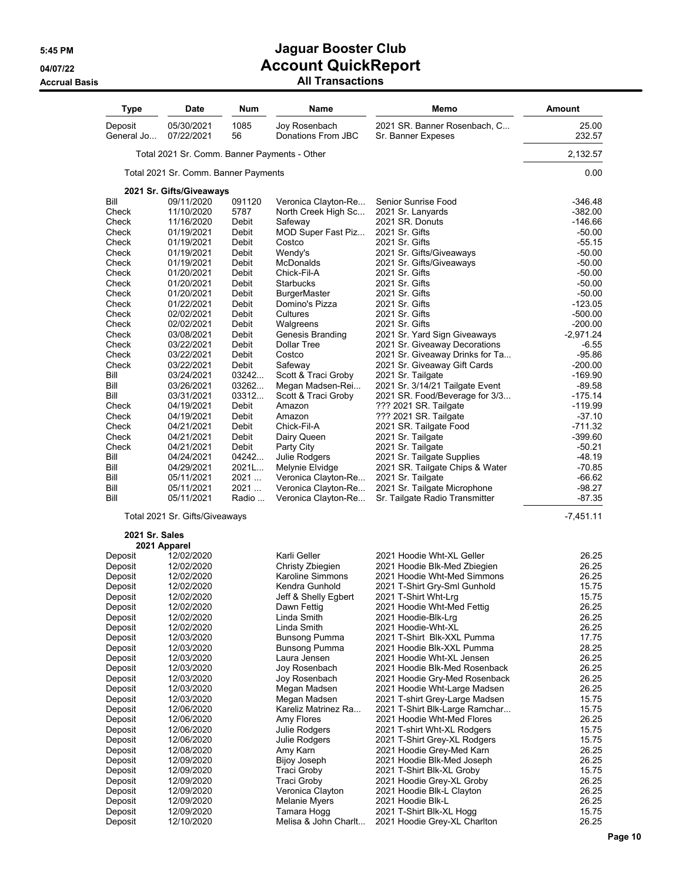# Jaguar Booster Club
## Account QuickReport
### All Transactions

5:45 PM
04/07/22
Accrual Basis

| Type | Date | Num | Name | Memo | Amount |
|---|---|---|---|---|---|
| Deposit | 05/30/2021 | 1085 | Joy Rosenbach | 2021 SR. Banner Rosenbach, C... | 25.00 |
| General Jo... | 07/22/2021 | 56 | Donations From JBC | Sr. Banner Expeses | 232.57 |
| Total 2021 Sr. Comm. Banner Payments - Other | | | | | 2,132.57 |
| Total 2021 Sr. Comm. Banner Payments | | | | | 0.00 |
| **2021 Sr. Gifts/Giveaways** | | | | | |
| Bill | 09/11/2020 | 091120 | Veronica Clayton-Re... | Senior Sunrise Food | -346.48 |
| Check | 11/10/2020 | 5787 | North Creek High Sc... | 2021 Sr. Lanyards | -382.00 |
| Check | 11/16/2020 | Debit | Safeway | 2021 SR. Donuts | -146.66 |
| Check | 01/19/2021 | Debit | MOD Super Fast Piz... | 2021 Sr. Gifts | -50.00 |
| Check | 01/19/2021 | Debit | Costco | 2021 Sr. Gifts | -55.15 |
| Check | 01/19/2021 | Debit | Wendy's | 2021 Sr. Gifts/Giveaways | -50.00 |
| Check | 01/19/2021 | Debit | McDonalds | 2021 Sr. Gifts/Giveaways | -50.00 |
| Check | 01/20/2021 | Debit | Chick-Fil-A | 2021 Sr. Gifts | -50.00 |
| Check | 01/20/2021 | Debit | Starbucks | 2021 Sr. Gifts | -50.00 |
| Check | 01/20/2021 | Debit | BurgerMaster | 2021 Sr. Gifts | -50.00 |
| Check | 01/22/2021 | Debit | Domino's Pizza | 2021 Sr. Gifts | -123.05 |
| Check | 02/02/2021 | Debit | Cultures | 2021 Sr. Gifts | -500.00 |
| Check | 02/02/2021 | Debit | Walgreens | 2021 Sr. Gifts | -200.00 |
| Check | 03/08/2021 | Debit | Genesis Branding | 2021 Sr. Yard Sign Giveaways | -2,971.24 |
| Check | 03/22/2021 | Debit | Dollar Tree | 2021 Sr. Giveaway Decorations | -6.55 |
| Check | 03/22/2021 | Debit | Costco | 2021 Sr. Giveaway Drinks for Ta... | -95.86 |
| Check | 03/22/2021 | Debit | Safeway | 2021 Sr. Giveaway Gift Cards | -200.00 |
| Bill | 03/24/2021 | 03242... | Scott & Traci Groby | 2021 Sr. Tailgate | -169.90 |
| Bill | 03/26/2021 | 03262... | Megan Madsen-Rei... | 2021 Sr. 3/14/21 Tailgate Event | -89.58 |
| Bill | 03/31/2021 | 03312... | Scott & Traci Groby | 2021 SR. Food/Beverage for 3/3... | -175.14 |
| Check | 04/19/2021 | Debit | Amazon | ??? 2021 SR. Tailgate | -119.99 |
| Check | 04/19/2021 | Debit | Amazon | ??? 2021 SR. Tailgate | -37.10 |
| Check | 04/21/2021 | Debit | Chick-Fil-A | 2021 SR. Tailgate Food | -711.32 |
| Check | 04/21/2021 | Debit | Dairy Queen | 2021 Sr. Tailgate | -399.60 |
| Check | 04/21/2021 | Debit | Party City | 2021 Sr. Tailgate | -50.21 |
| Bill | 04/24/2021 | 04242... | Julie Rodgers | 2021 Sr. Tailgate Supplies | -48.19 |
| Bill | 04/29/2021 | 2021L... | Melynie Elvidge | 2021 SR. Tailgate Chips & Water | -70.85 |
| Bill | 05/11/2021 | 2021 ... | Veronica Clayton-Re... | 2021 Sr. Tailgate | -66.62 |
| Bill | 05/11/2021 | 2021 ... | Veronica Clayton-Re... | 2021 Sr. Tailgate Microphone | -98.27 |
| Bill | 05/11/2021 | Radio ... | Veronica Clayton-Re... | Sr. Tailgate Radio Transmitter | -87.35 |
| Total 2021 Sr. Gifts/Giveaways | | | | | -7,451.11 |
| **2021 Sr. Sales** | | | | | |
| **2021 Apparel** | | | | | |
| Deposit | 12/02/2020 | | Karli Geller | 2021 Hoodie Wht-XL Geller | 26.25 |
| Deposit | 12/02/2020 | | Christy Zbiegien | 2021 Hoodie Blk-Med Zbiegien | 26.25 |
| Deposit | 12/02/2020 | | Karoline Simmons | 2021 Hoodie Wht-Med Simmons | 26.25 |
| Deposit | 12/02/2020 | | Kendra Gunhold | 2021 T-Shirt Gry-Sml Gunhold | 15.75 |
| Deposit | 12/02/2020 | | Jeff & Shelly Egbert | 2021 T-Shirt Wht-Lrg | 15.75 |
| Deposit | 12/02/2020 | | Dawn Fettig | 2021 Hoodie Wht-Med Fettig | 26.25 |
| Deposit | 12/02/2020 | | Linda Smith | 2021 Hoodie-Blk-Lrg | 26.25 |
| Deposit | 12/02/2020 | | Linda Smith | 2021 Hoodie-Wht-XL | 26.25 |
| Deposit | 12/03/2020 | | Bunsong Pumma | 2021 T-Shirt Blk-XXL Pumma | 17.75 |
| Deposit | 12/03/2020 | | Bunsong Pumma | 2021 Hoodie Blk-XXL Pumma | 28.25 |
| Deposit | 12/03/2020 | | Laura Jensen | 2021 Hoodie Wht-XL Jensen | 26.25 |
| Deposit | 12/03/2020 | | Joy Rosenbach | 2021 Hoodie Blk-Med Rosenback | 26.25 |
| Deposit | 12/03/2020 | | Joy Rosenbach | 2021 Hoodie Gry-Med Rosenback | 26.25 |
| Deposit | 12/03/2020 | | Megan Madsen | 2021 Hoodie Wht-Large Madsen | 26.25 |
| Deposit | 12/03/2020 | | Megan Madsen | 2021 T-shirt Grey-Large Madsen | 15.75 |
| Deposit | 12/06/2020 | | Kareliz Matrinez Ra... | 2021 T-Shirt Blk-Large Ramchar... | 15.75 |
| Deposit | 12/06/2020 | | Amy Flores | 2021 Hoodie Wht-Med Flores | 26.25 |
| Deposit | 12/06/2020 | | Julie Rodgers | 2021 T-shirt Wht-XL Rodgers | 15.75 |
| Deposit | 12/06/2020 | | Julie Rodgers | 2021 T-Shirt Grey-XL Rodgers | 15.75 |
| Deposit | 12/08/2020 | | Amy Karn | 2021 Hoodie Grey-Med Karn | 26.25 |
| Deposit | 12/09/2020 | | Bijoy Joseph | 2021 Hoodie Blk-Med Joseph | 26.25 |
| Deposit | 12/09/2020 | | Traci Groby | 2021 T-Shirt Blk-XL Groby | 15.75 |
| Deposit | 12/09/2020 | | Traci Groby | 2021 Hoodie Grey-XL Groby | 26.25 |
| Deposit | 12/09/2020 | | Veronica Clayton | 2021 Hoodie Blk-L Clayton | 26.25 |
| Deposit | 12/09/2020 | | Melanie Myers | 2021 Hoodie Blk-L | 26.25 |
| Deposit | 12/09/2020 | | Tamara Hogg | 2021 T-Shirt Blk-XL Hogg | 15.75 |
| Deposit | 12/10/2020 | | Melisa & John Charlt... | 2021 Hoodie Grey-XL Charlton | 26.25 |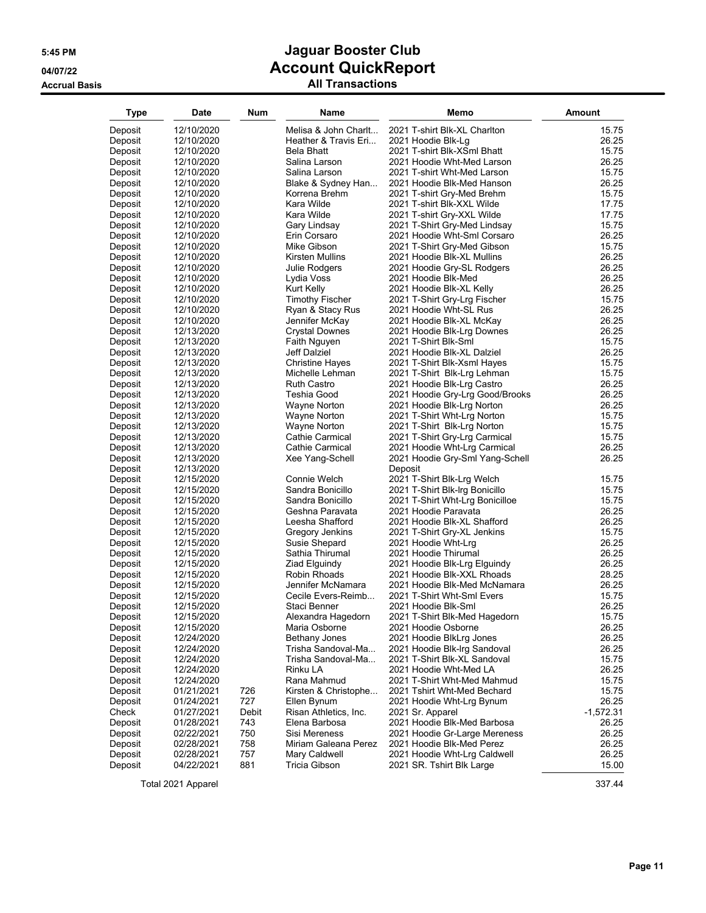# Jaguar Booster Club

## Account QuickReport

### All Transactions

5:45 PM
04/07/22
Accrual Basis

| Type | Date | Num | Name | Memo | Amount |
|---|---|---|---|---|---|
| Deposit | 12/10/2020 | | Melisa & John Charlt... | 2021 T-shirt Blk-XL Charlton | 15.75 |
| Deposit | 12/10/2020 | | Heather & Travis Eri... | 2021 Hoodie Blk-Lg | 26.25 |
| Deposit | 12/10/2020 | | Bela Bhatt | 2021 T-shirt Blk-XSml Bhatt | 15.75 |
| Deposit | 12/10/2020 | | Salina Larson | 2021 Hoodie Wht-Med Larson | 26.25 |
| Deposit | 12/10/2020 | | Salina Larson | 2021 T-shirt Wht-Med Larson | 15.75 |
| Deposit | 12/10/2020 | | Blake & Sydney Han... | 2021 Hoodie Blk-Med Hanson | 26.25 |
| Deposit | 12/10/2020 | | Korrena Brehm | 2021 T-shirt Gry-Med Brehm | 15.75 |
| Deposit | 12/10/2020 | | Kara Wilde | 2021 T-shirt Blk-XXL Wilde | 17.75 |
| Deposit | 12/10/2020 | | Kara Wilde | 2021 T-shirt Gry-XXL Wilde | 17.75 |
| Deposit | 12/10/2020 | | Gary Lindsay | 2021 T-Shirt Gry-Med Lindsay | 15.75 |
| Deposit | 12/10/2020 | | Erin Corsaro | 2021 Hoodie Wht-Sml Corsaro | 26.25 |
| Deposit | 12/10/2020 | | Mike Gibson | 2021 T-Shirt Gry-Med Gibson | 15.75 |
| Deposit | 12/10/2020 | | Kirsten Mullins | 2021 Hoodie Blk-XL Mullins | 26.25 |
| Deposit | 12/10/2020 | | Julie Rodgers | 2021 Hoodie Gry-SL Rodgers | 26.25 |
| Deposit | 12/10/2020 | | Lydia Voss | 2021 Hoodie Blk-Med | 26.25 |
| Deposit | 12/10/2020 | | Kurt Kelly | 2021 Hoodie Blk-XL Kelly | 26.25 |
| Deposit | 12/10/2020 | | Timothy Fischer | 2021 T-Shirt Gry-Lrg Fischer | 15.75 |
| Deposit | 12/10/2020 | | Ryan & Stacy Rus | 2021 Hoodie Wht-SL Rus | 26.25 |
| Deposit | 12/10/2020 | | Jennifer McKay | 2021 Hoodie Blk-XL McKay | 26.25 |
| Deposit | 12/13/2020 | | Crystal Downes | 2021 Hoodie Blk-Lrg Downes | 26.25 |
| Deposit | 12/13/2020 | | Faith Nguyen | 2021 T-Shirt Blk-Sml | 15.75 |
| Deposit | 12/13/2020 | | Jeff Dalziel | 2021 Hoodie Blk-XL Dalziel | 26.25 |
| Deposit | 12/13/2020 | | Christine Hayes | 2021 T-Shirt Blk-Xsml Hayes | 15.75 |
| Deposit | 12/13/2020 | | Michelle Lehman | 2021 T-Shirt Blk-Lrg Lehman | 15.75 |
| Deposit | 12/13/2020 | | Ruth Castro | 2021 Hoodie Blk-Lrg Castro | 26.25 |
| Deposit | 12/13/2020 | | Teshia Good | 2021 Hoodie Gry-Lrg Good/Brooks | 26.25 |
| Deposit | 12/13/2020 | | Wayne Norton | 2021 Hoodie Blk-Lrg Norton | 26.25 |
| Deposit | 12/13/2020 | | Wayne Norton | 2021 T-Shirt Wht-Lrg Norton | 15.75 |
| Deposit | 12/13/2020 | | Wayne Norton | 2021 T-Shirt Blk-Lrg Norton | 15.75 |
| Deposit | 12/13/2020 | | Cathie Carmical | 2021 T-Shirt Gry-Lrg Carmical | 15.75 |
| Deposit | 12/13/2020 | | Cathie Carmical | 2021 Hoodie Wht-Lrg Carmical | 26.25 |
| Deposit | 12/13/2020 | | Xee Yang-Schell | 2021 Hoodie Gry-Sml Yang-Schell | 26.25 |
| Deposit | 12/13/2020 | | | Deposit | |
| Deposit | 12/15/2020 | | Connie Welch | 2021 T-Shirt Blk-Lrg Welch | 15.75 |
| Deposit | 12/15/2020 | | Sandra Bonicillo | 2021 T-Shirt Blk-lrg Bonicillo | 15.75 |
| Deposit | 12/15/2020 | | Sandra Bonicillo | 2021 T-Shirt Wht-Lrg Bonicilloe | 15.75 |
| Deposit | 12/15/2020 | | Geshna Paravata | 2021 Hoodie Paravata | 26.25 |
| Deposit | 12/15/2020 | | Leesha Shafford | 2021 Hoodie Blk-XL Shafford | 26.25 |
| Deposit | 12/15/2020 | | Gregory Jenkins | 2021 T-Shirt Gry-XL Jenkins | 15.75 |
| Deposit | 12/15/2020 | | Susie Shepard | 2021 Hoodie Wht-Lrg | 26.25 |
| Deposit | 12/15/2020 | | Sathia Thirumal | 2021 Hoodie Thirumal | 26.25 |
| Deposit | 12/15/2020 | | Ziad Elguindy | 2021 Hoodie Blk-Lrg Elguindy | 26.25 |
| Deposit | 12/15/2020 | | Robin Rhoads | 2021 Hoodie Blk-XXL Rhoads | 28.25 |
| Deposit | 12/15/2020 | | Jennifer McNamara | 2021 Hoodie Blk-Med McNamara | 26.25 |
| Deposit | 12/15/2020 | | Cecile Evers-Reimb... | 2021 T-Shirt Wht-Sml Evers | 15.75 |
| Deposit | 12/15/2020 | | Staci Benner | 2021 Hoodie Blk-Sml | 26.25 |
| Deposit | 12/15/2020 | | Alexandra Hagedorn | 2021 T-Shirt Blk-Med Hagedorn | 15.75 |
| Deposit | 12/15/2020 | | Maria Osborne | 2021 Hoodie Osborne | 26.25 |
| Deposit | 12/24/2020 | | Bethany Jones | 2021 Hoodie BlkLrg Jones | 26.25 |
| Deposit | 12/24/2020 | | Trisha Sandoval-Ma... | 2021 Hoodie Blk-lrg Sandoval | 26.25 |
| Deposit | 12/24/2020 | | Trisha Sandoval-Ma... | 2021 T-Shirt Blk-XL Sandoval | 15.75 |
| Deposit | 12/24/2020 | | Rinku LA | 2021 Hoodie Wht-Med LA | 26.25 |
| Deposit | 12/24/2020 | | Rana Mahmud | 2021 T-Shirt Wht-Med Mahmud | 15.75 |
| Deposit | 01/21/2021 | 726 | Kirsten & Christophe... | 2021 Tshirt Wht-Med Bechard | 15.75 |
| Deposit | 01/24/2021 | 727 | Ellen Bynum | 2021 Hoodie Wht-Lrg Bynum | 26.25 |
| Check | 01/27/2021 | Debit | Risan Athletics, Inc. | 2021 Sr. Apparel | -1,572.31 |
| Deposit | 01/28/2021 | 743 | Elena Barbosa | 2021 Hoodie Blk-Med Barbosa | 26.25 |
| Deposit | 02/22/2021 | 750 | Sisi Mereness | 2021 Hoodie Gr-Large Mereness | 26.25 |
| Deposit | 02/28/2021 | 758 | Miriam Galeana Perez | 2021 Hoodie Blk-Med Perez | 26.25 |
| Deposit | 02/28/2021 | 757 | Mary Caldwell | 2021 Hoodie Wht-Lrg Caldwell | 26.25 |
| Deposit | 04/22/2021 | 881 | Tricia Gibson | 2021 SR. Tshirt Blk Large | 15.00 |
| Total 2021 Apparel | | | | | 337.44 |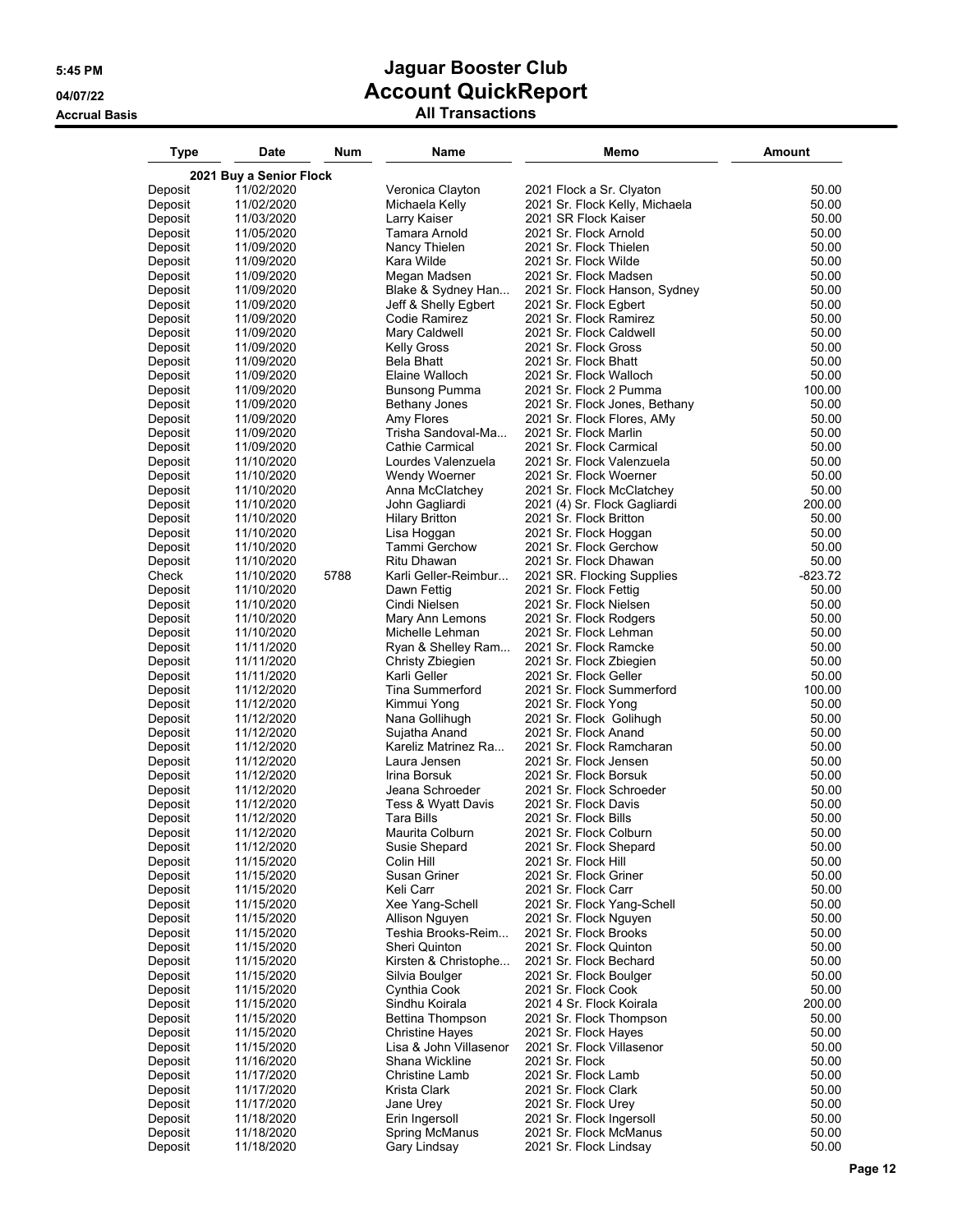# Jaguar Booster Club

## Account QuickReport

### All Transactions

5:45 PM
04/07/22
Accrual Basis

| Type | Date | Num | Name | Memo | Amount |
|---|---|---|---|---|---|
| **2021 Buy a Senior Flock** | | | | | |
| Deposit | 11/02/2020 | | Veronica Clayton | 2021 Flock a Sr. Clyaton | 50.00 |
| Deposit | 11/02/2020 | | Michaela Kelly | 2021 Sr. Flock Kelly, Michaela | 50.00 |
| Deposit | 11/03/2020 | | Larry Kaiser | 2021 SR Flock Kaiser | 50.00 |
| Deposit | 11/05/2020 | | Tamara Arnold | 2021 Sr. Flock Arnold | 50.00 |
| Deposit | 11/09/2020 | | Nancy Thielen | 2021 Sr. Flock Thielen | 50.00 |
| Deposit | 11/09/2020 | | Kara Wilde | 2021 Sr. Flock Wilde | 50.00 |
| Deposit | 11/09/2020 | | Megan Madsen | 2021 Sr. Flock Madsen | 50.00 |
| Deposit | 11/09/2020 | | Blake & Sydney Han... | 2021 Sr. Flock Hanson, Sydney | 50.00 |
| Deposit | 11/09/2020 | | Jeff & Shelly Egbert | 2021 Sr. Flock Egbert | 50.00 |
| Deposit | 11/09/2020 | | Codie Ramirez | 2021 Sr. Flock Ramirez | 50.00 |
| Deposit | 11/09/2020 | | Mary Caldwell | 2021 Sr. Flock Caldwell | 50.00 |
| Deposit | 11/09/2020 | | Kelly Gross | 2021 Sr. Flock Gross | 50.00 |
| Deposit | 11/09/2020 | | Bela Bhatt | 2021 Sr. Flock Bhatt | 50.00 |
| Deposit | 11/09/2020 | | Elaine Walloch | 2021 Sr. Flock Walloch | 50.00 |
| Deposit | 11/09/2020 | | Bunsong Pumma | 2021 Sr. Flock 2 Pumma | 100.00 |
| Deposit | 11/09/2020 | | Bethany Jones | 2021 Sr. Flock Jones, Bethany | 50.00 |
| Deposit | 11/09/2020 | | Amy Flores | 2021 Sr. Flock Flores, AMy | 50.00 |
| Deposit | 11/09/2020 | | Trisha Sandoval-Ma... | 2021 Sr. Flock Marlin | 50.00 |
| Deposit | 11/09/2020 | | Cathie Carmical | 2021 Sr. Flock Carmical | 50.00 |
| Deposit | 11/10/2020 | | Lourdes Valenzuela | 2021 Sr. Flock Valenzuela | 50.00 |
| Deposit | 11/10/2020 | | Wendy Woerner | 2021 Sr. Flock Woerner | 50.00 |
| Deposit | 11/10/2020 | | Anna McClatchey | 2021 Sr. Flock McClatchey | 50.00 |
| Deposit | 11/10/2020 | | John Gagliardi | 2021 (4) Sr. Flock Gagliardi | 200.00 |
| Deposit | 11/10/2020 | | Hilary Britton | 2021 Sr. Flock Britton | 50.00 |
| Deposit | 11/10/2020 | | Lisa Hoggan | 2021 Sr. Flock Hoggan | 50.00 |
| Deposit | 11/10/2020 | | Tammi Gerchow | 2021 Sr. Flock Gerchow | 50.00 |
| Deposit | 11/10/2020 | | Ritu Dhawan | 2021 Sr. Flock Dhawan | 50.00 |
| Check | 11/10/2020 | 5788 | Karli Geller-Reimbur... | 2021 SR. Flocking Supplies | -823.72 |
| Deposit | 11/10/2020 | | Dawn Fettig | 2021 Sr. Flock Fettig | 50.00 |
| Deposit | 11/10/2020 | | Cindi Nielsen | 2021 Sr. Flock Nielsen | 50.00 |
| Deposit | 11/10/2020 | | Mary Ann Lemons | 2021 Sr. Flock Rodgers | 50.00 |
| Deposit | 11/10/2020 | | Michelle Lehman | 2021 Sr. Flock Lehman | 50.00 |
| Deposit | 11/11/2020 | | Ryan & Shelley Ram... | 2021 Sr. Flock Ramcke | 50.00 |
| Deposit | 11/11/2020 | | Christy Zbiegien | 2021 Sr. Flock Zbiegien | 50.00 |
| Deposit | 11/11/2020 | | Karli Geller | 2021 Sr. Flock Geller | 50.00 |
| Deposit | 11/12/2020 | | Tina Summerford | 2021 Sr. Flock Summerford | 100.00 |
| Deposit | 11/12/2020 | | Kimmui Yong | 2021 Sr. Flock Yong | 50.00 |
| Deposit | 11/12/2020 | | Nana Gollihugh | 2021 Sr. Flock Golihugh | 50.00 |
| Deposit | 11/12/2020 | | Sujatha Anand | 2021 Sr. Flock Anand | 50.00 |
| Deposit | 11/12/2020 | | Kareliz Matrinez Ra... | 2021 Sr. Flock Ramcharan | 50.00 |
| Deposit | 11/12/2020 | | Laura Jensen | 2021 Sr. Flock Jensen | 50.00 |
| Deposit | 11/12/2020 | | Irina Borsuk | 2021 Sr. Flock Borsuk | 50.00 |
| Deposit | 11/12/2020 | | Jeana Schroeder | 2021 Sr. Flock Schroeder | 50.00 |
| Deposit | 11/12/2020 | | Tess & Wyatt Davis | 2021 Sr. Flock Davis | 50.00 |
| Deposit | 11/12/2020 | | Tara Bills | 2021 Sr. Flock Bills | 50.00 |
| Deposit | 11/12/2020 | | Maurita Colburn | 2021 Sr. Flock Colburn | 50.00 |
| Deposit | 11/12/2020 | | Susie Shepard | 2021 Sr. Flock Shepard | 50.00 |
| Deposit | 11/15/2020 | | Colin Hill | 2021 Sr. Flock Hill | 50.00 |
| Deposit | 11/15/2020 | | Susan Griner | 2021 Sr. Flock Griner | 50.00 |
| Deposit | 11/15/2020 | | Keli Carr | 2021 Sr. Flock Carr | 50.00 |
| Deposit | 11/15/2020 | | Xee Yang-Schell | 2021 Sr. Flock Yang-Schell | 50.00 |
| Deposit | 11/15/2020 | | Allison Nguyen | 2021 Sr. Flock Nguyen | 50.00 |
| Deposit | 11/15/2020 | | Teshia Brooks-Reim... | 2021 Sr. Flock Brooks | 50.00 |
| Deposit | 11/15/2020 | | Sheri Quinton | 2021 Sr. Flock Quinton | 50.00 |
| Deposit | 11/15/2020 | | Kirsten & Christophe... | 2021 Sr. Flock Bechard | 50.00 |
| Deposit | 11/15/2020 | | Silvia Boulger | 2021 Sr. Flock Boulger | 50.00 |
| Deposit | 11/15/2020 | | Cynthia Cook | 2021 Sr. Flock Cook | 50.00 |
| Deposit | 11/15/2020 | | Sindhu Koirala | 2021 4 Sr. Flock Koirala | 200.00 |
| Deposit | 11/15/2020 | | Bettina Thompson | 2021 Sr. Flock Thompson | 50.00 |
| Deposit | 11/15/2020 | | Christine Hayes | 2021 Sr. Flock Hayes | 50.00 |
| Deposit | 11/15/2020 | | Lisa & John Villasenor | 2021 Sr. Flock Villasenor | 50.00 |
| Deposit | 11/16/2020 | | Shana Wickline | 2021 Sr. Flock | 50.00 |
| Deposit | 11/17/2020 | | Christine Lamb | 2021 Sr. Flock Lamb | 50.00 |
| Deposit | 11/17/2020 | | Krista Clark | 2021 Sr. Flock Clark | 50.00 |
| Deposit | 11/17/2020 | | Jane Urey | 2021 Sr. Flock Urey | 50.00 |
| Deposit | 11/18/2020 | | Erin Ingersoll | 2021 Sr. Flock Ingersoll | 50.00 |
| Deposit | 11/18/2020 | | Spring McManus | 2021 Sr. Flock McManus | 50.00 |
| Deposit | 11/18/2020 | | Gary Lindsay | 2021 Sr. Flock Lindsay | 50.00 |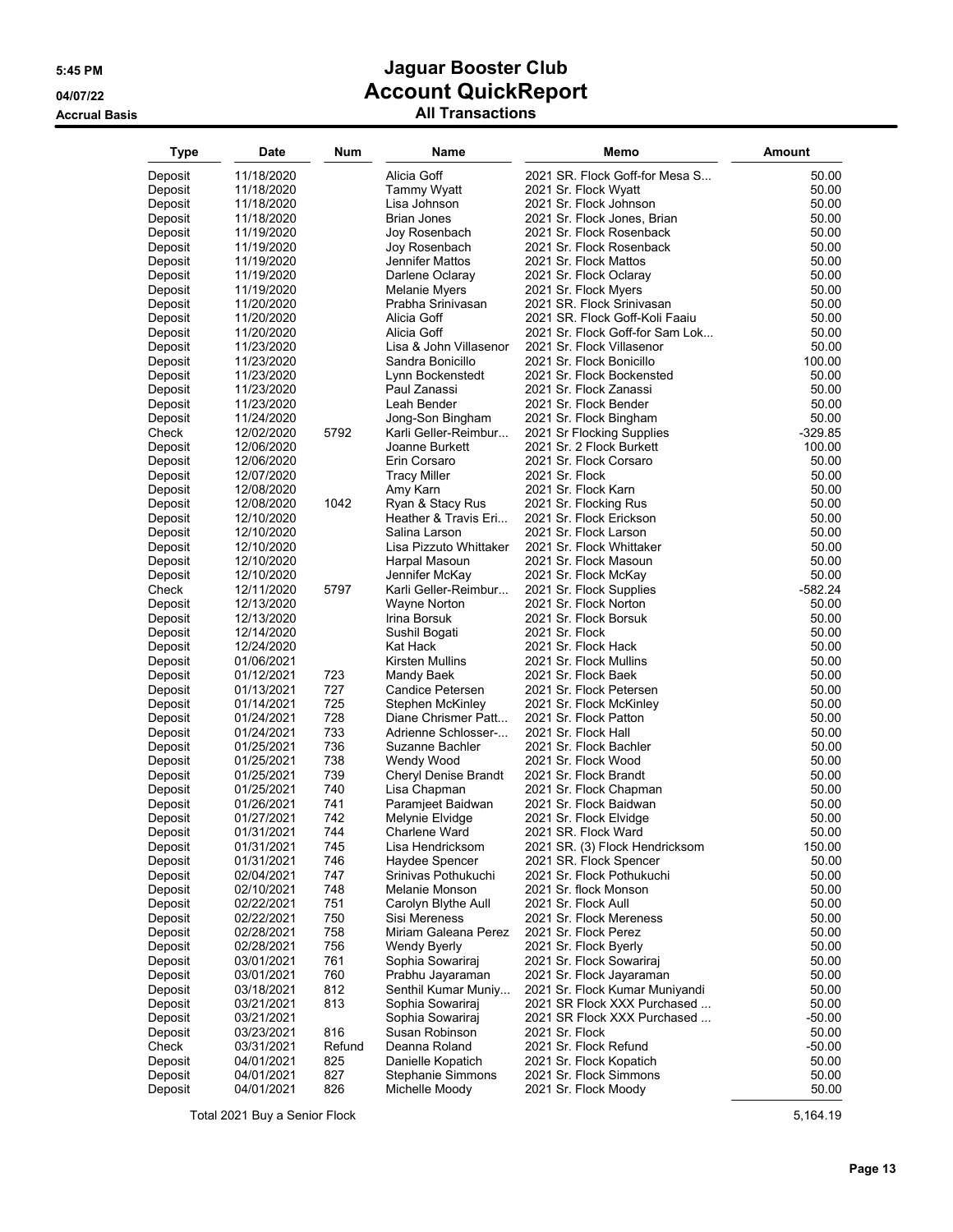# Jaguar Booster Club
## Account QuickReport
### All Transactions

5:45 PM
04/07/22
Accrual Basis

| Type | Date | Num | Name | Memo | Amount |
|---|---|---|---|---|---|
| Deposit | 11/18/2020 | | Alicia Goff | 2021 SR. Flock Goff-for Mesa S... | 50.00 |
| Deposit | 11/18/2020 | | Tammy Wyatt | 2021 Sr. Flock Wyatt | 50.00 |
| Deposit | 11/18/2020 | | Lisa Johnson | 2021 Sr. Flock Johnson | 50.00 |
| Deposit | 11/18/2020 | | Brian Jones | 2021 Sr. Flock Jones, Brian | 50.00 |
| Deposit | 11/19/2020 | | Joy Rosenbach | 2021 Sr. Flock Rosenback | 50.00 |
| Deposit | 11/19/2020 | | Joy Rosenbach | 2021 Sr. Flock Rosenback | 50.00 |
| Deposit | 11/19/2020 | | Jennifer Mattos | 2021 Sr. Flock Mattos | 50.00 |
| Deposit | 11/19/2020 | | Darlene Oclaray | 2021 Sr. Flock Oclaray | 50.00 |
| Deposit | 11/19/2020 | | Melanie Myers | 2021 Sr. Flock Myers | 50.00 |
| Deposit | 11/20/2020 | | Prabha Srinivasan | 2021 SR. Flock Srinivasan | 50.00 |
| Deposit | 11/20/2020 | | Alicia Goff | 2021 SR. Flock Goff-Koli Faaiu | 50.00 |
| Deposit | 11/20/2020 | | Alicia Goff | 2021 Sr. Flock Goff-for Sam Lok... | 50.00 |
| Deposit | 11/23/2020 | | Lisa & John Villasenor | 2021 Sr. Flock Villasenor | 50.00 |
| Deposit | 11/23/2020 | | Sandra Bonicillo | 2021 Sr. Flock Bonicillo | 100.00 |
| Deposit | 11/23/2020 | | Lynn Bockenstedt | 2021 Sr. Flock Bockensted | 50.00 |
| Deposit | 11/23/2020 | | Paul Zanassi | 2021 Sr. Flock Zanassi | 50.00 |
| Deposit | 11/23/2020 | | Leah Bender | 2021 Sr. Flock Bender | 50.00 |
| Deposit | 11/24/2020 | | Jong-Son Bingham | 2021 Sr. Flock Bingham | 50.00 |
| Check | 12/02/2020 | 5792 | Karli Geller-Reimbur... | 2021 Sr Flocking Supplies | -329.85 |
| Deposit | 12/06/2020 | | Joanne Burkett | 2021 Sr. 2 Flock Burkett | 100.00 |
| Deposit | 12/06/2020 | | Erin Corsaro | 2021 Sr. Flock Corsaro | 50.00 |
| Deposit | 12/07/2020 | | Tracy Miller | 2021 Sr. Flock | 50.00 |
| Deposit | 12/08/2020 | | Amy Karn | 2021 Sr. Flock Karn | 50.00 |
| Deposit | 12/08/2020 | 1042 | Ryan & Stacy Rus | 2021 Sr. Flocking Rus | 50.00 |
| Deposit | 12/10/2020 | | Heather & Travis Eri... | 2021 Sr. Flock Erickson | 50.00 |
| Deposit | 12/10/2020 | | Salina Larson | 2021 Sr. Flock Larson | 50.00 |
| Deposit | 12/10/2020 | | Lisa Pizzuto Whittaker | 2021 Sr. Flock Whittaker | 50.00 |
| Deposit | 12/10/2020 | | Harpal Masoun | 2021 Sr. Flock Masoun | 50.00 |
| Deposit | 12/10/2020 | | Jennifer McKay | 2021 Sr. Flock McKay | 50.00 |
| Check | 12/11/2020 | 5797 | Karli Geller-Reimbur... | 2021 Sr. Flock Supplies | -582.24 |
| Deposit | 12/13/2020 | | Wayne Norton | 2021 Sr. Flock Norton | 50.00 |
| Deposit | 12/13/2020 | | Irina Borsuk | 2021 Sr. Flock Borsuk | 50.00 |
| Deposit | 12/14/2020 | | Sushil Bogati | 2021 Sr. Flock | 50.00 |
| Deposit | 12/24/2020 | | Kat Hack | 2021 Sr. Flock Hack | 50.00 |
| Deposit | 01/06/2021 | | Kirsten Mullins | 2021 Sr. Flock Mullins | 50.00 |
| Deposit | 01/12/2021 | 723 | Mandy Baek | 2021 Sr. Flock Baek | 50.00 |
| Deposit | 01/13/2021 | 727 | Candice Petersen | 2021 Sr. Flock Petersen | 50.00 |
| Deposit | 01/14/2021 | 725 | Stephen McKinley | 2021 Sr. Flock McKinley | 50.00 |
| Deposit | 01/24/2021 | 728 | Diane Chrismer Patt... | 2021 Sr. Flock Patton | 50.00 |
| Deposit | 01/24/2021 | 733 | Adrienne Schlosser-... | 2021 Sr. Flock Hall | 50.00 |
| Deposit | 01/25/2021 | 736 | Suzanne Bachler | 2021 Sr. Flock Bachler | 50.00 |
| Deposit | 01/25/2021 | 738 | Wendy Wood | 2021 Sr. Flock Wood | 50.00 |
| Deposit | 01/25/2021 | 739 | Cheryl Denise Brandt | 2021 Sr. Flock Brandt | 50.00 |
| Deposit | 01/25/2021 | 740 | Lisa Chapman | 2021 Sr. Flock Chapman | 50.00 |
| Deposit | 01/26/2021 | 741 | Paramjeet Baidwan | 2021 Sr. Flock Baidwan | 50.00 |
| Deposit | 01/27/2021 | 742 | Melynie Elvidge | 2021 Sr. Flock Elvidge | 50.00 |
| Deposit | 01/31/2021 | 744 | Charlene Ward | 2021 SR. Flock Ward | 50.00 |
| Deposit | 01/31/2021 | 745 | Lisa Hendricksom | 2021 SR. (3) Flock Hendricksom | 150.00 |
| Deposit | 01/31/2021 | 746 | Haydee Spencer | 2021 SR. Flock Spencer | 50.00 |
| Deposit | 02/04/2021 | 747 | Srinivas Pothukuchi | 2021 Sr. Flock Pothukuchi | 50.00 |
| Deposit | 02/10/2021 | 748 | Melanie Monson | 2021 Sr. flock Monson | 50.00 |
| Deposit | 02/22/2021 | 751 | Carolyn Blythe Aull | 2021 Sr. Flock Aull | 50.00 |
| Deposit | 02/22/2021 | 750 | Sisi Mereness | 2021 Sr. Flock Mereness | 50.00 |
| Deposit | 02/28/2021 | 758 | Miriam Galeana Perez | 2021 Sr. Flock Perez | 50.00 |
| Deposit | 02/28/2021 | 756 | Wendy Byerly | 2021 Sr. Flock Byerly | 50.00 |
| Deposit | 03/01/2021 | 761 | Sophia Sowariraj | 2021 Sr. Flock Sowariraj | 50.00 |
| Deposit | 03/01/2021 | 760 | Prabhu Jayaraman | 2021 Sr. Flock Jayaraman | 50.00 |
| Deposit | 03/18/2021 | 812 | Senthil Kumar Muniy... | 2021 Sr. Flock Kumar Muniyandi | 50.00 |
| Deposit | 03/21/2021 | 813 | Sophia Sowariraj | 2021 SR Flock XXX Purchased ... | 50.00 |
| Deposit | 03/21/2021 | | Sophia Sowariraj | 2021 SR Flock XXX Purchased ... | -50.00 |
| Deposit | 03/23/2021 | 816 | Susan Robinson | 2021 Sr. Flock | 50.00 |
| Check | 03/31/2021 | Refund | Deanna Roland | 2021 Sr. Flock Refund | -50.00 |
| Deposit | 04/01/2021 | 825 | Danielle Kopatich | 2021 Sr. Flock Kopatich | 50.00 |
| Deposit | 04/01/2021 | 827 | Stephanie Simmons | 2021 Sr. Flock Simmons | 50.00 |
| Deposit | 04/01/2021 | 826 | Michelle Moody | 2021 Sr. Flock Moody | 50.00 |
| Total 2021 Buy a Senior Flock | | | | | 5,164.19 |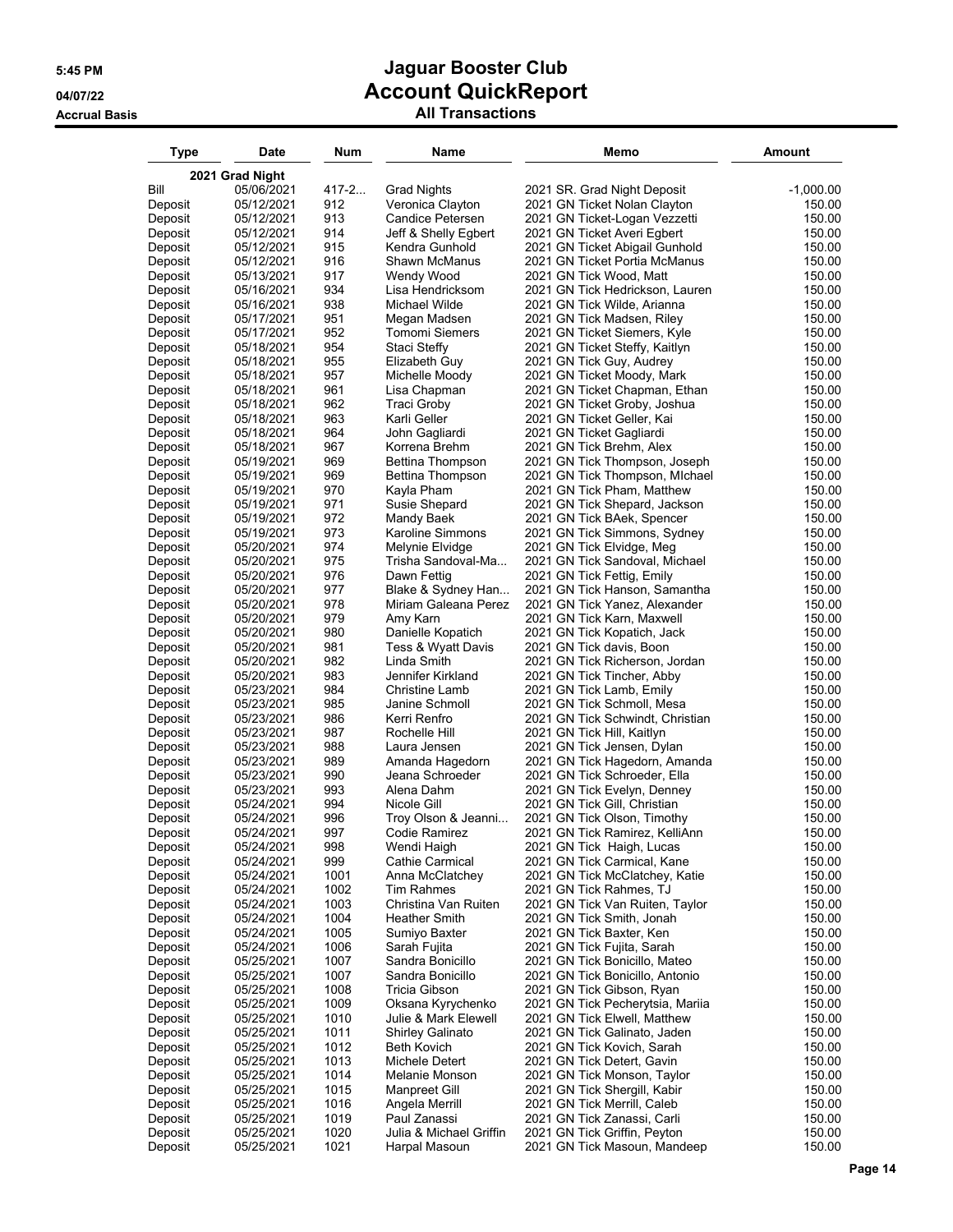# Jaguar Booster Club

## Account QuickReport

### All Transactions

5:45 PM
04/07/22
Accrual Basis

| Type | Date | Num | Name | Memo | Amount |
|---|---|---|---|---|---|
| **2021 Grad Night** | | | | | |
| Bill | 05/06/2021 | 417-2... | Grad Nights | 2021 SR. Grad Night Deposit | -1,000.00 |
| Deposit | 05/12/2021 | 912 | Veronica Clayton | 2021 GN Ticket Nolan Clayton | 150.00 |
| Deposit | 05/12/2021 | 913 | Candice Petersen | 2021 GN Ticket-Logan Vezzetti | 150.00 |
| Deposit | 05/12/2021 | 914 | Jeff & Shelly Egbert | 2021 GN Ticket Averi Egbert | 150.00 |
| Deposit | 05/12/2021 | 915 | Kendra Gunhold | 2021 GN Ticket Abigail Gunhold | 150.00 |
| Deposit | 05/12/2021 | 916 | Shawn McManus | 2021 GN Ticket Portia McManus | 150.00 |
| Deposit | 05/13/2021 | 917 | Wendy Wood | 2021 GN Tick Wood, Matt | 150.00 |
| Deposit | 05/16/2021 | 934 | Lisa Hendricksom | 2021 GN Tick Hedrickson, Lauren | 150.00 |
| Deposit | 05/16/2021 | 938 | Michael Wilde | 2021 GN Tick Wilde, Arianna | 150.00 |
| Deposit | 05/17/2021 | 951 | Megan Madsen | 2021 GN Tick Madsen, Riley | 150.00 |
| Deposit | 05/17/2021 | 952 | Tomomi Siemers | 2021 GN Ticket Siemers, Kyle | 150.00 |
| Deposit | 05/18/2021 | 954 | Staci Steffy | 2021 GN Ticket Steffy, Kaitlyn | 150.00 |
| Deposit | 05/18/2021 | 955 | Elizabeth Guy | 2021 GN Tick Guy, Audrey | 150.00 |
| Deposit | 05/18/2021 | 957 | Michelle Moody | 2021 GN Ticket Moody, Mark | 150.00 |
| Deposit | 05/18/2021 | 961 | Lisa Chapman | 2021 GN Ticket Chapman, Ethan | 150.00 |
| Deposit | 05/18/2021 | 962 | Traci Groby | 2021 GN Ticket Groby, Joshua | 150.00 |
| Deposit | 05/18/2021 | 963 | Karli Geller | 2021 GN Ticket Geller, Kai | 150.00 |
| Deposit | 05/18/2021 | 964 | John Gagliardi | 2021 GN Ticket Gagliardi | 150.00 |
| Deposit | 05/18/2021 | 967 | Korrena Brehm | 2021 GN Tick Brehm, Alex | 150.00 |
| Deposit | 05/19/2021 | 969 | Bettina Thompson | 2021 GN Tick Thompson, Joseph | 150.00 |
| Deposit | 05/19/2021 | 969 | Bettina Thompson | 2021 GN Tick Thompson, MIchael | 150.00 |
| Deposit | 05/19/2021 | 970 | Kayla Pham | 2021 GN Tick Pham, Matthew | 150.00 |
| Deposit | 05/19/2021 | 971 | Susie Shepard | 2021 GN Tick Shepard, Jackson | 150.00 |
| Deposit | 05/19/2021 | 972 | Mandy Baek | 2021 GN Tick BAek, Spencer | 150.00 |
| Deposit | 05/19/2021 | 973 | Karoline Simmons | 2021 GN Tick Simmons, Sydney | 150.00 |
| Deposit | 05/20/2021 | 974 | Melynie Elvidge | 2021 GN Tick Elvidge, Meg | 150.00 |
| Deposit | 05/20/2021 | 975 | Trisha Sandoval-Ma... | 2021 GN Tick Sandoval, Michael | 150.00 |
| Deposit | 05/20/2021 | 976 | Dawn Fettig | 2021 GN Tick Fettig, Emily | 150.00 |
| Deposit | 05/20/2021 | 977 | Blake & Sydney Han... | 2021 GN Tick Hanson, Samantha | 150.00 |
| Deposit | 05/20/2021 | 978 | Miriam Galeana Perez | 2021 GN Tick Yanez, Alexander | 150.00 |
| Deposit | 05/20/2021 | 979 | Amy Karn | 2021 GN Tick Karn, Maxwell | 150.00 |
| Deposit | 05/20/2021 | 980 | Danielle Kopatich | 2021 GN Tick Kopatich, Jack | 150.00 |
| Deposit | 05/20/2021 | 981 | Tess & Wyatt Davis | 2021 GN Tick davis, Boon | 150.00 |
| Deposit | 05/20/2021 | 982 | Linda Smith | 2021 GN Tick Richerson, Jordan | 150.00 |
| Deposit | 05/20/2021 | 983 | Jennifer Kirkland | 2021 GN Tick Tincher, Abby | 150.00 |
| Deposit | 05/23/2021 | 984 | Christine Lamb | 2021 GN Tick Lamb, Emily | 150.00 |
| Deposit | 05/23/2021 | 985 | Janine Schmoll | 2021 GN Tick Schmoll, Mesa | 150.00 |
| Deposit | 05/23/2021 | 986 | Kerri Renfro | 2021 GN Tick Schwindt, Christian | 150.00 |
| Deposit | 05/23/2021 | 987 | Rochelle Hill | 2021 GN Tick Hill, Kaitlyn | 150.00 |
| Deposit | 05/23/2021 | 988 | Laura Jensen | 2021 GN Tick Jensen, Dylan | 150.00 |
| Deposit | 05/23/2021 | 989 | Amanda Hagedorn | 2021 GN Tick Hagedorn, Amanda | 150.00 |
| Deposit | 05/23/2021 | 990 | Jeana Schroeder | 2021 GN Tick Schroeder, Ella | 150.00 |
| Deposit | 05/23/2021 | 993 | Alena Dahm | 2021 GN Tick Evelyn, Denney | 150.00 |
| Deposit | 05/24/2021 | 994 | Nicole Gill | 2021 GN Tick Gill, Christian | 150.00 |
| Deposit | 05/24/2021 | 996 | Troy Olson & Jeanni... | 2021 GN Tick Olson, Timothy | 150.00 |
| Deposit | 05/24/2021 | 997 | Codie Ramirez | 2021 GN Tick Ramirez, KelliAnn | 150.00 |
| Deposit | 05/24/2021 | 998 | Wendi Haigh | 2021 GN Tick Haigh, Lucas | 150.00 |
| Deposit | 05/24/2021 | 999 | Cathie Carmical | 2021 GN Tick Carmical, Kane | 150.00 |
| Deposit | 05/24/2021 | 1001 | Anna McClatchey | 2021 GN Tick McClatchey, Katie | 150.00 |
| Deposit | 05/24/2021 | 1002 | Tim Rahmes | 2021 GN Tick Rahmes, TJ | 150.00 |
| Deposit | 05/24/2021 | 1003 | Christina Van Ruiten | 2021 GN Tick Van Ruiten, Taylor | 150.00 |
| Deposit | 05/24/2021 | 1004 | Heather Smith | 2021 GN Tick Smith, Jonah | 150.00 |
| Deposit | 05/24/2021 | 1005 | Sumiyo Baxter | 2021 GN Tick Baxter, Ken | 150.00 |
| Deposit | 05/24/2021 | 1006 | Sarah Fujita | 2021 GN Tick Fujita, Sarah | 150.00 |
| Deposit | 05/25/2021 | 1007 | Sandra Bonicillo | 2021 GN Tick Bonicillo, Mateo | 150.00 |
| Deposit | 05/25/2021 | 1007 | Sandra Bonicillo | 2021 GN Tick Bonicillo, Antonio | 150.00 |
| Deposit | 05/25/2021 | 1008 | Tricia Gibson | 2021 GN Tick Gibson, Ryan | 150.00 |
| Deposit | 05/25/2021 | 1009 | Oksana Kyrychenko | 2021 GN Tick Pecherytsia, Mariia | 150.00 |
| Deposit | 05/25/2021 | 1010 | Julie & Mark Elewell | 2021 GN Tick Elwell, Matthew | 150.00 |
| Deposit | 05/25/2021 | 1011 | Shirley Galinato | 2021 GN Tick Galinato, Jaden | 150.00 |
| Deposit | 05/25/2021 | 1012 | Beth Kovich | 2021 GN Tick Kovich, Sarah | 150.00 |
| Deposit | 05/25/2021 | 1013 | Michele Detert | 2021 GN Tick Detert, Gavin | 150.00 |
| Deposit | 05/25/2021 | 1014 | Melanie Monson | 2021 GN Tick Monson, Taylor | 150.00 |
| Deposit | 05/25/2021 | 1015 | Manpreet Gill | 2021 GN Tick Shergill, Kabir | 150.00 |
| Deposit | 05/25/2021 | 1016 | Angela Merrill | 2021 GN Tick Merrill, Caleb | 150.00 |
| Deposit | 05/25/2021 | 1019 | Paul Zanassi | 2021 GN Tick Zanassi, Carli | 150.00 |
| Deposit | 05/25/2021 | 1020 | Julia & Michael Griffin | 2021 GN Tick Griffin, Peyton | 150.00 |
| Deposit | 05/25/2021 | 1021 | Harpal Masoun | 2021 GN Tick Masoun, Mandeep | 150.00 |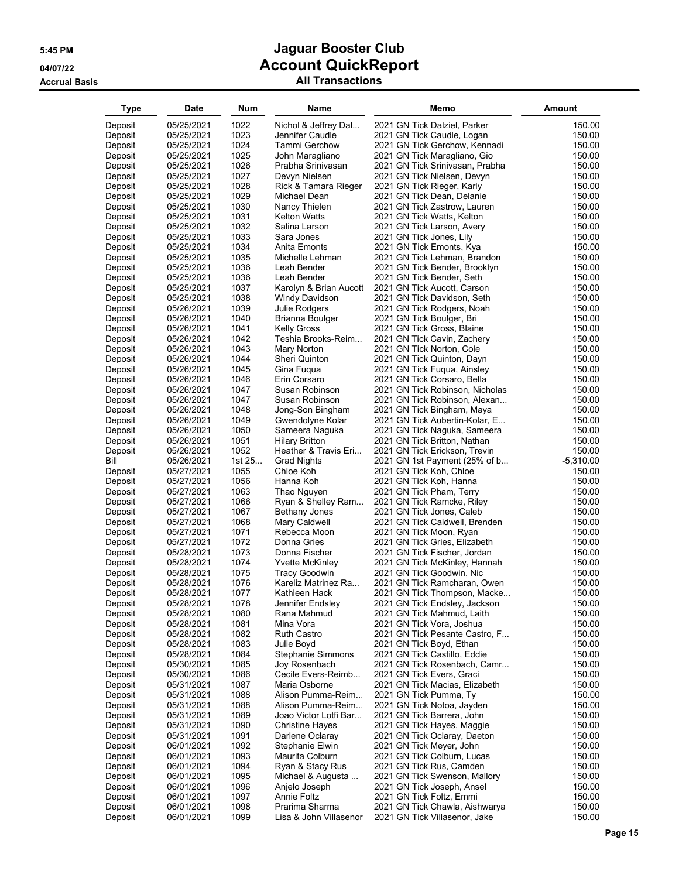# Jaguar Booster Club

## Account QuickReport

### All Transactions

5:45 PM
04/07/22
Accrual Basis

| Type | Date | Num | Name | Memo | Amount |
|---|---|---|---|---|---|
| Deposit | 05/25/2021 | 1022 | Nichol & Jeffrey Dal... | 2021 GN Tick Dalziel, Parker | 150.00 |
| Deposit | 05/25/2021 | 1023 | Jennifer Caudle | 2021 GN Tick Caudle, Logan | 150.00 |
| Deposit | 05/25/2021 | 1024 | Tammi Gerchow | 2021 GN Tick Gerchow, Kennadi | 150.00 |
| Deposit | 05/25/2021 | 1025 | John Maragliano | 2021 GN Tick Maragliano, Gio | 150.00 |
| Deposit | 05/25/2021 | 1026 | Prabha Srinivasan | 2021 GN Tick Srinivasan, Prabha | 150.00 |
| Deposit | 05/25/2021 | 1027 | Devyn Nielsen | 2021 GN Tick Nielsen, Devyn | 150.00 |
| Deposit | 05/25/2021 | 1028 | Rick & Tamara Rieger | 2021 GN Tick Rieger, Karly | 150.00 |
| Deposit | 05/25/2021 | 1029 | Michael Dean | 2021 GN Tick Dean, Delanie | 150.00 |
| Deposit | 05/25/2021 | 1030 | Nancy Thielen | 2021 GN Tick Zastrow, Lauren | 150.00 |
| Deposit | 05/25/2021 | 1031 | Kelton Watts | 2021 GN Tick Watts, Kelton | 150.00 |
| Deposit | 05/25/2021 | 1032 | Salina Larson | 2021 GN Tick Larson, Avery | 150.00 |
| Deposit | 05/25/2021 | 1033 | Sara Jones | 2021 GN Tick Jones, Lily | 150.00 |
| Deposit | 05/25/2021 | 1034 | Anita Emonts | 2021 GN Tick Emonts, Kya | 150.00 |
| Deposit | 05/25/2021 | 1035 | Michelle Lehman | 2021 GN Tick Lehman, Brandon | 150.00 |
| Deposit | 05/25/2021 | 1036 | Leah Bender | 2021 GN Tick Bender, Brooklyn | 150.00 |
| Deposit | 05/25/2021 | 1036 | Leah Bender | 2021 GN Tick Bender, Seth | 150.00 |
| Deposit | 05/25/2021 | 1037 | Karolyn & Brian Aucott | 2021 GN Tick Aucott, Carson | 150.00 |
| Deposit | 05/25/2021 | 1038 | Windy Davidson | 2021 GN Tick Davidson, Seth | 150.00 |
| Deposit | 05/26/2021 | 1039 | Julie Rodgers | 2021 GN Tick Rodgers, Noah | 150.00 |
| Deposit | 05/26/2021 | 1040 | Brianna Boulger | 2021 GN Tick Boulger, Bri | 150.00 |
| Deposit | 05/26/2021 | 1041 | Kelly Gross | 2021 GN Tick Gross, Blaine | 150.00 |
| Deposit | 05/26/2021 | 1042 | Teshia Brooks-Reim... | 2021 GN Tick Cavin, Zachery | 150.00 |
| Deposit | 05/26/2021 | 1043 | Mary Norton | 2021 GN Tick Norton, Cole | 150.00 |
| Deposit | 05/26/2021 | 1044 | Sheri Quinton | 2021 GN Tick Quinton, Dayn | 150.00 |
| Deposit | 05/26/2021 | 1045 | Gina Fuqua | 2021 GN Tick Fuqua, Ainsley | 150.00 |
| Deposit | 05/26/2021 | 1046 | Erin Corsaro | 2021 GN Tick Corsaro, Bella | 150.00 |
| Deposit | 05/26/2021 | 1047 | Susan Robinson | 2021 GN Tick Robinson, Nicholas | 150.00 |
| Deposit | 05/26/2021 | 1047 | Susan Robinson | 2021 GN Tick Robinson, Alexan... | 150.00 |
| Deposit | 05/26/2021 | 1048 | Jong-Son Bingham | 2021 GN Tick Bingham, Maya | 150.00 |
| Deposit | 05/26/2021 | 1049 | Gwendolyne Kolar | 2021 GN Tick Aubertin-Kolar, E... | 150.00 |
| Deposit | 05/26/2021 | 1050 | Sameera Naguka | 2021 GN Tick Naguka, Sameera | 150.00 |
| Deposit | 05/26/2021 | 1051 | Hilary Britton | 2021 GN Tick Britton, Nathan | 150.00 |
| Deposit | 05/26/2021 | 1052 | Heather & Travis Eri... | 2021 GN Tick Erickson, Trevin | 150.00 |
| Bill | 05/26/2021 | 1st 25... | Grad Nights | 2021 GN 1st Payment (25% of b... | -5,310.00 |
| Deposit | 05/27/2021 | 1055 | Chloe Koh | 2021 GN Tick Koh, Chloe | 150.00 |
| Deposit | 05/27/2021 | 1056 | Hanna Koh | 2021 GN Tick Koh, Hanna | 150.00 |
| Deposit | 05/27/2021 | 1063 | Thao Nguyen | 2021 GN Tick Pham, Terry | 150.00 |
| Deposit | 05/27/2021 | 1066 | Ryan & Shelley Ram... | 2021 GN Tick Ramcke, Riley | 150.00 |
| Deposit | 05/27/2021 | 1067 | Bethany Jones | 2021 GN Tick Jones, Caleb | 150.00 |
| Deposit | 05/27/2021 | 1068 | Mary Caldwell | 2021 GN Tick Caldwell, Brenden | 150.00 |
| Deposit | 05/27/2021 | 1071 | Rebecca Moon | 2021 GN Tick Moon, Ryan | 150.00 |
| Deposit | 05/27/2021 | 1072 | Donna Gries | 2021 GN Tick Gries, Elizabeth | 150.00 |
| Deposit | 05/28/2021 | 1073 | Donna Fischer | 2021 GN Tick Fischer, Jordan | 150.00 |
| Deposit | 05/28/2021 | 1074 | Yvette McKinley | 2021 GN Tick McKinley, Hannah | 150.00 |
| Deposit | 05/28/2021 | 1075 | Tracy Goodwin | 2021 GN Tick Goodwin, Nic | 150.00 |
| Deposit | 05/28/2021 | 1076 | Kareliz Matrinez Ra... | 2021 GN Tick Ramcharan, Owen | 150.00 |
| Deposit | 05/28/2021 | 1077 | Kathleen Hack | 2021 GN Tick Thompson, Macke... | 150.00 |
| Deposit | 05/28/2021 | 1078 | Jennifer Endsley | 2021 GN Tick Endsley, Jackson | 150.00 |
| Deposit | 05/28/2021 | 1080 | Rana Mahmud | 2021 GN Tick Mahmud, Laith | 150.00 |
| Deposit | 05/28/2021 | 1081 | Mina Vora | 2021 GN Tick Vora, Joshua | 150.00 |
| Deposit | 05/28/2021 | 1082 | Ruth Castro | 2021 GN Tick Pesante Castro, F... | 150.00 |
| Deposit | 05/28/2021 | 1083 | Julie Boyd | 2021 GN Tick Boyd, Ethan | 150.00 |
| Deposit | 05/28/2021 | 1084 | Stephanie Simmons | 2021 GN Tick Castillo, Eddie | 150.00 |
| Deposit | 05/30/2021 | 1085 | Joy Rosenbach | 2021 GN Tick Rosenbach, Camr... | 150.00 |
| Deposit | 05/30/2021 | 1086 | Cecile Evers-Reimb... | 2021 GN Tick Evers, Graci | 150.00 |
| Deposit | 05/31/2021 | 1087 | Maria Osborne | 2021 GN Tick Macias, Elizabeth | 150.00 |
| Deposit | 05/31/2021 | 1088 | Alison Pumma-Reim... | 2021 GN Tick Pumma, Ty | 150.00 |
| Deposit | 05/31/2021 | 1088 | Alison Pumma-Reim... | 2021 GN Tick Notoa, Jayden | 150.00 |
| Deposit | 05/31/2021 | 1089 | Joao Victor Lotfi Bar... | 2021 GN Tick Barrera, John | 150.00 |
| Deposit | 05/31/2021 | 1090 | Christine Hayes | 2021 GN Tick Hayes, Maggie | 150.00 |
| Deposit | 05/31/2021 | 1091 | Darlene Oclaray | 2021 GN Tick Oclaray, Daeton | 150.00 |
| Deposit | 06/01/2021 | 1092 | Stephanie Elwin | 2021 GN Tick Meyer, John | 150.00 |
| Deposit | 06/01/2021 | 1093 | Maurita Colburn | 2021 GN Tick Colburn, Lucas | 150.00 |
| Deposit | 06/01/2021 | 1094 | Ryan & Stacy Rus | 2021 GN Tick Rus, Camden | 150.00 |
| Deposit | 06/01/2021 | 1095 | Michael & Augusta ... | 2021 GN Tick Swenson, Mallory | 150.00 |
| Deposit | 06/01/2021 | 1096 | Anjelo Joseph | 2021 GN Tick Joseph, Ansel | 150.00 |
| Deposit | 06/01/2021 | 1097 | Annie Foltz | 2021 GN Tick Foltz, Emmi | 150.00 |
| Deposit | 06/01/2021 | 1098 | Prarima Sharma | 2021 GN Tick Chawla, Aishwarya | 150.00 |
| Deposit | 06/01/2021 | 1099 | Lisa & John Villasenor | 2021 GN Tick Villasenor, Jake | 150.00 |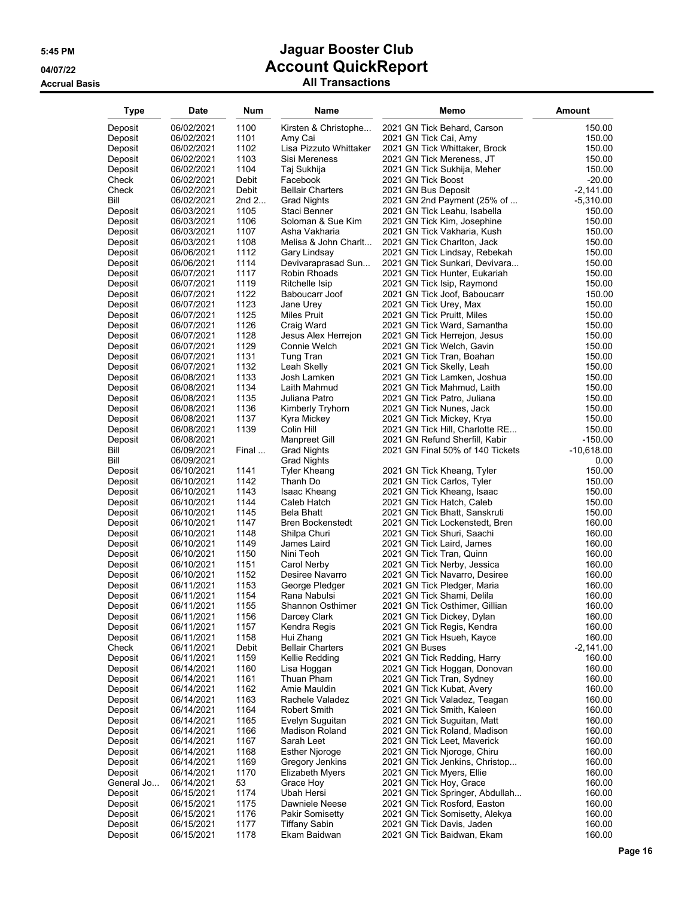5:45 PM
04/07/22
Accrual Basis

# Jaguar Booster Club
# Account QuickReport
## All Transactions

| Type | Date | Num | Name | Memo | Amount |
|---|---|---|---|---|---|
| Deposit | 06/02/2021 | 1100 | Kirsten & Christophe... | 2021 GN Tick Behard, Carson | 150.00 |
| Deposit | 06/02/2021 | 1101 | Amy Cai | 2021 GN Tick Cai, Amy | 150.00 |
| Deposit | 06/02/2021 | 1102 | Lisa Pizzuto Whittaker | 2021 GN Tick Whittaker, Brock | 150.00 |
| Deposit | 06/02/2021 | 1103 | Sisi Mereness | 2021 GN Tick Mereness, JT | 150.00 |
| Deposit | 06/02/2021 | 1104 | Taj Sukhija | 2021 GN Tick Sukhija, Meher | 150.00 |
| Check | 06/02/2021 | Debit | Facebook | 2021 GN Tick Boost | -20.00 |
| Check | 06/02/2021 | Debit | Bellair Charters | 2021 GN Bus Deposit | -2,141.00 |
| Bill | 06/02/2021 | 2nd 2... | Grad Nights | 2021 GN 2nd Payment (25% of ... | -5,310.00 |
| Deposit | 06/03/2021 | 1105 | Staci Benner | 2021 GN Tick Leahu, Isabella | 150.00 |
| Deposit | 06/03/2021 | 1106 | Soloman & Sue Kim | 2021 GN Tick Kim, Josephine | 150.00 |
| Deposit | 06/03/2021 | 1107 | Asha Vakharia | 2021 GN Tick Vakharia, Kush | 150.00 |
| Deposit | 06/03/2021 | 1108 | Melisa & John Charlt... | 2021 GN Tick Charlton, Jack | 150.00 |
| Deposit | 06/06/2021 | 1112 | Gary Lindsay | 2021 GN Tick Lindsay, Rebekah | 150.00 |
| Deposit | 06/06/2021 | 1114 | Devivaraprasad Sun... | 2021 GN Tick Sunkari, Devivara... | 150.00 |
| Deposit | 06/07/2021 | 1117 | Robin Rhoads | 2021 GN Tick Hunter, Eukariah | 150.00 |
| Deposit | 06/07/2021 | 1119 | Ritchelle Isip | 2021 GN Tick Isip, Raymond | 150.00 |
| Deposit | 06/07/2021 | 1122 | Baboucarr Joof | 2021 GN Tick Joof, Baboucarr | 150.00 |
| Deposit | 06/07/2021 | 1123 | Jane Urey | 2021 GN Tick Urey, Max | 150.00 |
| Deposit | 06/07/2021 | 1125 | Miles Pruit | 2021 GN Tick Pruitt, Miles | 150.00 |
| Deposit | 06/07/2021 | 1126 | Craig Ward | 2021 GN Tick Ward, Samantha | 150.00 |
| Deposit | 06/07/2021 | 1128 | Jesus Alex Herrejon | 2021 GN Tick Herrejon, Jesus | 150.00 |
| Deposit | 06/07/2021 | 1129 | Connie Welch | 2021 GN Tick Welch, Gavin | 150.00 |
| Deposit | 06/07/2021 | 1131 | Tung Tran | 2021 GN Tick Tran, Boahan | 150.00 |
| Deposit | 06/07/2021 | 1132 | Leah Skelly | 2021 GN Tick Skelly, Leah | 150.00 |
| Deposit | 06/08/2021 | 1133 | Josh Lamken | 2021 GN Tick Lamken, Joshua | 150.00 |
| Deposit | 06/08/2021 | 1134 | Laith Mahmud | 2021 GN Tick Mahmud, Laith | 150.00 |
| Deposit | 06/08/2021 | 1135 | Juliana Patro | 2021 GN Tick Patro, Juliana | 150.00 |
| Deposit | 06/08/2021 | 1136 | Kimberly Tryhorn | 2021 GN Tick Nunes, Jack | 150.00 |
| Deposit | 06/08/2021 | 1137 | Kyra Mickey | 2021 GN Tick Mickey, Krya | 150.00 |
| Deposit | 06/08/2021 | 1139 | Colin Hill | 2021 GN Tick Hill, Charlotte RE... | 150.00 |
| Deposit | 06/08/2021 | | Manpreet Gill | 2021 GN Refund Sherfill, Kabir | -150.00 |
| Bill | 06/09/2021 | Final ... | Grad Nights | 2021 GN Final 50% of 140 Tickets | -10,618.00 |
| Bill | 06/09/2021 | | Grad Nights | | 0.00 |
| Deposit | 06/10/2021 | 1141 | Tyler Kheang | 2021 GN Tick Kheang, Tyler | 150.00 |
| Deposit | 06/10/2021 | 1142 | Thanh Do | 2021 GN Tick Carlos, Tyler | 150.00 |
| Deposit | 06/10/2021 | 1143 | Isaac Kheang | 2021 GN Tick Kheang, Isaac | 150.00 |
| Deposit | 06/10/2021 | 1144 | Caleb Hatch | 2021 GN Tick Hatch, Caleb | 150.00 |
| Deposit | 06/10/2021 | 1145 | Bela Bhatt | 2021 GN Tick Bhatt, Sanskruti | 150.00 |
| Deposit | 06/10/2021 | 1147 | Bren Bockenstedt | 2021 GN Tick Lockenstedt, Bren | 160.00 |
| Deposit | 06/10/2021 | 1148 | Shilpa Churi | 2021 GN Tick Shuri, Saachi | 160.00 |
| Deposit | 06/10/2021 | 1149 | James Laird | 2021 GN Tick Laird, James | 160.00 |
| Deposit | 06/10/2021 | 1150 | Nini Teoh | 2021 GN Tick Tran, Quinn | 160.00 |
| Deposit | 06/10/2021 | 1151 | Carol Nerby | 2021 GN Tick Nerby, Jessica | 160.00 |
| Deposit | 06/10/2021 | 1152 | Desiree Navarro | 2021 GN Tick Navarro, Desiree | 160.00 |
| Deposit | 06/11/2021 | 1153 | George Pledger | 2021 GN Tick Pledger, Maria | 160.00 |
| Deposit | 06/11/2021 | 1154 | Rana Nabulsi | 2021 GN Tick Shami, Delila | 160.00 |
| Deposit | 06/11/2021 | 1155 | Shannon Osthimer | 2021 GN Tick Osthimer, Gillian | 160.00 |
| Deposit | 06/11/2021 | 1156 | Darcey Clark | 2021 GN Tick Dickey, Dylan | 160.00 |
| Deposit | 06/11/2021 | 1157 | Kendra Regis | 2021 GN Tick Regis, Kendra | 160.00 |
| Deposit | 06/11/2021 | 1158 | Hui Zhang | 2021 GN Tick Hsueh, Kayce | 160.00 |
| Check | 06/11/2021 | Debit | Bellair Charters | 2021 GN Buses | -2,141.00 |
| Deposit | 06/11/2021 | 1159 | Kellie Redding | 2021 GN Tick Redding, Harry | 160.00 |
| Deposit | 06/14/2021 | 1160 | Lisa Hoggan | 2021 GN Tick Hoggan, Donovan | 160.00 |
| Deposit | 06/14/2021 | 1161 | Thuan Pham | 2021 GN Tick Tran, Sydney | 160.00 |
| Deposit | 06/14/2021 | 1162 | Amie Mauldin | 2021 GN Tick Kubat, Avery | 160.00 |
| Deposit | 06/14/2021 | 1163 | Rachele Valadez | 2021 GN Tick Valadez, Teagan | 160.00 |
| Deposit | 06/14/2021 | 1164 | Robert Smith | 2021 GN Tick Smith, Kaleen | 160.00 |
| Deposit | 06/14/2021 | 1165 | Evelyn Suguitan | 2021 GN Tick Suguitan, Matt | 160.00 |
| Deposit | 06/14/2021 | 1166 | Madison Roland | 2021 GN Tick Roland, Madison | 160.00 |
| Deposit | 06/14/2021 | 1167 | Sarah Leet | 2021 GN Tick Leet, Maverick | 160.00 |
| Deposit | 06/14/2021 | 1168 | Esther Njoroge | 2021 GN Tick Njoroge, Chiru | 160.00 |
| Deposit | 06/14/2021 | 1169 | Gregory Jenkins | 2021 GN Tick Jenkins, Christop... | 160.00 |
| Deposit | 06/14/2021 | 1170 | Elizabeth Myers | 2021 GN Tick Myers, Ellie | 160.00 |
| General Jo... | 06/14/2021 | 53 | Grace Hoy | 2021 GN Tick Hoy, Grace | 160.00 |
| Deposit | 06/15/2021 | 1174 | Ubah Hersi | 2021 GN Tick Springer, Abdullah... | 160.00 |
| Deposit | 06/15/2021 | 1175 | Dawniele Neese | 2021 GN Tick Rosford, Easton | 160.00 |
| Deposit | 06/15/2021 | 1176 | Pakir Somisetty | 2021 GN Tick Somisetty, Alekya | 160.00 |
| Deposit | 06/15/2021 | 1177 | Tiffany Sabin | 2021 GN Tick Davis, Jaden | 160.00 |
| Deposit | 06/15/2021 | 1178 | Ekam Baidwan | 2021 GN Tick Baidwan, Ekam | 160.00 |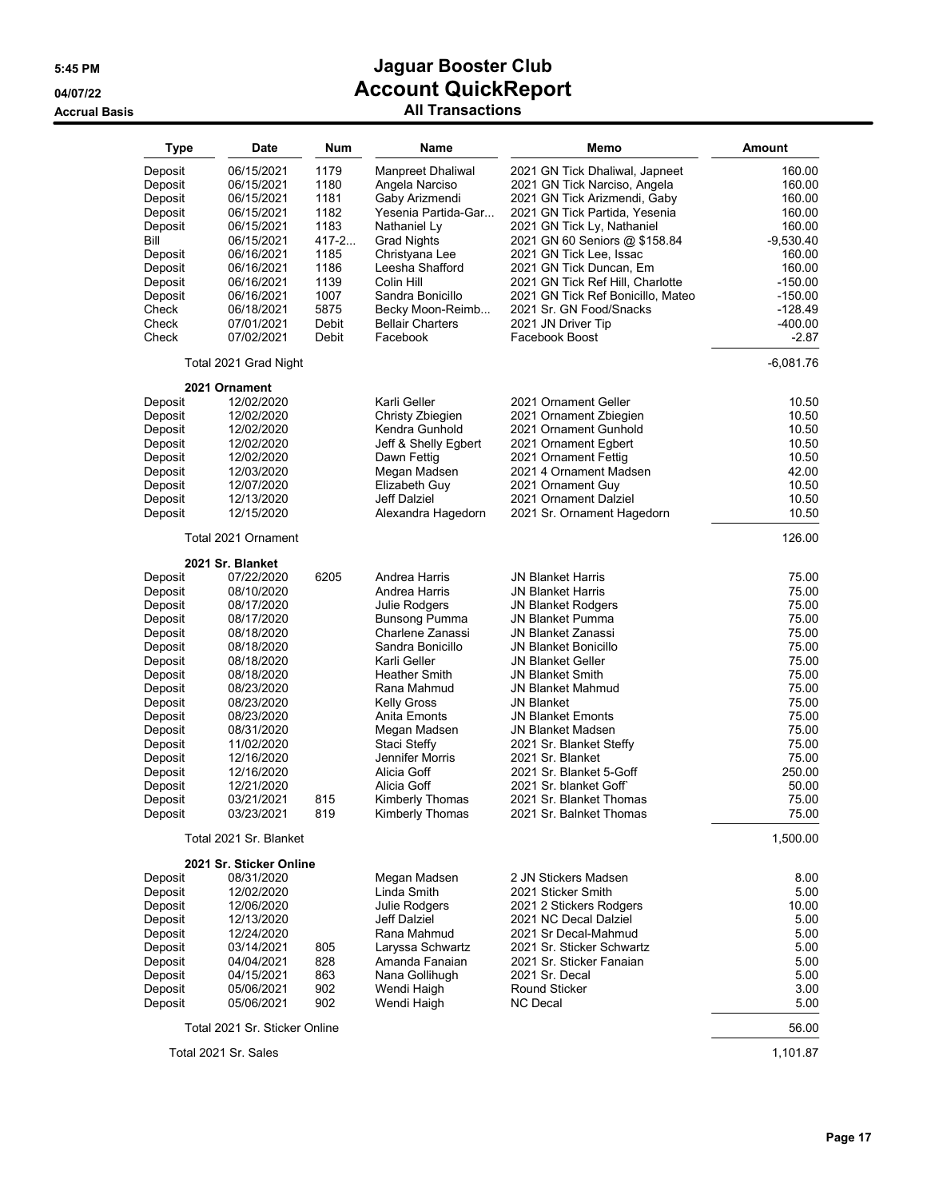# Jaguar Booster Club
## Account QuickReport
### All Transactions

5:45 PM
04/07/22
Accrual Basis

| Type | Date | Num | Name | Memo | Amount |
|---|---|---|---|---|---|
| Deposit | 06/15/2021 | 1179 | Manpreet Dhaliwal | 2021 GN Tick Dhaliwal, Japneet | 160.00 |
| Deposit | 06/15/2021 | 1180 | Angela Narciso | 2021 GN Tick Narciso, Angela | 160.00 |
| Deposit | 06/15/2021 | 1181 | Gaby Arizmendi | 2021 GN Tick Arizmendi, Gaby | 160.00 |
| Deposit | 06/15/2021 | 1182 | Yesenia Partida-Gar... | 2021 GN Tick Partida, Yesenia | 160.00 |
| Deposit | 06/15/2021 | 1183 | Nathaniel Ly | 2021 GN Tick Ly, Nathaniel | 160.00 |
| Bill | 06/15/2021 | 417-2... | Grad Nights | 2021 GN 60 Seniors @ $158.84 | -9,530.40 |
| Deposit | 06/16/2021 | 1185 | Christyana Lee | 2021 GN Tick Lee, Issac | 160.00 |
| Deposit | 06/16/2021 | 1186 | Leesha Shafford | 2021 GN Tick Duncan, Em | 160.00 |
| Deposit | 06/16/2021 | 1139 | Colin Hill | 2021 GN Tick Ref Hill, Charlotte | -150.00 |
| Deposit | 06/16/2021 | 1007 | Sandra Bonicillo | 2021 GN Tick Ref Bonicillo, Mateo | -150.00 |
| Check | 06/18/2021 | 5875 | Becky Moon-Reimb... | 2021 Sr. GN Food/Snacks | -128.49 |
| Check | 07/01/2021 | Debit | Bellair Charters | 2021 JN Driver Tip | -400.00 |
| Check | 07/02/2021 | Debit | Facebook | Facebook Boost | -2.87 |
| Total 2021 Grad Night | | | | | -6,081.76 |
| **2021 Ornament** | | | | | |
| Deposit | 12/02/2020 | | Karli Geller | 2021 Ornament Geller | 10.50 |
| Deposit | 12/02/2020 | | Christy Zbiegien | 2021 Ornament Zbiegien | 10.50 |
| Deposit | 12/02/2020 | | Kendra Gunhold | 2021 Ornament Gunhold | 10.50 |
| Deposit | 12/02/2020 | | Jeff & Shelly Egbert | 2021 Ornament Egbert | 10.50 |
| Deposit | 12/02/2020 | | Dawn Fettig | 2021 Ornament Fettig | 10.50 |
| Deposit | 12/03/2020 | | Megan Madsen | 2021 4 Ornament Madsen | 42.00 |
| Deposit | 12/07/2020 | | Elizabeth Guy | 2021 Ornament Guy | 10.50 |
| Deposit | 12/13/2020 | | Jeff Dalziel | 2021 Ornament Dalziel | 10.50 |
| Deposit | 12/15/2020 | | Alexandra Hagedorn | 2021 Sr. Ornament Hagedorn | 10.50 |
| Total 2021 Ornament | | | | | 126.00 |
| **2021 Sr. Blanket** | | | | | |
| Deposit | 07/22/2020 | 6205 | Andrea Harris | JN Blanket Harris | 75.00 |
| Deposit | 08/10/2020 | | Andrea Harris | JN Blanket Harris | 75.00 |
| Deposit | 08/17/2020 | | Julie Rodgers | JN Blanket Rodgers | 75.00 |
| Deposit | 08/17/2020 | | Bunsong Pumma | JN Blanket Pumma | 75.00 |
| Deposit | 08/18/2020 | | Charlene Zanassi | JN Blanket Zanassi | 75.00 |
| Deposit | 08/18/2020 | | Sandra Bonicillo | JN Blanket Bonicillo | 75.00 |
| Deposit | 08/18/2020 | | Karli Geller | JN Blanket Geller | 75.00 |
| Deposit | 08/18/2020 | | Heather Smith | JN Blanket Smith | 75.00 |
| Deposit | 08/23/2020 | | Rana Mahmud | JN Blanket Mahmud | 75.00 |
| Deposit | 08/23/2020 | | Kelly Gross | JN Blanket | 75.00 |
| Deposit | 08/23/2020 | | Anita Emonts | JN Blanket Emonts | 75.00 |
| Deposit | 08/31/2020 | | Megan Madsen | JN Blanket Madsen | 75.00 |
| Deposit | 11/02/2020 | | Staci Steffy | 2021 Sr. Blanket Steffy | 75.00 |
| Deposit | 12/16/2020 | | Jennifer Morris | 2021 Sr. Blanket | 75.00 |
| Deposit | 12/16/2020 | | Alicia Goff | 2021 Sr. Blanket 5-Goff | 250.00 |
| Deposit | 12/21/2020 | | Alicia Goff | 2021 Sr. blanket Goff` | 50.00 |
| Deposit | 03/21/2021 | 815 | Kimberly Thomas | 2021 Sr. Blanket Thomas | 75.00 |
| Deposit | 03/23/2021 | 819 | Kimberly Thomas | 2021 Sr. Balnket Thomas | 75.00 |
| Total 2021 Sr. Blanket | | | | | 1,500.00 |
| **2021 Sr. Sticker Online** | | | | | |
| Deposit | 08/31/2020 | | Megan Madsen | 2 JN Stickers Madsen | 8.00 |
| Deposit | 12/02/2020 | | Linda Smith | 2021 Sticker Smith | 5.00 |
| Deposit | 12/06/2020 | | Julie Rodgers | 2021 2 Stickers Rodgers | 10.00 |
| Deposit | 12/13/2020 | | Jeff Dalziel | 2021 NC Decal Dalziel | 5.00 |
| Deposit | 12/24/2020 | | Rana Mahmud | 2021 Sr Decal-Mahmud | 5.00 |
| Deposit | 03/14/2021 | 805 | Laryssa Schwartz | 2021 Sr. Sticker Schwartz | 5.00 |
| Deposit | 04/04/2021 | 828 | Amanda Fanaian | 2021 Sr. Sticker Fanaian | 5.00 |
| Deposit | 04/15/2021 | 863 | Nana Gollihugh | 2021 Sr. Decal | 5.00 |
| Deposit | 05/06/2021 | 902 | Wendi Haigh | Round Sticker | 3.00 |
| Deposit | 05/06/2021 | 902 | Wendi Haigh | NC Decal | 5.00 |
| Total 2021 Sr. Sticker Online | | | | | 56.00 |
| Total 2021 Sr. Sales | | | | | 1,101.87 |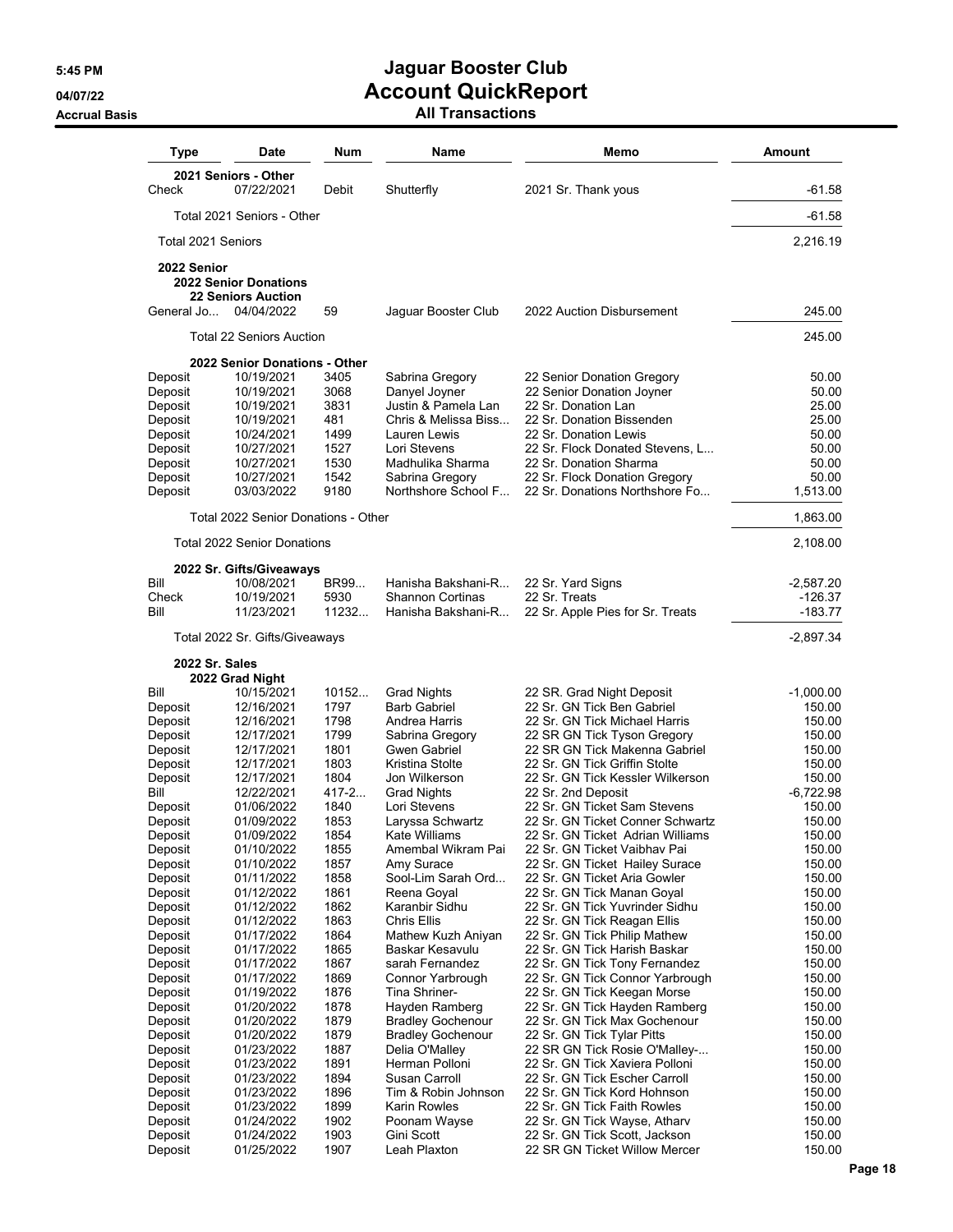# Jaguar Booster Club
## Account QuickReport
### All Transactions

5:45 PM
04/07/22
Accrual Basis

| Type | Date | Num | Name | Memo | Amount |
|---|---|---|---|---|---|
| **2021 Seniors - Other** | | | | | |
| Check | 07/22/2021 | Debit | Shutterfly | 2021 Sr. Thank yous | -61.58 |
| Total 2021 Seniors - Other | | | | | -61.58 |
| Total 2021 Seniors | | | | | 2,216.19 |
| **2022 Senior** | | | | | |
| **2022 Senior Donations** | | | | | |
| **22 Seniors Auction** | | | | | |
| General Jo... | 04/04/2022 | 59 | Jaguar Booster Club | 2022 Auction Disbursement | 245.00 |
| Total 22 Seniors Auction | | | | | 245.00 |
| **2022 Senior Donations - Other** | | | | | |
| Deposit | 10/19/2021 | 3405 | Sabrina Gregory | 22 Senior Donation Gregory | 50.00 |
| Deposit | 10/19/2021 | 3068 | Danyel Joyner | 22 Senior Donation Joyner | 50.00 |
| Deposit | 10/19/2021 | 3831 | Justin & Pamela Lan | 22 Sr. Donation Lan | 25.00 |
| Deposit | 10/19/2021 | 481 | Chris & Melissa Biss... | 22 Sr. Donation Bissenden | 25.00 |
| Deposit | 10/24/2021 | 1499 | Lauren Lewis | 22 Sr. Donation Lewis | 50.00 |
| Deposit | 10/27/2021 | 1527 | Lori Stevens | 22 Sr. Flock Donated Stevens, L... | 50.00 |
| Deposit | 10/27/2021 | 1530 | Madhulika Sharma | 22 Sr. Donation Sharma | 50.00 |
| Deposit | 10/27/2021 | 1542 | Sabrina Gregory | 22 Sr. Flock Donation Gregory | 50.00 |
| Deposit | 03/03/2022 | 9180 | Northshore School F... | 22 Sr. Donations Northshore Fo... | 1,513.00 |
| Total 2022 Senior Donations - Other | | | | | 1,863.00 |
| Total 2022 Senior Donations | | | | | 2,108.00 |
| **2022 Sr. Gifts/Giveaways** | | | | | |
| Bill | 10/08/2021 | BR99... | Hanisha Bakshani-R... | 22 Sr. Yard Signs | -2,587.20 |
| Check | 10/19/2021 | 5930 | Shannon Cortinas | 22 Sr. Treats | -126.37 |
| Bill | 11/23/2021 | 11232... | Hanisha Bakshani-R... | 22 Sr. Apple Pies for Sr. Treats | -183.77 |
| Total 2022 Sr. Gifts/Giveaways | | | | | -2,897.34 |
| **2022 Sr. Sales** | | | | | |
| **2022 Grad Night** | | | | | |
| Bill | 10/15/2021 | 10152... | Grad Nights | 22 SR. Grad Night Deposit | -1,000.00 |
| Deposit | 12/16/2021 | 1797 | Barb Gabriel | 22 Sr. GN Tick Ben Gabriel | 150.00 |
| Deposit | 12/16/2021 | 1798 | Andrea Harris | 22 Sr. GN Tick Michael Harris | 150.00 |
| Deposit | 12/17/2021 | 1799 | Sabrina Gregory | 22 SR GN Tick Tyson Gregory | 150.00 |
| Deposit | 12/17/2021 | 1801 | Gwen Gabriel | 22 SR GN Tick Makenna Gabriel | 150.00 |
| Deposit | 12/17/2021 | 1803 | Kristina Stolte | 22 Sr. GN Tick Griffin Stolte | 150.00 |
| Deposit | 12/17/2021 | 1804 | Jon Wilkerson | 22 Sr. GN Tick Kessler Wilkerson | 150.00 |
| Bill | 12/22/2021 | 417-2... | Grad Nights | 22 Sr. 2nd Deposit | -6,722.98 |
| Deposit | 01/06/2022 | 1840 | Lori Stevens | 22 Sr. GN Ticket Sam Stevens | 150.00 |
| Deposit | 01/09/2022 | 1853 | Laryssa Schwartz | 22 Sr. GN Ticket Conner Schwartz | 150.00 |
| Deposit | 01/09/2022 | 1854 | Kate Williams | 22 Sr. GN Ticket Adrian Williams | 150.00 |
| Deposit | 01/10/2022 | 1855 | Amembal Wikram Pai | 22 Sr. GN Ticket Vaibhav Pai | 150.00 |
| Deposit | 01/10/2022 | 1857 | Amy Surace | 22 Sr. GN Ticket Hailey Surace | 150.00 |
| Deposit | 01/11/2022 | 1858 | Sool-Lim Sarah Ord... | 22 Sr. GN Ticket Aria Gowler | 150.00 |
| Deposit | 01/12/2022 | 1861 | Reena Goyal | 22 Sr. GN Tick Manan Goyal | 150.00 |
| Deposit | 01/12/2022 | 1862 | Karanbir Sidhu | 22 Sr. GN Tick Yuvrinder Sidhu | 150.00 |
| Deposit | 01/12/2022 | 1863 | Chris Ellis | 22 Sr. GN Tick Reagan Ellis | 150.00 |
| Deposit | 01/17/2022 | 1864 | Mathew Kuzh Aniyan | 22 Sr. GN Tick Philip Mathew | 150.00 |
| Deposit | 01/17/2022 | 1865 | Baskar Kesavulu | 22 Sr. GN Tick Harish Baskar | 150.00 |
| Deposit | 01/17/2022 | 1867 | sarah Fernandez | 22 Sr. GN Tick Tony Fernandez | 150.00 |
| Deposit | 01/17/2022 | 1869 | Connor Yarbrough | 22 Sr. GN Tick Connor Yarbrough | 150.00 |
| Deposit | 01/19/2022 | 1876 | Tina Shriner- | 22 Sr. GN Tick Keegan Morse | 150.00 |
| Deposit | 01/20/2022 | 1878 | Hayden Ramberg | 22 Sr. GN Tick Hayden Ramberg | 150.00 |
| Deposit | 01/20/2022 | 1879 | Bradley Gochenour | 22 Sr. GN Tick Max Gochenour | 150.00 |
| Deposit | 01/20/2022 | 1879 | Bradley Gochenour | 22 Sr. GN Tick Tylar Pitts | 150.00 |
| Deposit | 01/23/2022 | 1887 | Delia O'Malley | 22 SR GN Tick Rosie O'Malley-... | 150.00 |
| Deposit | 01/23/2022 | 1891 | Herman Polloni | 22 Sr. GN Tick Xaviera Polloni | 150.00 |
| Deposit | 01/23/2022 | 1894 | Susan Carroll | 22 Sr. GN Tick Escher Carroll | 150.00 |
| Deposit | 01/23/2022 | 1896 | Tim & Robin Johnson | 22 Sr. GN Tick Kord Hohnson | 150.00 |
| Deposit | 01/23/2022 | 1899 | Karin Rowles | 22 Sr. GN Tick Faith Rowles | 150.00 |
| Deposit | 01/24/2022 | 1902 | Poonam Wayse | 22 Sr. GN Tick Wayse, Atharv | 150.00 |
| Deposit | 01/24/2022 | 1903 | Gini Scott | 22 Sr. GN Tick Scott, Jackson | 150.00 |
| Deposit | 01/25/2022 | 1907 | Leah Plaxton | 22 SR GN Ticket Willow Mercer | 150.00 |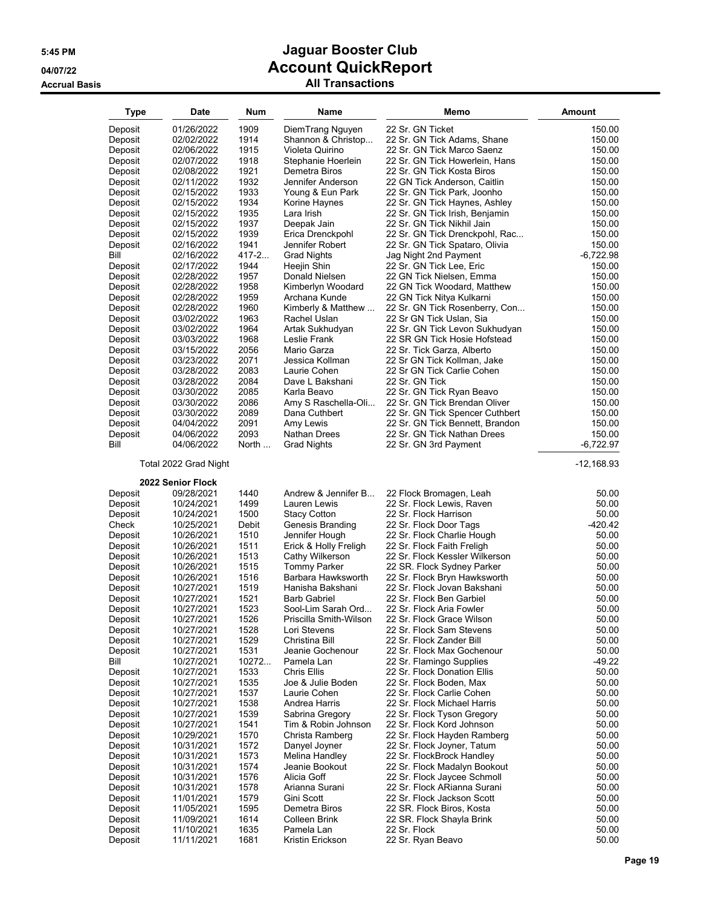# Jaguar Booster Club
## Account QuickReport
### All Transactions

5:45 PM
04/07/22
Accrual Basis

| Type | Date | Num | Name | Memo | Amount |
|---|---|---|---|---|---|
| Deposit | 01/26/2022 | 1909 | DiemTrang Nguyen | 22 Sr. GN Ticket | 150.00 |
| Deposit | 02/02/2022 | 1914 | Shannon & Christop... | 22 Sr. GN Tick Adams, Shane | 150.00 |
| Deposit | 02/06/2022 | 1915 | Violeta Quirino | 22 Sr. GN Tick Marco Saenz | 150.00 |
| Deposit | 02/07/2022 | 1918 | Stephanie Hoerlein | 22 Sr. GN Tick Howerlein, Hans | 150.00 |
| Deposit | 02/08/2022 | 1921 | Demetra Biros | 22 Sr. GN Tick Kosta Biros | 150.00 |
| Deposit | 02/11/2022 | 1932 | Jennifer Anderson | 22 GN Tick Anderson, Caitlin | 150.00 |
| Deposit | 02/15/2022 | 1933 | Young & Eun Park | 22 Sr. GN Tick Park, Joonho | 150.00 |
| Deposit | 02/15/2022 | 1934 | Korine Haynes | 22 Sr. GN Tick Haynes, Ashley | 150.00 |
| Deposit | 02/15/2022 | 1935 | Lara Irish | 22 Sr. GN Tick Irish, Benjamin | 150.00 |
| Deposit | 02/15/2022 | 1937 | Deepak Jain | 22 Sr. GN Tick Nikhil Jain | 150.00 |
| Deposit | 02/15/2022 | 1939 | Erica Drenckpohl | 22 Sr. GN Tick Drenckpohl, Rac... | 150.00 |
| Deposit | 02/16/2022 | 1941 | Jennifer Robert | 22 Sr. GN Tick Spataro, Olivia | 150.00 |
| Bill | 02/16/2022 | 417-2... | Grad Nights | Jag Night 2nd Payment | -6,722.98 |
| Deposit | 02/17/2022 | 1944 | Heejin Shin | 22 Sr. GN Tick Lee, Eric | 150.00 |
| Deposit | 02/28/2022 | 1957 | Donald Nielsen | 22 GN Tick Nielsen, Emma | 150.00 |
| Deposit | 02/28/2022 | 1958 | Kimberlyn Woodard | 22 GN Tick Woodard, Matthew | 150.00 |
| Deposit | 02/28/2022 | 1959 | Archana Kunde | 22 GN Tick Nitya Kulkarni | 150.00 |
| Deposit | 02/28/2022 | 1960 | Kimberly & Matthew ... | 22 Sr. GN Tick Rosenberry, Con... | 150.00 |
| Deposit | 03/02/2022 | 1963 | Rachel Uslan | 22 Sr GN Tick Uslan, Sia | 150.00 |
| Deposit | 03/02/2022 | 1964 | Artak Sukhudyan | 22 Sr. GN Tick Levon Sukhudyan | 150.00 |
| Deposit | 03/03/2022 | 1968 | Leslie Frank | 22 SR GN Tick Hosie Hofstead | 150.00 |
| Deposit | 03/15/2022 | 2056 | Mario Garza | 22 Sr. Tick Garza, Alberto | 150.00 |
| Deposit | 03/23/2022 | 2071 | Jessica Kollman | 22 Sr GN Tick Kollman, Jake | 150.00 |
| Deposit | 03/28/2022 | 2083 | Laurie Cohen | 22 Sr GN Tick Carlie Cohen | 150.00 |
| Deposit | 03/28/2022 | 2084 | Dave L Bakshani | 22 Sr. GN Tick | 150.00 |
| Deposit | 03/30/2022 | 2085 | Karla Beavo | 22 Sr. GN Tick Ryan Beavo | 150.00 |
| Deposit | 03/30/2022 | 2086 | Amy S Raschella-Oli... | 22 Sr. GN Tick Brendan Oliver | 150.00 |
| Deposit | 03/30/2022 | 2089 | Dana Cuthbert | 22 Sr. GN Tick Spencer Cuthbert | 150.00 |
| Deposit | 04/04/2022 | 2091 | Amy Lewis | 22 Sr. GN Tick Bennett, Brandon | 150.00 |
| Deposit | 04/06/2022 | 2093 | Nathan Drees | 22 Sr. GN Tick Nathan Drees | 150.00 |
| Bill | 04/06/2022 | North ... | Grad Nights | 22 Sr. GN 3rd Payment | -6,722.97 |
| Total 2022 Grad Night | | | | | -12,168.93 |
| **2022 Senior Flock** | | | | | |
| Deposit | 09/28/2021 | 1440 | Andrew & Jennifer B... | 22 Flock Bromagen, Leah | 50.00 |
| Deposit | 10/24/2021 | 1499 | Lauren Lewis | 22 Sr. Flock Lewis, Raven | 50.00 |
| Deposit | 10/24/2021 | 1500 | Stacy Cotton | 22 Sr. Flock Harrison | 50.00 |
| Check | 10/25/2021 | Debit | Genesis Branding | 22 Sr. Flock Door Tags | -420.42 |
| Deposit | 10/26/2021 | 1510 | Jennifer Hough | 22 Sr. Flock Charlie Hough | 50.00 |
| Deposit | 10/26/2021 | 1511 | Erick & Holly Freligh | 22 Sr. Flock Faith Freligh | 50.00 |
| Deposit | 10/26/2021 | 1513 | Cathy Wilkerson | 22 Sr. Flock Kessler Wilkerson | 50.00 |
| Deposit | 10/26/2021 | 1515 | Tommy Parker | 22 SR. Flock Sydney Parker | 50.00 |
| Deposit | 10/26/2021 | 1516 | Barbara Hawksworth | 22 Sr. Flock Bryn Hawksworth | 50.00 |
| Deposit | 10/27/2021 | 1519 | Hanisha Bakshani | 22 Sr. Flock Jovan Bakshani | 50.00 |
| Deposit | 10/27/2021 | 1521 | Barb Gabriel | 22 Sr. Flock Ben Garbiel | 50.00 |
| Deposit | 10/27/2021 | 1523 | Sool-Lim Sarah Ord... | 22 Sr. Flock Aria Fowler | 50.00 |
| Deposit | 10/27/2021 | 1526 | Priscilla Smith-Wilson | 22 Sr. Flock Grace Wilson | 50.00 |
| Deposit | 10/27/2021 | 1528 | Lori Stevens | 22 Sr. Flock Sam Stevens | 50.00 |
| Deposit | 10/27/2021 | 1529 | Christina Bill | 22 Sr. Flock Zander Bill | 50.00 |
| Deposit | 10/27/2021 | 1531 | Jeanie Gochenour | 22 Sr. Flock Max Gochenour | 50.00 |
| Bill | 10/27/2021 | 10272... | Pamela Lan | 22 Sr. Flamingo Supplies | -49.22 |
| Deposit | 10/27/2021 | 1533 | Chris Ellis | 22 Sr. Flock Donation Ellis | 50.00 |
| Deposit | 10/27/2021 | 1535 | Joe & Julie Boden | 22 Sr. Flock Boden, Max | 50.00 |
| Deposit | 10/27/2021 | 1537 | Laurie Cohen | 22 Sr. Flock Carlie Cohen | 50.00 |
| Deposit | 10/27/2021 | 1538 | Andrea Harris | 22 Sr. Flock Michael Harris | 50.00 |
| Deposit | 10/27/2021 | 1539 | Sabrina Gregory | 22 Sr. Flock Tyson Gregory | 50.00 |
| Deposit | 10/27/2021 | 1541 | Tim & Robin Johnson | 22 Sr. Flock Kord Johnson | 50.00 |
| Deposit | 10/29/2021 | 1570 | Christa Ramberg | 22 Sr. Flock Hayden Ramberg | 50.00 |
| Deposit | 10/31/2021 | 1572 | Danyel Joyner | 22 Sr. Flock Joyner, Tatum | 50.00 |
| Deposit | 10/31/2021 | 1573 | Melina Handley | 22 Sr. FlockBrock Handley | 50.00 |
| Deposit | 10/31/2021 | 1574 | Jeanie Bookout | 22 Sr. Flock Madalyn Bookout | 50.00 |
| Deposit | 10/31/2021 | 1576 | Alicia Goff | 22 Sr. Flock Jaycee Schmoll | 50.00 |
| Deposit | 10/31/2021 | 1578 | Arianna Surani | 22 Sr. Flock ARianna Surani | 50.00 |
| Deposit | 11/01/2021 | 1579 | Gini Scott | 22 Sr. Flock Jackson Scott | 50.00 |
| Deposit | 11/05/2021 | 1595 | Demetra Biros | 22 SR. Flock Biros, Kosta | 50.00 |
| Deposit | 11/09/2021 | 1614 | Colleen Brink | 22 SR. Flock Shayla Brink | 50.00 |
| Deposit | 11/10/2021 | 1635 | Pamela Lan | 22 Sr. Flock | 50.00 |
| Deposit | 11/11/2021 | 1681 | Kristin Erickson | 22 Sr. Ryan Beavo | 50.00 |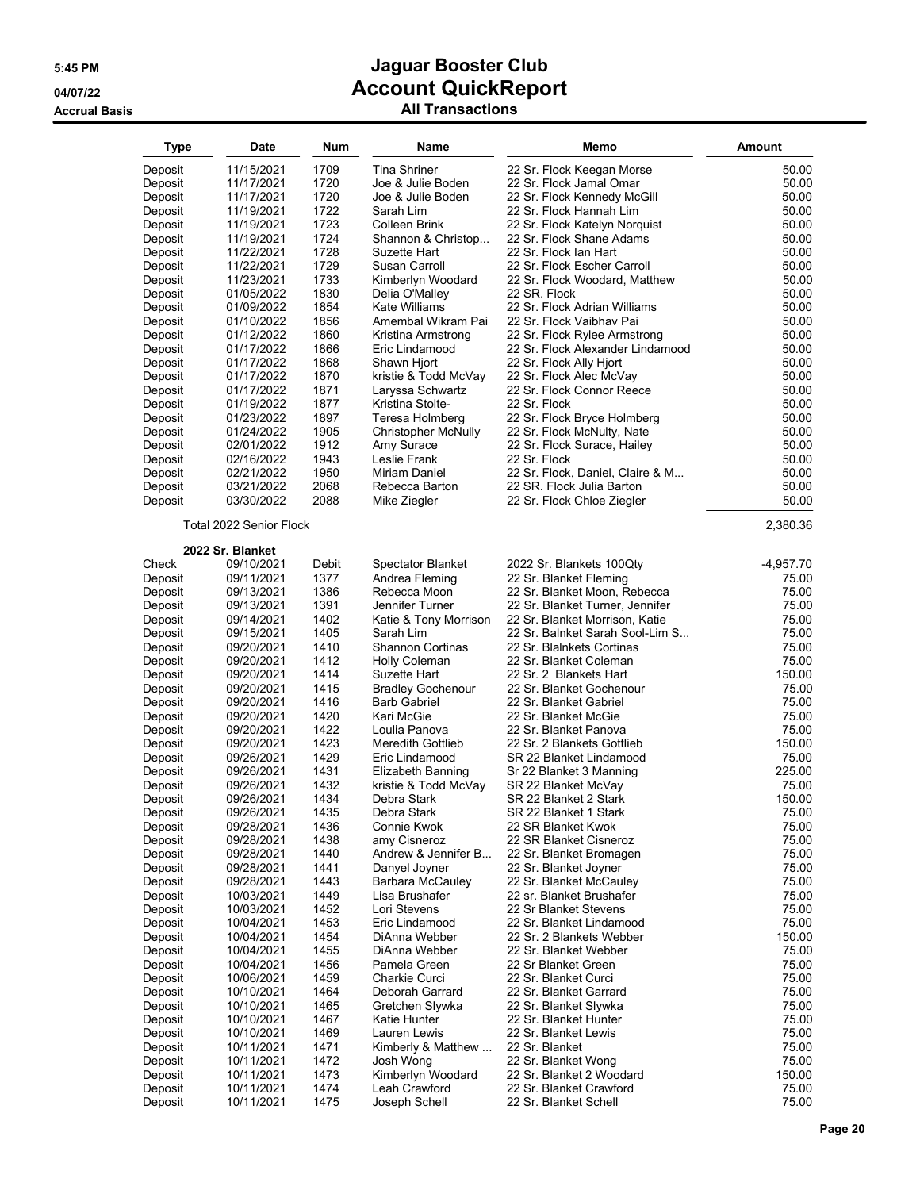# Jaguar Booster Club

## Account QuickReport

### All Transactions

5:45 PM
04/07/22
Accrual Basis

| Type | Date | Num | Name | Memo | Amount |
|---|---|---|---|---|---|
| Deposit | 11/15/2021 | 1709 | Tina Shriner | 22 Sr. Flock Keegan Morse | 50.00 |
| Deposit | 11/17/2021 | 1720 | Joe & Julie Boden | 22 Sr. Flock Jamal Omar | 50.00 |
| Deposit | 11/17/2021 | 1720 | Joe & Julie Boden | 22 Sr. Flock Kennedy McGill | 50.00 |
| Deposit | 11/19/2021 | 1722 | Sarah Lim | 22 Sr. Flock Hannah Lim | 50.00 |
| Deposit | 11/19/2021 | 1723 | Colleen Brink | 22 Sr. Flock Katelyn Norquist | 50.00 |
| Deposit | 11/19/2021 | 1724 | Shannon & Christop... | 22 Sr. Flock Shane Adams | 50.00 |
| Deposit | 11/22/2021 | 1728 | Suzette Hart | 22 Sr. Flock Ian Hart | 50.00 |
| Deposit | 11/22/2021 | 1729 | Susan Carroll | 22 Sr. Flock Escher Carroll | 50.00 |
| Deposit | 11/23/2021 | 1733 | Kimberlyn Woodard | 22 Sr. Flock Woodard, Matthew | 50.00 |
| Deposit | 01/05/2022 | 1830 | Delia O'Malley | 22 SR. Flock | 50.00 |
| Deposit | 01/09/2022 | 1854 | Kate Williams | 22 Sr. Flock Adrian Williams | 50.00 |
| Deposit | 01/10/2022 | 1856 | Amembal Wikram Pai | 22 Sr. Flock Vaibhav Pai | 50.00 |
| Deposit | 01/12/2022 | 1860 | Kristina Armstrong | 22 Sr. Flock Rylee Armstrong | 50.00 |
| Deposit | 01/17/2022 | 1866 | Eric Lindamood | 22 Sr. Flock Alexander Lindamood | 50.00 |
| Deposit | 01/17/2022 | 1868 | Shawn Hjort | 22 Sr. Flock Ally Hjort | 50.00 |
| Deposit | 01/17/2022 | 1870 | kristie & Todd McVay | 22 Sr. Flock Alec McVay | 50.00 |
| Deposit | 01/17/2022 | 1871 | Laryssa Schwartz | 22 Sr. Flock Connor Reece | 50.00 |
| Deposit | 01/19/2022 | 1877 | Kristina Stolte- | 22 Sr. Flock | 50.00 |
| Deposit | 01/23/2022 | 1897 | Teresa Holmberg | 22 Sr. Flock Bryce Holmberg | 50.00 |
| Deposit | 01/24/2022 | 1905 | Christopher McNully | 22 Sr. Flock McNulty, Nate | 50.00 |
| Deposit | 02/01/2022 | 1912 | Amy Surace | 22 Sr. Flock Surace, Hailey | 50.00 |
| Deposit | 02/16/2022 | 1943 | Leslie Frank | 22 Sr. Flock | 50.00 |
| Deposit | 02/21/2022 | 1950 | Miriam Daniel | 22 Sr. Flock, Daniel, Claire & M... | 50.00 |
| Deposit | 03/21/2022 | 2068 | Rebecca Barton | 22 SR. Flock Julia Barton | 50.00 |
| Deposit | 03/30/2022 | 2088 | Mike Ziegler | 22 Sr. Flock Chloe Ziegler | 50.00 |
| Total 2022 Senior Flock | | | | | 2,380.36 |
| **2022 Sr. Blanket** | | | | | |
| Check | 09/10/2021 | Debit | Spectator Blanket | 2022 Sr. Blankets 100Qty | -4,957.70 |
| Deposit | 09/11/2021 | 1377 | Andrea Fleming | 22 Sr. Blanket Fleming | 75.00 |
| Deposit | 09/13/2021 | 1386 | Rebecca Moon | 22 Sr. Blanket Moon, Rebecca | 75.00 |
| Deposit | 09/13/2021 | 1391 | Jennifer Turner | 22 Sr. Blanket Turner, Jennifer | 75.00 |
| Deposit | 09/14/2021 | 1402 | Katie & Tony Morrison | 22 Sr. Blanket Morrison, Katie | 75.00 |
| Deposit | 09/15/2021 | 1405 | Sarah Lim | 22 Sr. Balnket Sarah Sool-Lim S... | 75.00 |
| Deposit | 09/20/2021 | 1410 | Shannon Cortinas | 22 Sr. Blalnkets Cortinas | 75.00 |
| Deposit | 09/20/2021 | 1412 | Holly Coleman | 22 Sr. Blanket Coleman | 75.00 |
| Deposit | 09/20/2021 | 1414 | Suzette Hart | 22 Sr. 2 Blankets Hart | 150.00 |
| Deposit | 09/20/2021 | 1415 | Bradley Gochenour | 22 Sr. Blanket Gochenour | 75.00 |
| Deposit | 09/20/2021 | 1416 | Barb Gabriel | 22 Sr. Blanket Gabriel | 75.00 |
| Deposit | 09/20/2021 | 1420 | Kari McGie | 22 Sr. Blanket McGie | 75.00 |
| Deposit | 09/20/2021 | 1422 | Loulia Panova | 22 Sr. Blanket Panova | 75.00 |
| Deposit | 09/20/2021 | 1423 | Meredith Gottlieb | 22 Sr. 2 Blankets Gottlieb | 150.00 |
| Deposit | 09/26/2021 | 1429 | Eric Lindamood | SR 22 Blanket Lindamood | 75.00 |
| Deposit | 09/26/2021 | 1431 | Elizabeth Banning | Sr 22 Blanket 3 Manning | 225.00 |
| Deposit | 09/26/2021 | 1432 | kristie & Todd McVay | SR 22 Blanket McVay | 75.00 |
| Deposit | 09/26/2021 | 1434 | Debra Stark | SR 22 Blanket 2 Stark | 150.00 |
| Deposit | 09/26/2021 | 1435 | Debra Stark | SR 22 Blanket 1 Stark | 75.00 |
| Deposit | 09/28/2021 | 1436 | Connie Kwok | 22 SR Blanket Kwok | 75.00 |
| Deposit | 09/28/2021 | 1438 | amy Cisneroz | 22 SR Blanket Cisneroz | 75.00 |
| Deposit | 09/28/2021 | 1440 | Andrew & Jennifer B... | 22 Sr. Blanket Bromagen | 75.00 |
| Deposit | 09/28/2021 | 1441 | Danyel Joyner | 22 Sr. Blanket Joyner | 75.00 |
| Deposit | 09/28/2021 | 1443 | Barbara McCauley | 22 Sr. Blanket McCauley | 75.00 |
| Deposit | 10/03/2021 | 1449 | Lisa Brushafer | 22 sr. Blanket Brushafer | 75.00 |
| Deposit | 10/03/2021 | 1452 | Lori Stevens | 22 Sr Blanket Stevens | 75.00 |
| Deposit | 10/04/2021 | 1453 | Eric Lindamood | 22 Sr. Blanket Lindamood | 75.00 |
| Deposit | 10/04/2021 | 1454 | DiAnna Webber | 22 Sr. 2 Blankets Webber | 150.00 |
| Deposit | 10/04/2021 | 1455 | DiAnna Webber | 22 Sr. Blanket Webber | 75.00 |
| Deposit | 10/04/2021 | 1456 | Pamela Green | 22 Sr Blanket Green | 75.00 |
| Deposit | 10/06/2021 | 1459 | Charkie Curci | 22 Sr. Blanket Curci | 75.00 |
| Deposit | 10/10/2021 | 1464 | Deborah Garrard | 22 Sr. Blanket Garrard | 75.00 |
| Deposit | 10/10/2021 | 1465 | Gretchen Slywka | 22 Sr. Blanket Slywka | 75.00 |
| Deposit | 10/10/2021 | 1467 | Katie Hunter | 22 Sr. Blanket Hunter | 75.00 |
| Deposit | 10/10/2021 | 1469 | Lauren Lewis | 22 Sr. Blanket Lewis | 75.00 |
| Deposit | 10/11/2021 | 1471 | Kimberly & Matthew ... | 22 Sr. Blanket | 75.00 |
| Deposit | 10/11/2021 | 1472 | Josh Wong | 22 Sr. Blanket Wong | 75.00 |
| Deposit | 10/11/2021 | 1473 | Kimberlyn Woodard | 22 Sr. Blanket 2 Woodard | 150.00 |
| Deposit | 10/11/2021 | 1474 | Leah Crawford | 22 Sr. Blanket Crawford | 75.00 |
| Deposit | 10/11/2021 | 1475 | Joseph Schell | 22 Sr. Blanket Schell | 75.00 |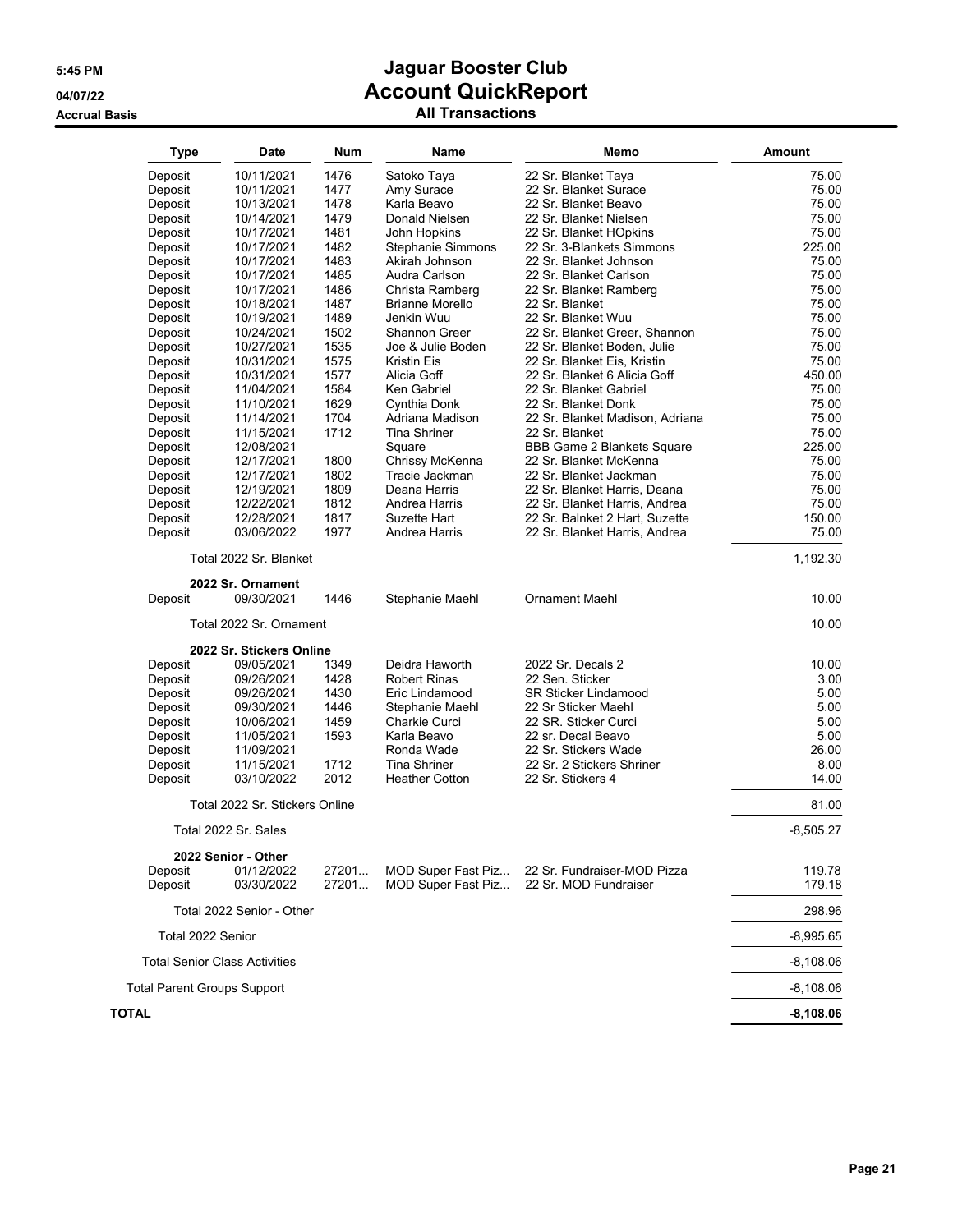# Jaguar Booster Club

## Account QuickReport

### All Transactions

5:45 PM
04/07/22
Accrual Basis

| Type | Date | Num | Name | Memo | Amount |
|---|---|---|---|---|---|
| Deposit | 10/11/2021 | 1476 | Satoko Taya | 22 Sr. Blanket Taya | 75.00 |
| Deposit | 10/11/2021 | 1477 | Amy Surace | 22 Sr. Blanket Surace | 75.00 |
| Deposit | 10/13/2021 | 1478 | Karla Beavo | 22 Sr. Blanket Beavo | 75.00 |
| Deposit | 10/14/2021 | 1479 | Donald Nielsen | 22 Sr. Blanket Nielsen | 75.00 |
| Deposit | 10/17/2021 | 1481 | John Hopkins | 22 Sr. Blanket HOpkins | 75.00 |
| Deposit | 10/17/2021 | 1482 | Stephanie Simmons | 22 Sr. 3-Blankets Simmons | 225.00 |
| Deposit | 10/17/2021 | 1483 | Akirah Johnson | 22 Sr. Blanket Johnson | 75.00 |
| Deposit | 10/17/2021 | 1485 | Audra Carlson | 22 Sr. Blanket Carlson | 75.00 |
| Deposit | 10/17/2021 | 1486 | Christa Ramberg | 22 Sr. Blanket Ramberg | 75.00 |
| Deposit | 10/18/2021 | 1487 | Brianne Morello | 22 Sr. Blanket | 75.00 |
| Deposit | 10/19/2021 | 1489 | Jenkin Wuu | 22 Sr. Blanket Wuu | 75.00 |
| Deposit | 10/24/2021 | 1502 | Shannon Greer | 22 Sr. Blanket Greer, Shannon | 75.00 |
| Deposit | 10/27/2021 | 1535 | Joe & Julie Boden | 22 Sr. Blanket Boden, Julie | 75.00 |
| Deposit | 10/31/2021 | 1575 | Kristin Eis | 22 Sr. Blanket Eis, Kristin | 75.00 |
| Deposit | 10/31/2021 | 1577 | Alicia Goff | 22 Sr. Blanket 6 Alicia Goff | 450.00 |
| Deposit | 11/04/2021 | 1584 | Ken Gabriel | 22 Sr. Blanket Gabriel | 75.00 |
| Deposit | 11/10/2021 | 1629 | Cynthia Donk | 22 Sr. Blanket Donk | 75.00 |
| Deposit | 11/14/2021 | 1704 | Adriana Madison | 22 Sr. Blanket Madison, Adriana | 75.00 |
| Deposit | 11/15/2021 | 1712 | Tina Shriner | 22 Sr. Blanket | 75.00 |
| Deposit | 12/08/2021 | | Square | BBB Game 2 Blankets Square | 225.00 |
| Deposit | 12/17/2021 | 1800 | Chrissy McKenna | 22 Sr. Blanket McKenna | 75.00 |
| Deposit | 12/17/2021 | 1802 | Tracie Jackman | 22 Sr. Blanket Jackman | 75.00 |
| Deposit | 12/19/2021 | 1809 | Deana Harris | 22 Sr. Blanket Harris, Deana | 75.00 |
| Deposit | 12/22/2021 | 1812 | Andrea Harris | 22 Sr. Blanket Harris, Andrea | 75.00 |
| Deposit | 12/28/2021 | 1817 | Suzette Hart | 22 Sr. Balnket 2 Hart, Suzette | 150.00 |
| Deposit | 03/06/2022 | 1977 | Andrea Harris | 22 Sr. Blanket Harris, Andrea | 75.00 |
| Total 2022 Sr. Blanket | | | | | 1,192.30 |
| **2022 Sr. Ornament** | | | | | |
| Deposit | 09/30/2021 | 1446 | Stephanie Maehl | Ornament Maehl | 10.00 |
| Total 2022 Sr. Ornament | | | | | 10.00 |
| **2022 Sr. Stickers Online** | | | | | |
| Deposit | 09/05/2021 | 1349 | Deidra Haworth | 2022 Sr. Decals 2 | 10.00 |
| Deposit | 09/26/2021 | 1428 | Robert Rinas | 22 Sen. Sticker | 3.00 |
| Deposit | 09/26/2021 | 1430 | Eric Lindamood | SR Sticker Lindamood | 5.00 |
| Deposit | 09/30/2021 | 1446 | Stephanie Maehl | 22 Sr Sticker Maehl | 5.00 |
| Deposit | 10/06/2021 | 1459 | Charkie Curci | 22 SR. Sticker Curci | 5.00 |
| Deposit | 11/05/2021 | 1593 | Karla Beavo | 22 sr. Decal Beavo | 5.00 |
| Deposit | 11/09/2021 | | Ronda Wade | 22 Sr. Stickers Wade | 26.00 |
| Deposit | 11/15/2021 | 1712 | Tina Shriner | 22 Sr. 2 Stickers Shriner | 8.00 |
| Deposit | 03/10/2022 | 2012 | Heather Cotton | 22 Sr. Stickers 4 | 14.00 |
| Total 2022 Sr. Stickers Online | | | | | 81.00 |
| Total 2022 Sr. Sales | | | | | -8,505.27 |
| **2022 Senior - Other** | | | | | |
| Deposit | 01/12/2022 | 27201... | MOD Super Fast Piz... | 22 Sr. Fundraiser-MOD Pizza | 119.78 |
| Deposit | 03/30/2022 | 27201... | MOD Super Fast Piz... | 22 Sr. MOD Fundraiser | 179.18 |
| Total 2022 Senior - Other | | | | | 298.96 |
| Total 2022 Senior | | | | | -8,995.65 |
| Total Senior Class Activities | | | | | -8,108.06 |
| Total Parent Groups Support | | | | | -8,108.06 |
| **TOTAL** | | | | | **-8,108.06** |